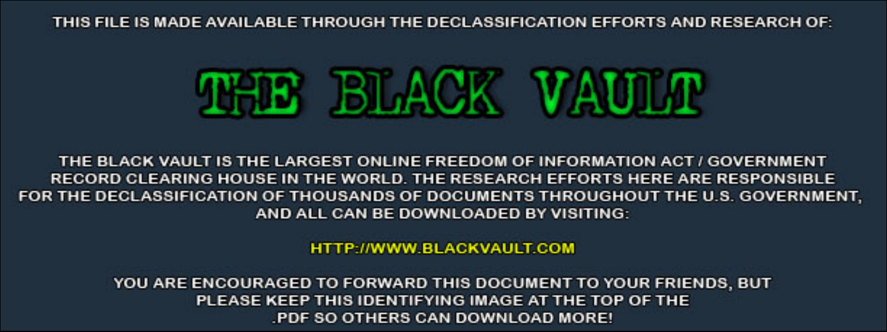THIS FILE IS MADE AVAILABLE THROUGH THE DECLASSIFICATION EFFORTS AND RESEARCH OF:

# THE BLACK VAULT

THE BLACK VAULT IS THE LARGEST ONLINE FREEDOM OF INFORMATION ACT / GOVERNMENT RECORD CLEARING HOUSE IN THE WORLD. THE RESEARCH EFFORTS HERE ARE RESPONSIBLE FOR THE DECLASSIFICATION OF THOUSANDS OF DOCUMENTS THROUGHOUT THE U.S. GOVERNMENT, AND ALL CAN BE DOWNLOADED BY VISITING:

HTTP://WWW.BLACKVAULT.COM

YOU ARE ENCOURAGED TO FORWARD THIS DOCUMENT TO YOUR FRIENDS, BUT PLEASE KEEP THIS IDENTIFYING IMAGE AT THE TOP OF THE .PDF SO OTHERS CAN DOWNLOAD MORE!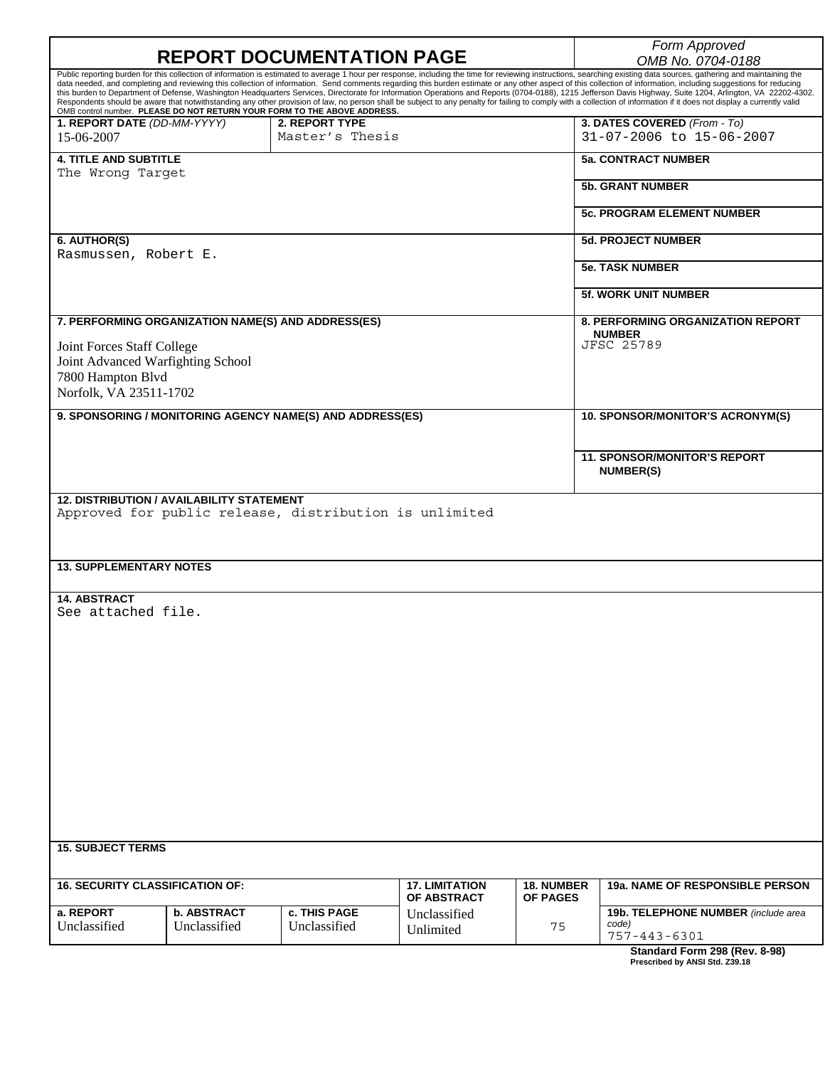# REPORT DOCUMENTATION PAGE

*Form Approved*
*OMB No. 0704-0188*

Public reporting burden for this collection of information is estimated to average 1 hour per response, including the time for reviewing instructions, searching existing data sources, gathering and maintaining the data needed, and completing and reviewing this collection of information. Send comments regarding this burden estimate or any other aspect of this collection of information, including suggestions for reducing this burden to Department of Defense, Washington Headquarters Services, Directorate for Information Operations and Reports (0704-0188), 1215 Jefferson Davis Highway, Suite 1204, Arlington, VA 22202-4302. Respondents should be aware that notwithstanding any other provision of law, no person shall be subject to any penalty for failing to comply with a collection of information if it does not display a currently valid OMB control number. **PLEASE DO NOT RETURN YOUR FORM TO THE ABOVE ADDRESS.**

| **1. REPORT DATE** *(DD-MM-YYYY)* | **2. REPORT TYPE** | **3. DATES COVERED** *(From - To)* |
|---|---|---|
| 15-06-2007 | Master's Thesis | 31-07-2006 to 15-06-2007 |

**4. TITLE AND SUBTITLE**
The Wrong Target

**5a. CONTRACT NUMBER**

**5b. GRANT NUMBER**

**5c. PROGRAM ELEMENT NUMBER**

**6. AUTHOR(S)**
Rasmussen, Robert E.

**5d. PROJECT NUMBER**

**5e. TASK NUMBER**

**5f. WORK UNIT NUMBER**

**7. PERFORMING ORGANIZATION NAME(S) AND ADDRESS(ES)**

Joint Forces Staff College
Joint Advanced Warfighting School
7800 Hampton Blvd
Norfolk, VA 23511-1702

**8. PERFORMING ORGANIZATION REPORT NUMBER**
JFSC 25789

**9. SPONSORING / MONITORING AGENCY NAME(S) AND ADDRESS(ES)**

**10. SPONSOR/MONITOR'S ACRONYM(S)**

**11. SPONSOR/MONITOR'S REPORT NUMBER(S)**

**12. DISTRIBUTION / AVAILABILITY STATEMENT**
Approved for public release, distribution is unlimited

**13. SUPPLEMENTARY NOTES**

**14. ABSTRACT**
See attached file.

**15. SUBJECT TERMS**

| **16. SECURITY CLASSIFICATION OF:** | | | **17. LIMITATION OF ABSTRACT** | **18. NUMBER OF PAGES** | **19a. NAME OF RESPONSIBLE PERSON** |
|---|---|---|---|---|---|
| **a. REPORT** | **b. ABSTRACT** | **c. THIS PAGE** | | | **19b. TELEPHONE NUMBER** *(include area code)* |
| Unclassified | Unclassified | Unclassified | Unclassified Unlimited | 75 | 757-443-6301 |

**Standard Form 298 (Rev. 8-98)**
**Prescribed by ANSI Std. Z39.18**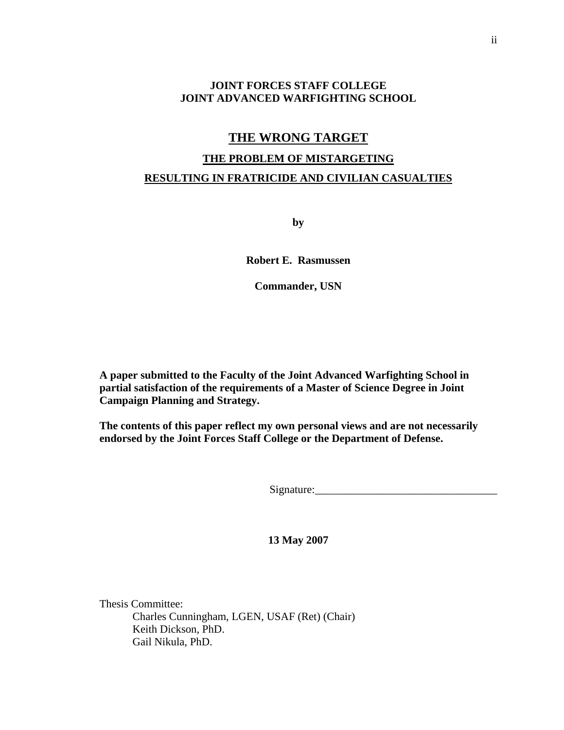**JOINT FORCES STAFF COLLEGE**
**JOINT ADVANCED WARFIGHTING SCHOOL**

# THE WRONG TARGET

## THE PROBLEM OF MISTARGETING

## RESULTING IN FRATRICIDE AND CIVILIAN CASUALTIES

**by**

**Robert E. Rasmussen**

**Commander, USN**

**A paper submitted to the Faculty of the Joint Advanced Warfighting School in partial satisfaction of the requirements of a Master of Science Degree in Joint Campaign Planning and Strategy.**

**The contents of this paper reflect my own personal views and are not necessarily endorsed by the Joint Forces Staff College or the Department of Defense.**

Signature:_________________________________

**13 May 2007**

Thesis Committee:
- Charles Cunningham, LGEN, USAF (Ret) (Chair)
- Keith Dickson, PhD.
- Gail Nikula, PhD.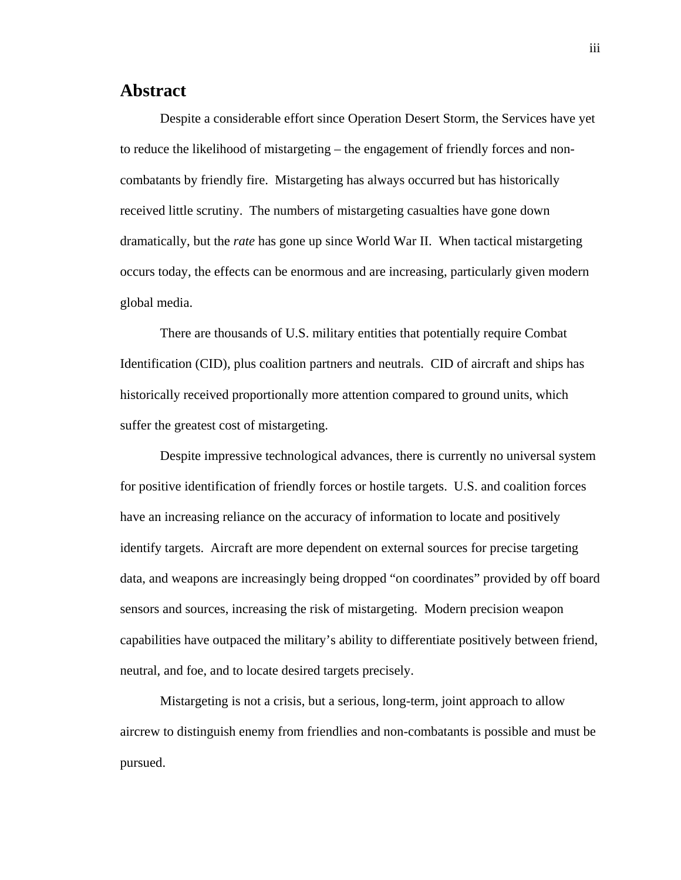## Abstract

Despite a considerable effort since Operation Desert Storm, the Services have yet to reduce the likelihood of mistargeting – the engagement of friendly forces and non-combatants by friendly fire. Mistargeting has always occurred but has historically received little scrutiny. The numbers of mistargeting casualties have gone down dramatically, but the *rate* has gone up since World War II. When tactical mistargeting occurs today, the effects can be enormous and are increasing, particularly given modern global media.

There are thousands of U.S. military entities that potentially require Combat Identification (CID), plus coalition partners and neutrals. CID of aircraft and ships has historically received proportionally more attention compared to ground units, which suffer the greatest cost of mistargeting.

Despite impressive technological advances, there is currently no universal system for positive identification of friendly forces or hostile targets. U.S. and coalition forces have an increasing reliance on the accuracy of information to locate and positively identify targets. Aircraft are more dependent on external sources for precise targeting data, and weapons are increasingly being dropped "on coordinates" provided by off board sensors and sources, increasing the risk of mistargeting. Modern precision weapon capabilities have outpaced the military's ability to differentiate positively between friend, neutral, and foe, and to locate desired targets precisely.

Mistargeting is not a crisis, but a serious, long-term, joint approach to allow aircrew to distinguish enemy from friendlies and non-combatants is possible and must be pursued.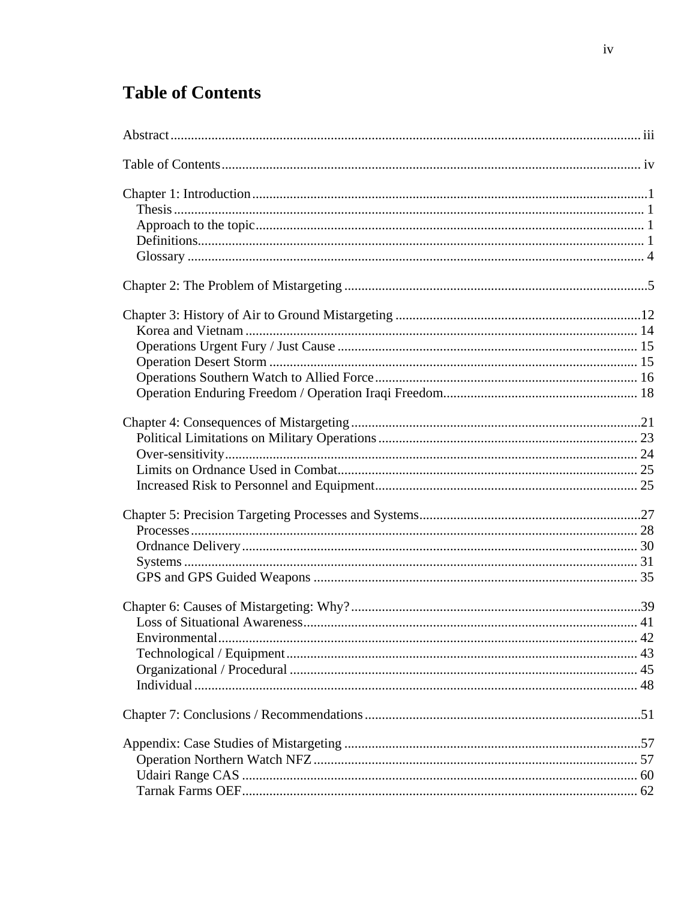# Table of Contents

Abstract ........ iii

Table of Contents ........ iv

Chapter 1: Introduction ........ 1
- Thesis ........ 1
- Approach to the topic ........ 1
- Definitions ........ 1
- Glossary ........ 4

Chapter 2: The Problem of Mistargeting ........ 5

Chapter 3: History of Air to Ground Mistargeting ........ 12
- Korea and Vietnam ........ 14
- Operations Urgent Fury / Just Cause ........ 15
- Operation Desert Storm ........ 15
- Operations Southern Watch to Allied Force ........ 16
- Operation Enduring Freedom / Operation Iraqi Freedom ........ 18

Chapter 4: Consequences of Mistargeting ........ 21
- Political Limitations on Military Operations ........ 23
- Over-sensitivity ........ 24
- Limits on Ordnance Used in Combat ........ 25
- Increased Risk to Personnel and Equipment ........ 25

Chapter 5: Precision Targeting Processes and Systems ........ 27
- Processes ........ 28
- Ordnance Delivery ........ 30
- Systems ........ 31
- GPS and GPS Guided Weapons ........ 35

Chapter 6: Causes of Mistargeting: Why? ........ 39
- Loss of Situational Awareness ........ 41
- Environmental ........ 42
- Technological / Equipment ........ 43
- Organizational / Procedural ........ 45
- Individual ........ 48

Chapter 7: Conclusions / Recommendations ........ 51

Appendix: Case Studies of Mistargeting ........ 57
- Operation Northern Watch NFZ ........ 57
- Udairi Range CAS ........ 60
- Tarnak Farms OEF ........ 62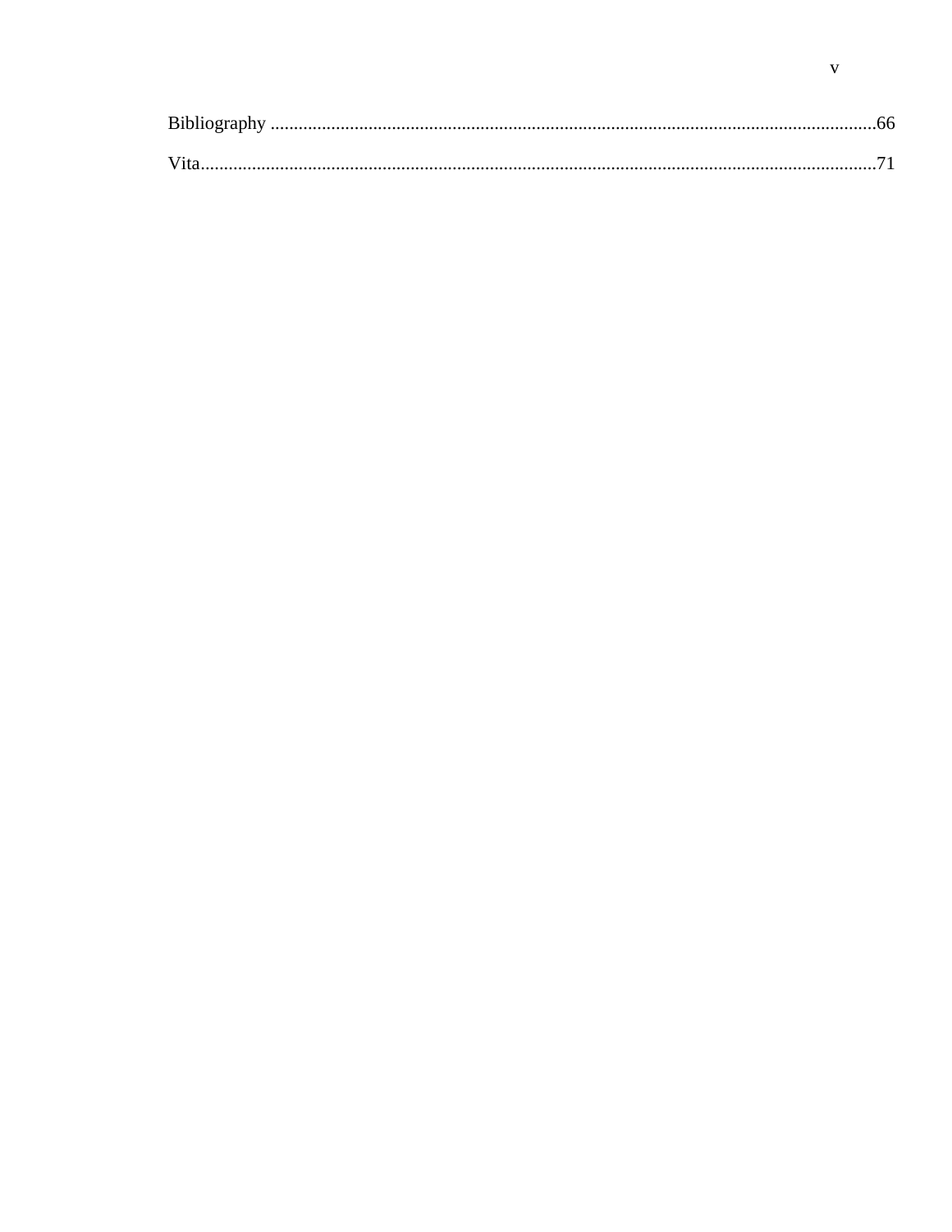Bibliography ....................................................................................................................................66

Vita...................................................................................................................................................71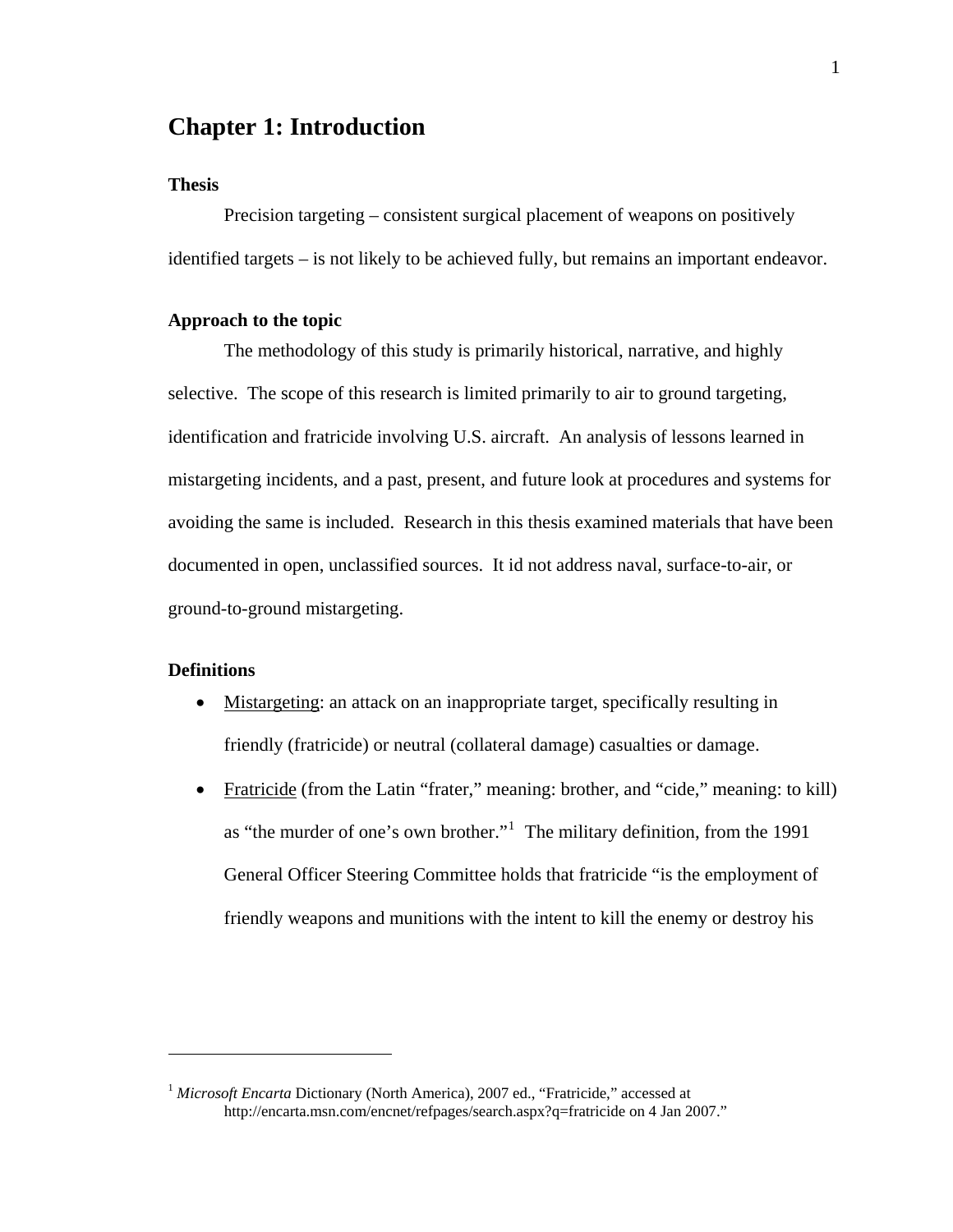# Chapter 1: Introduction

### Thesis

Precision targeting – consistent surgical placement of weapons on positively identified targets – is not likely to be achieved fully, but remains an important endeavor.

### Approach to the topic

The methodology of this study is primarily historical, narrative, and highly selective. The scope of this research is limited primarily to air to ground targeting, identification and fratricide involving U.S. aircraft. An analysis of lessons learned in mistargeting incidents, and a past, present, and future look at procedures and systems for avoiding the same is included. Research in this thesis examined materials that have been documented in open, unclassified sources. It id not address naval, surface-to-air, or ground-to-ground mistargeting.

### Definitions

- <u>Mistargeting</u>: an attack on an inappropriate target, specifically resulting in friendly (fratricide) or neutral (collateral damage) casualties or damage.
- <u>Fratricide</u> (from the Latin "frater," meaning: brother, and "cide," meaning: to kill) as "the murder of one's own brother."[1] The military definition, from the 1991 General Officer Steering Committee holds that fratricide "is the employment of friendly weapons and munitions with the intent to kill the enemy or destroy his

---

[1] *Microsoft Encarta* Dictionary (North America), 2007 ed., "Fratricide," accessed at http://encarta.msn.com/encnet/refpages/search.aspx?q=fratricide on 4 Jan 2007."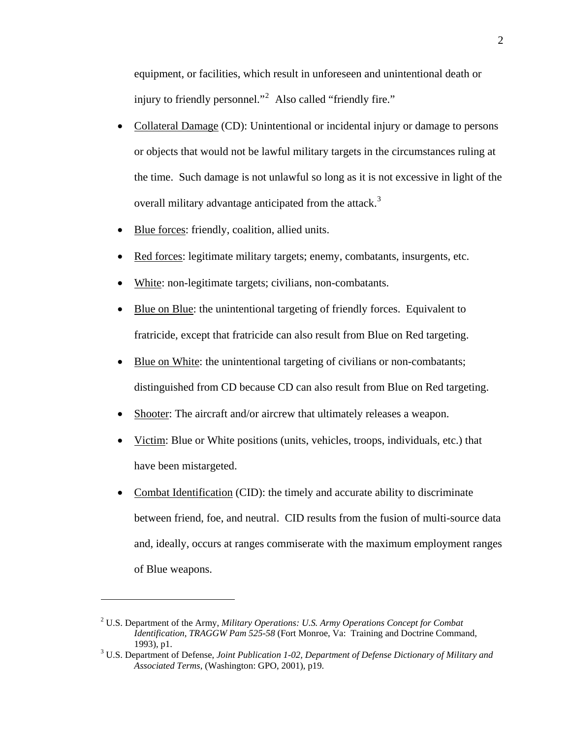equipment, or facilities, which result in unforeseen and unintentional death or injury to friendly personnel."[2] Also called "friendly fire."

- Collateral Damage (CD): Unintentional or incidental injury or damage to persons or objects that would not be lawful military targets in the circumstances ruling at the time. Such damage is not unlawful so long as it is not excessive in light of the overall military advantage anticipated from the attack.[3]
- Blue forces: friendly, coalition, allied units.
- Red forces: legitimate military targets; enemy, combatants, insurgents, etc.
- White: non-legitimate targets; civilians, non-combatants.
- Blue on Blue: the unintentional targeting of friendly forces. Equivalent to fratricide, except that fratricide can also result from Blue on Red targeting.
- Blue on White: the unintentional targeting of civilians or non-combatants; distinguished from CD because CD can also result from Blue on Red targeting.
- Shooter: The aircraft and/or aircrew that ultimately releases a weapon.
- Victim: Blue or White positions (units, vehicles, troops, individuals, etc.) that have been mistargeted.
- Combat Identification (CID): the timely and accurate ability to discriminate between friend, foe, and neutral. CID results from the fusion of multi-source data and, ideally, occurs at ranges commiserate with the maximum employment ranges of Blue weapons.

---

[2] U.S. Department of the Army, *Military Operations: U.S. Army Operations Concept for Combat Identification*, *TRAGGW Pam 525-58* (Fort Monroe, Va: Training and Doctrine Command, 1993), p1.

[3] U.S. Department of Defense, *Joint Publication 1-02, Department of Defense Dictionary of Military and Associated Terms*, (Washington: GPO, 2001), p19.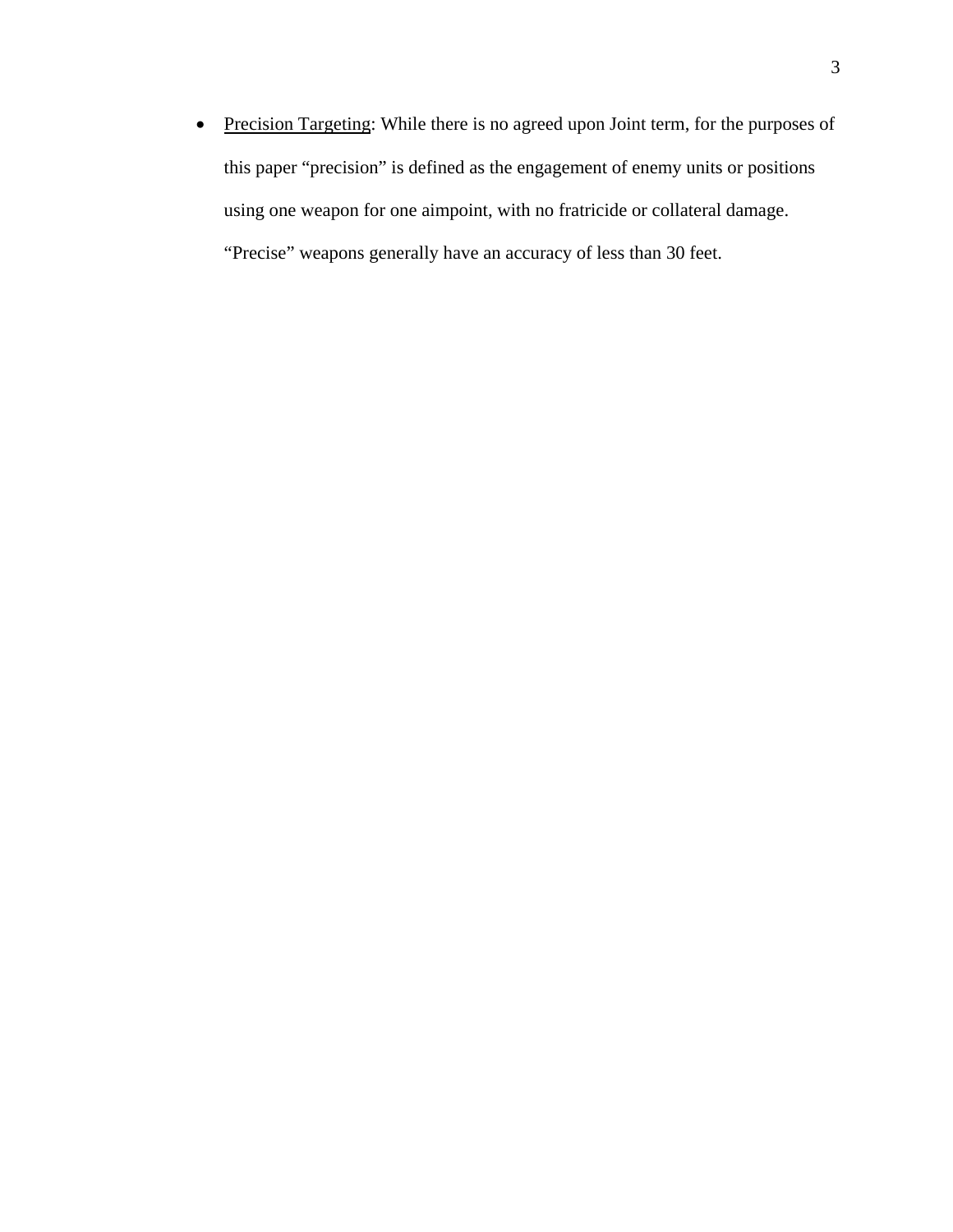- <u>Precision Targeting</u>: While there is no agreed upon Joint term, for the purposes of this paper "precision" is defined as the engagement of enemy units or positions using one weapon for one aimpoint, with no fratricide or collateral damage. "Precise" weapons generally have an accuracy of less than 30 feet.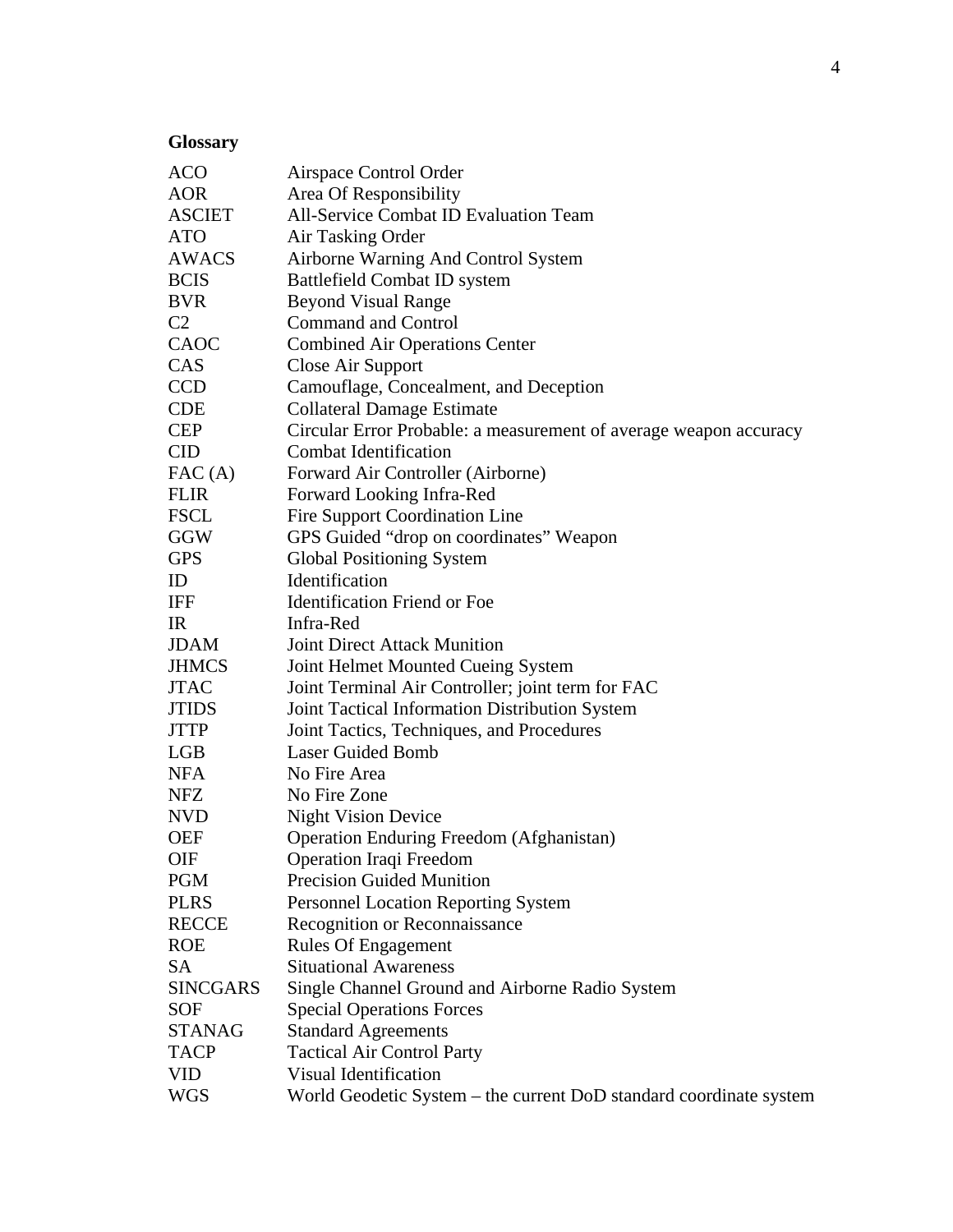**Glossary**

| | |
|---|---|
| ACO | Airspace Control Order |
| AOR | Area Of Responsibility |
| ASCIET | All-Service Combat ID Evaluation Team |
| ATO | Air Tasking Order |
| AWACS | Airborne Warning And Control System |
| BCIS | Battlefield Combat ID system |
| BVR | Beyond Visual Range |
| C2 | Command and Control |
| CAOC | Combined Air Operations Center |
| CAS | Close Air Support |
| CCD | Camouflage, Concealment, and Deception |
| CDE | Collateral Damage Estimate |
| CEP | Circular Error Probable: a measurement of average weapon accuracy |
| CID | Combat Identification |
| FAC (A) | Forward Air Controller (Airborne) |
| FLIR | Forward Looking Infra-Red |
| FSCL | Fire Support Coordination Line |
| GGW | GPS Guided "drop on coordinates" Weapon |
| GPS | Global Positioning System |
| ID | Identification |
| IFF | Identification Friend or Foe |
| IR | Infra-Red |
| JDAM | Joint Direct Attack Munition |
| JHMCS | Joint Helmet Mounted Cueing System |
| JTAC | Joint Terminal Air Controller; joint term for FAC |
| JTIDS | Joint Tactical Information Distribution System |
| JTTP | Joint Tactics, Techniques, and Procedures |
| LGB | Laser Guided Bomb |
| NFA | No Fire Area |
| NFZ | No Fire Zone |
| NVD | Night Vision Device |
| OEF | Operation Enduring Freedom (Afghanistan) |
| OIF | Operation Iraqi Freedom |
| PGM | Precision Guided Munition |
| PLRS | Personnel Location Reporting System |
| RECCE | Recognition or Reconnaissance |
| ROE | Rules Of Engagement |
| SA | Situational Awareness |
| SINCGARS | Single Channel Ground and Airborne Radio System |
| SOF | Special Operations Forces |
| STANAG | Standard Agreements |
| TACP | Tactical Air Control Party |
| VID | Visual Identification |
| WGS | World Geodetic System – the current DoD standard coordinate system |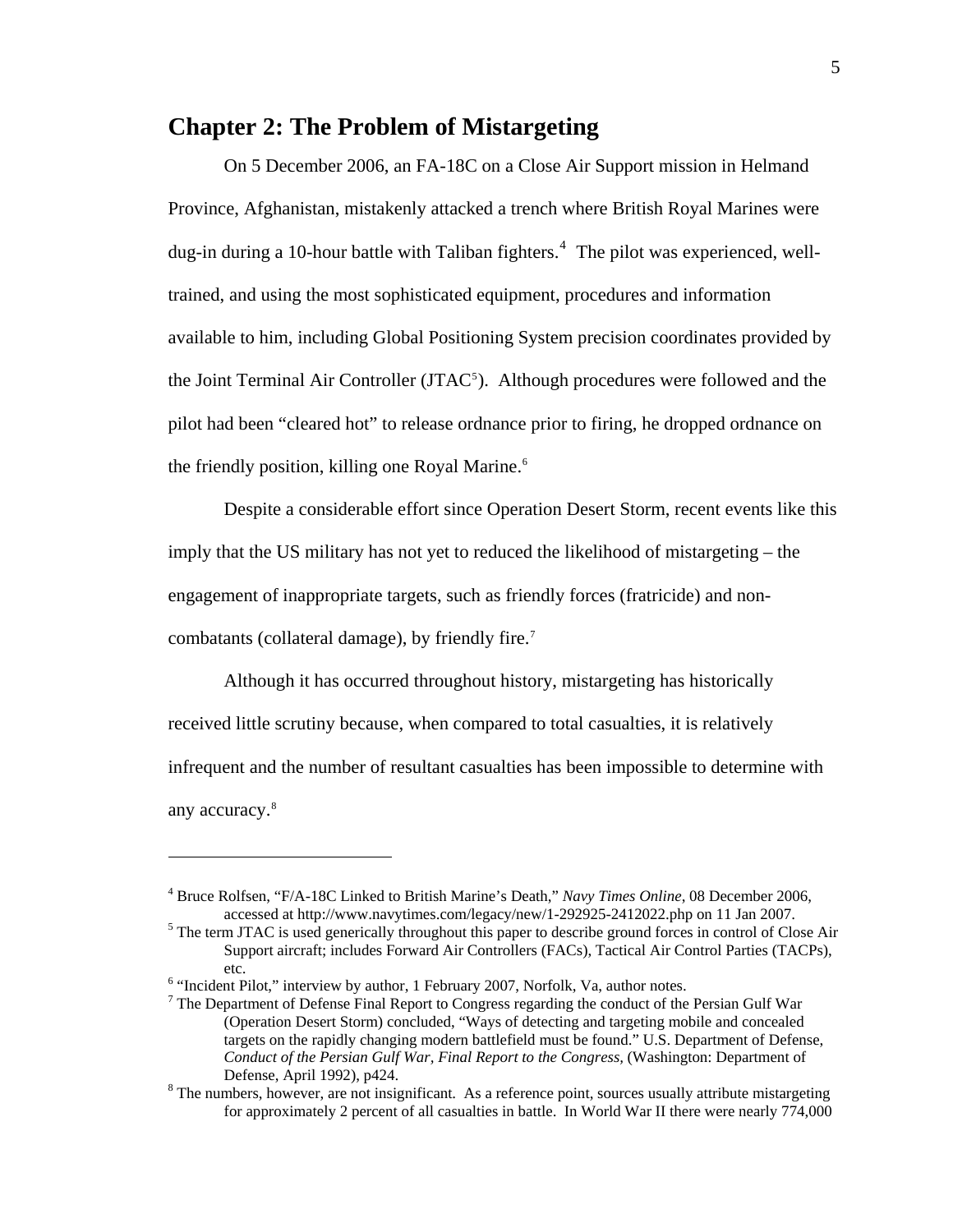## Chapter 2: The Problem of Mistargeting

On 5 December 2006, an FA-18C on a Close Air Support mission in Helmand Province, Afghanistan, mistakenly attacked a trench where British Royal Marines were dug-in during a 10-hour battle with Taliban fighters.[4] The pilot was experienced, well-trained, and using the most sophisticated equipment, procedures and information available to him, including Global Positioning System precision coordinates provided by the Joint Terminal Air Controller (JTAC[5]). Although procedures were followed and the pilot had been "cleared hot" to release ordnance prior to firing, he dropped ordnance on the friendly position, killing one Royal Marine.[6]

Despite a considerable effort since Operation Desert Storm, recent events like this imply that the US military has not yet to reduced the likelihood of mistargeting – the engagement of inappropriate targets, such as friendly forces (fratricide) and non-combatants (collateral damage), by friendly fire.[7]

Although it has occurred throughout history, mistargeting has historically received little scrutiny because, when compared to total casualties, it is relatively infrequent and the number of resultant casualties has been impossible to determine with any accuracy.[8]

---

[4] Bruce Rolfsen, "F/A-18C Linked to British Marine's Death," *Navy Times Online*, 08 December 2006, accessed at http://www.navytimes.com/legacy/new/1-292925-2412022.php on 11 Jan 2007.

[5] The term JTAC is used generically throughout this paper to describe ground forces in control of Close Air Support aircraft; includes Forward Air Controllers (FACs), Tactical Air Control Parties (TACPs), etc.

[6] "Incident Pilot," interview by author, 1 February 2007, Norfolk, Va, author notes.

[7] The Department of Defense Final Report to Congress regarding the conduct of the Persian Gulf War (Operation Desert Storm) concluded, "Ways of detecting and targeting mobile and concealed targets on the rapidly changing modern battlefield must be found." U.S. Department of Defense, *Conduct of the Persian Gulf War, Final Report to the Congress*, (Washington: Department of Defense, April 1992), p424.

[8] The numbers, however, are not insignificant. As a reference point, sources usually attribute mistargeting for approximately 2 percent of all casualties in battle. In World War II there were nearly 774,000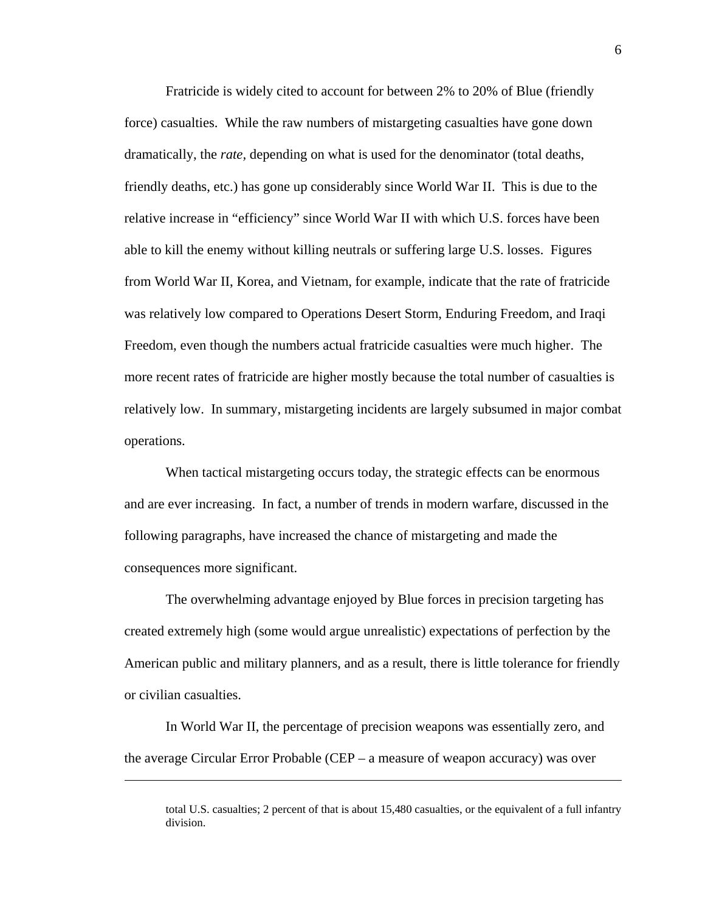Fratricide is widely cited to account for between 2% to 20% of Blue (friendly force) casualties. While the raw numbers of mistargeting casualties have gone down dramatically, the *rate*, depending on what is used for the denominator (total deaths, friendly deaths, etc.) has gone up considerably since World War II. This is due to the relative increase in "efficiency" since World War II with which U.S. forces have been able to kill the enemy without killing neutrals or suffering large U.S. losses. Figures from World War II, Korea, and Vietnam, for example, indicate that the rate of fratricide was relatively low compared to Operations Desert Storm, Enduring Freedom, and Iraqi Freedom, even though the numbers actual fratricide casualties were much higher. The more recent rates of fratricide are higher mostly because the total number of casualties is relatively low. In summary, mistargeting incidents are largely subsumed in major combat operations.

When tactical mistargeting occurs today, the strategic effects can be enormous and are ever increasing. In fact, a number of trends in modern warfare, discussed in the following paragraphs, have increased the chance of mistargeting and made the consequences more significant.

The overwhelming advantage enjoyed by Blue forces in precision targeting has created extremely high (some would argue unrealistic) expectations of perfection by the American public and military planners, and as a result, there is little tolerance for friendly or civilian casualties.

In World War II, the percentage of precision weapons was essentially zero, and the average Circular Error Probable (CEP – a measure of weapon accuracy) was over

---

total U.S. casualties; 2 percent of that is about 15,480 casualties, or the equivalent of a full infantry division.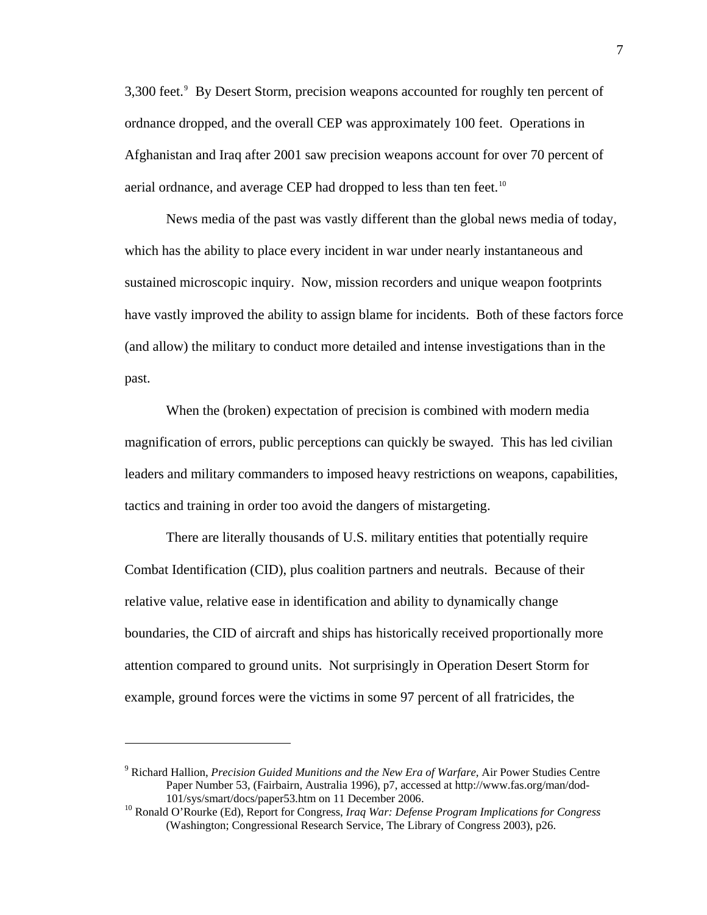3,300 feet.[9] By Desert Storm, precision weapons accounted for roughly ten percent of ordnance dropped, and the overall CEP was approximately 100 feet. Operations in Afghanistan and Iraq after 2001 saw precision weapons account for over 70 percent of aerial ordnance, and average CEP had dropped to less than ten feet.[10]

News media of the past was vastly different than the global news media of today, which has the ability to place every incident in war under nearly instantaneous and sustained microscopic inquiry. Now, mission recorders and unique weapon footprints have vastly improved the ability to assign blame for incidents. Both of these factors force (and allow) the military to conduct more detailed and intense investigations than in the past.

When the (broken) expectation of precision is combined with modern media magnification of errors, public perceptions can quickly be swayed. This has led civilian leaders and military commanders to imposed heavy restrictions on weapons, capabilities, tactics and training in order too avoid the dangers of mistargeting.

There are literally thousands of U.S. military entities that potentially require Combat Identification (CID), plus coalition partners and neutrals. Because of their relative value, relative ease in identification and ability to dynamically change boundaries, the CID of aircraft and ships has historically received proportionally more attention compared to ground units. Not surprisingly in Operation Desert Storm for example, ground forces were the victims in some 97 percent of all fratricides, the

---

[9] Richard Hallion, *Precision Guided Munitions and the New Era of Warfare*, Air Power Studies Centre Paper Number 53, (Fairbairn, Australia 1996), p7, accessed at http://www.fas.org/man/dod-101/sys/smart/docs/paper53.htm on 11 December 2006.

[10] Ronald O'Rourke (Ed), Report for Congress, *Iraq War: Defense Program Implications for Congress* (Washington; Congressional Research Service, The Library of Congress 2003), p26.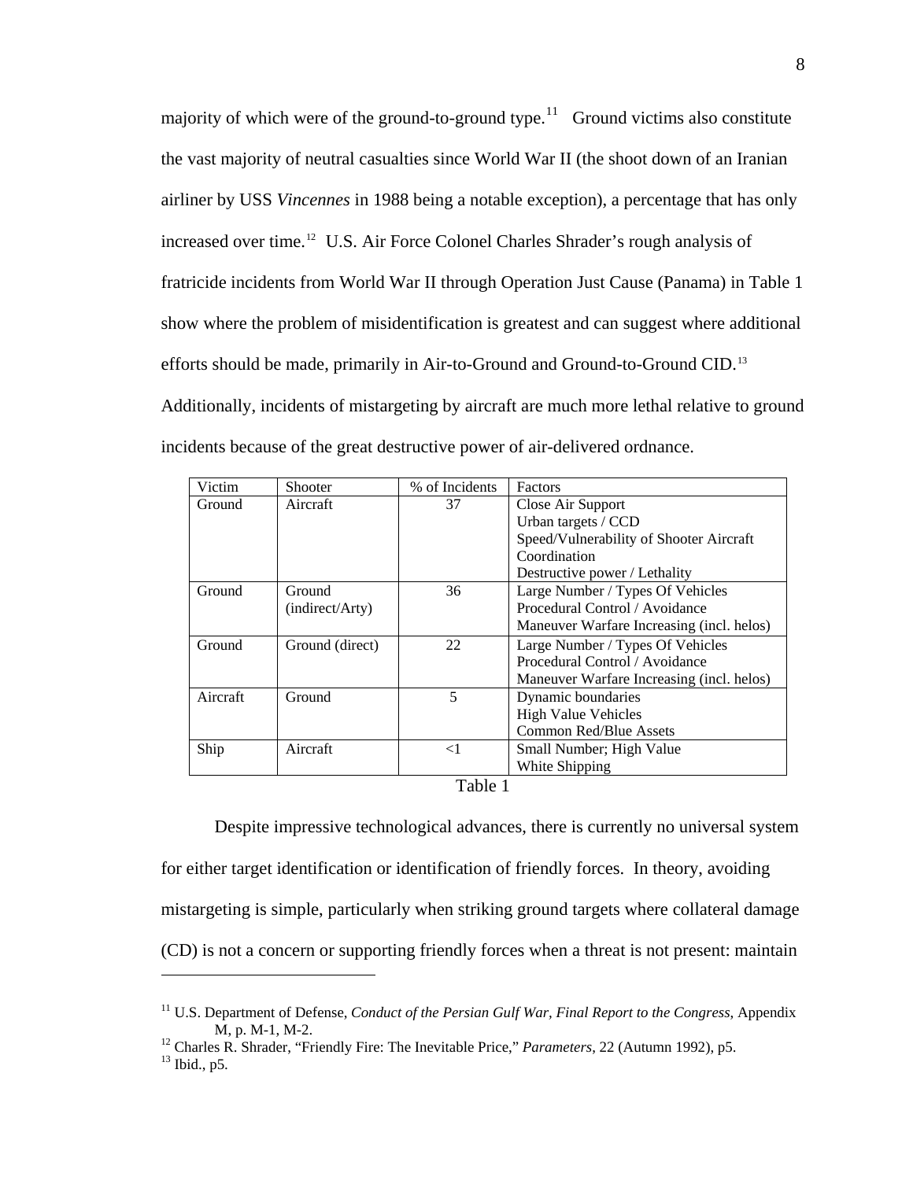majority of which were of the ground-to-ground type.[11] Ground victims also constitute the vast majority of neutral casualties since World War II (the shoot down of an Iranian airliner by USS *Vincennes* in 1988 being a notable exception), a percentage that has only increased over time.[12] U.S. Air Force Colonel Charles Shrader's rough analysis of fratricide incidents from World War II through Operation Just Cause (Panama) in Table 1 show where the problem of misidentification is greatest and can suggest where additional efforts should be made, primarily in Air-to-Ground and Ground-to-Ground CID.[13] Additionally, incidents of mistargeting by aircraft are much more lethal relative to ground incidents because of the great destructive power of air-delivered ordnance.

| Victim | Shooter | % of Incidents | Factors |
|---|---|---|---|
| Ground | Aircraft | 37 | Close Air Support<br>Urban targets / CCD<br>Speed/Vulnerability of Shooter Aircraft<br>Coordination<br>Destructive power / Lethality |
| Ground | Ground (indirect/Arty) | 36 | Large Number / Types Of Vehicles<br>Procedural Control / Avoidance<br>Maneuver Warfare Increasing (incl. helos) |
| Ground | Ground (direct) | 22 | Large Number / Types Of Vehicles<br>Procedural Control / Avoidance<br>Maneuver Warfare Increasing (incl. helos) |
| Aircraft | Ground | 5 | Dynamic boundaries<br>High Value Vehicles<br>Common Red/Blue Assets |
| Ship | Aircraft | <1 | Small Number; High Value<br>White Shipping |

Table 1

Despite impressive technological advances, there is currently no universal system for either target identification or identification of friendly forces. In theory, avoiding mistargeting is simple, particularly when striking ground targets where collateral damage (CD) is not a concern or supporting friendly forces when a threat is not present: maintain

[11] U.S. Department of Defense, *Conduct of the Persian Gulf War, Final Report to the Congress*, Appendix M, p. M-1, M-2.

[12] Charles R. Shrader, "Friendly Fire: The Inevitable Price," *Parameters*, 22 (Autumn 1992), p5.

[13] Ibid., p5.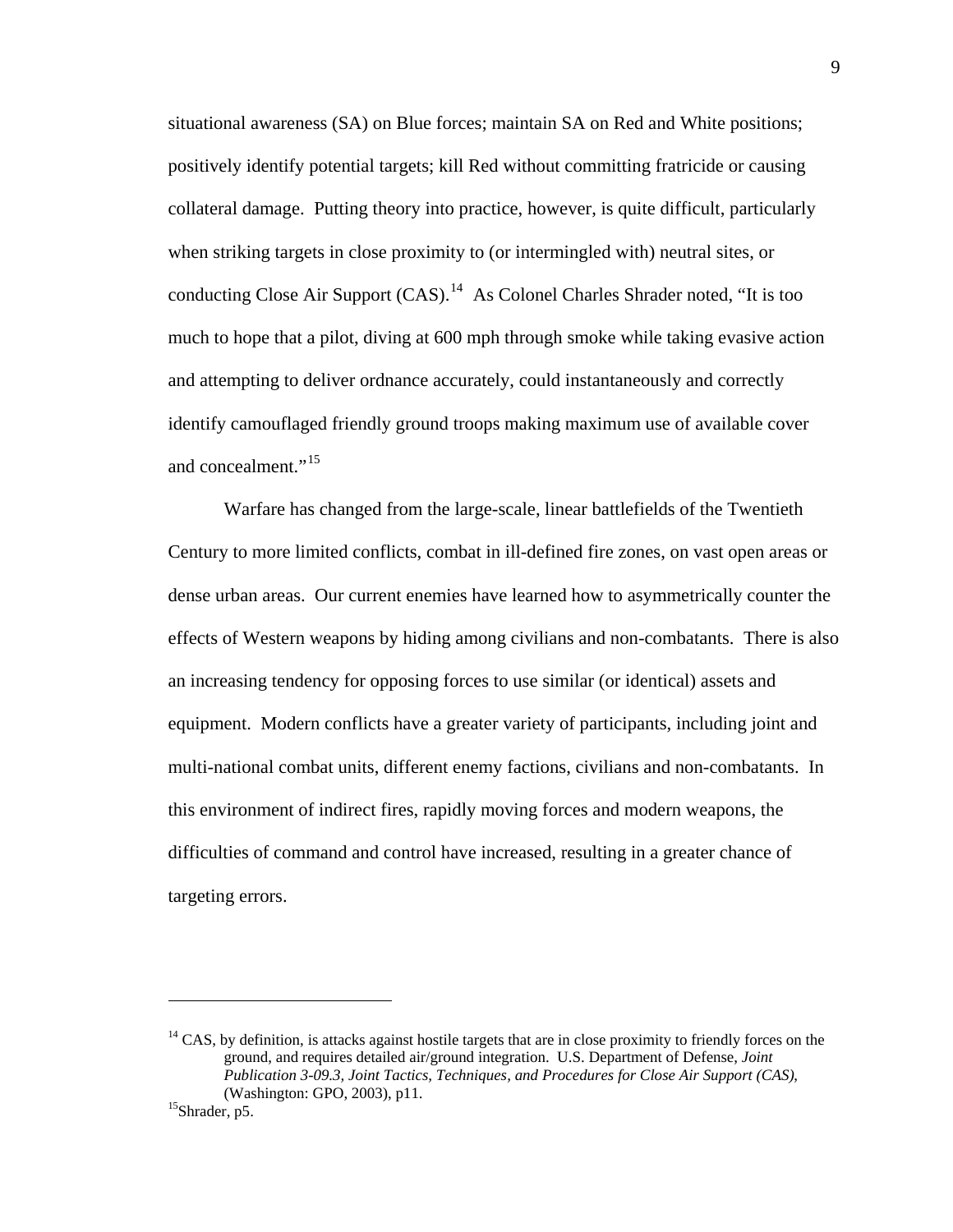situational awareness (SA) on Blue forces; maintain SA on Red and White positions; positively identify potential targets; kill Red without committing fratricide or causing collateral damage. Putting theory into practice, however, is quite difficult, particularly when striking targets in close proximity to (or intermingled with) neutral sites, or conducting Close Air Support (CAS).[14] As Colonel Charles Shrader noted, "It is too much to hope that a pilot, diving at 600 mph through smoke while taking evasive action and attempting to deliver ordnance accurately, could instantaneously and correctly identify camouflaged friendly ground troops making maximum use of available cover and concealment."[15]

Warfare has changed from the large-scale, linear battlefields of the Twentieth Century to more limited conflicts, combat in ill-defined fire zones, on vast open areas or dense urban areas. Our current enemies have learned how to asymmetrically counter the effects of Western weapons by hiding among civilians and non-combatants. There is also an increasing tendency for opposing forces to use similar (or identical) assets and equipment. Modern conflicts have a greater variety of participants, including joint and multi-national combat units, different enemy factions, civilians and non-combatants. In this environment of indirect fires, rapidly moving forces and modern weapons, the difficulties of command and control have increased, resulting in a greater chance of targeting errors.

---

[14] CAS, by definition, is attacks against hostile targets that are in close proximity to friendly forces on the ground, and requires detailed air/ground integration. U.S. Department of Defense, *Joint Publication 3-09.3, Joint Tactics, Techniques, and Procedures for Close Air Support (CAS)*, (Washington: GPO, 2003), p11.

[15] Shrader, p5.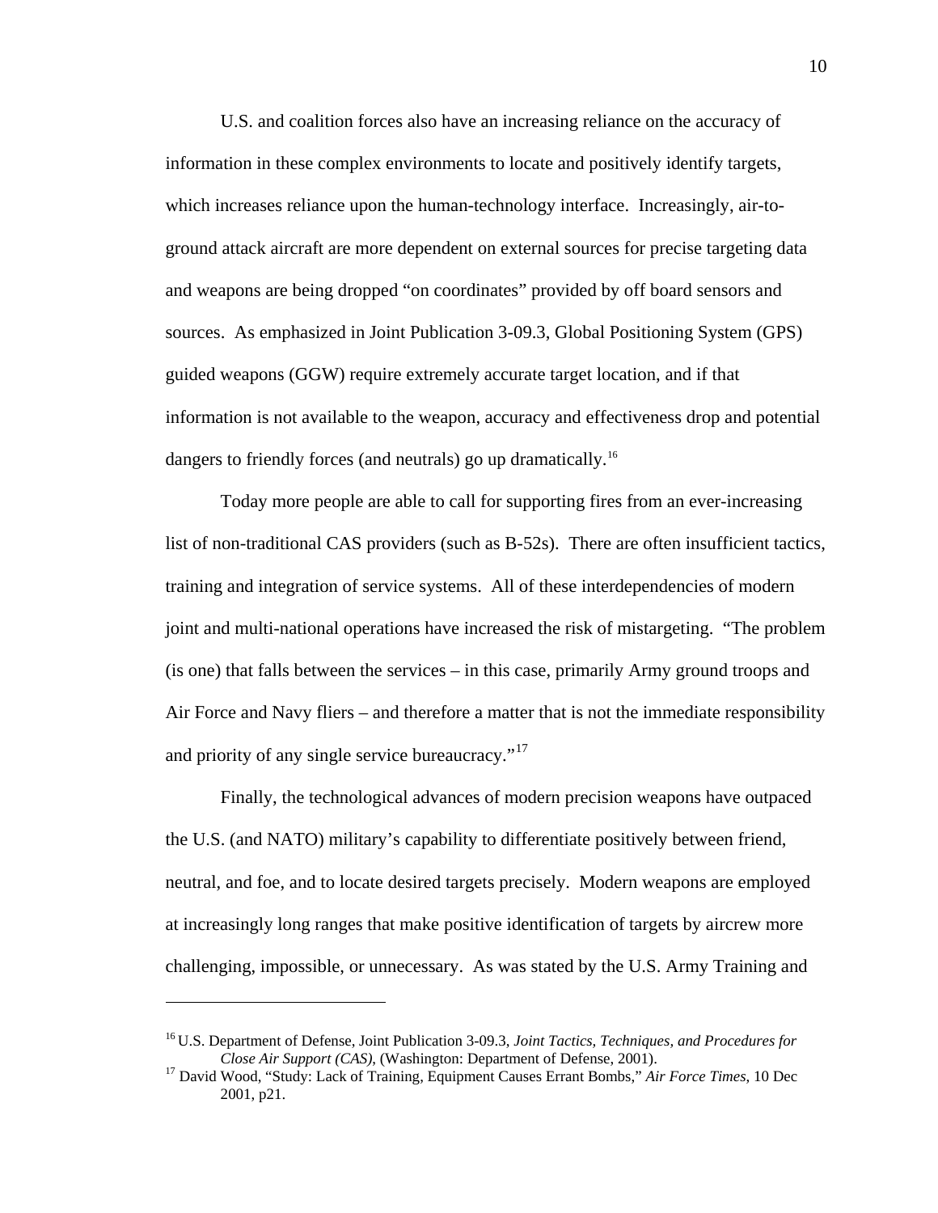U.S. and coalition forces also have an increasing reliance on the accuracy of information in these complex environments to locate and positively identify targets, which increases reliance upon the human-technology interface. Increasingly, air-to-ground attack aircraft are more dependent on external sources for precise targeting data and weapons are being dropped "on coordinates" provided by off board sensors and sources. As emphasized in Joint Publication 3-09.3, Global Positioning System (GPS) guided weapons (GGW) require extremely accurate target location, and if that information is not available to the weapon, accuracy and effectiveness drop and potential dangers to friendly forces (and neutrals) go up dramatically.[16]

Today more people are able to call for supporting fires from an ever-increasing list of non-traditional CAS providers (such as B-52s). There are often insufficient tactics, training and integration of service systems. All of these interdependencies of modern joint and multi-national operations have increased the risk of mistargeting. "The problem (is one) that falls between the services – in this case, primarily Army ground troops and Air Force and Navy fliers – and therefore a matter that is not the immediate responsibility and priority of any single service bureaucracy."[17]

Finally, the technological advances of modern precision weapons have outpaced the U.S. (and NATO) military's capability to differentiate positively between friend, neutral, and foe, and to locate desired targets precisely. Modern weapons are employed at increasingly long ranges that make positive identification of targets by aircrew more challenging, impossible, or unnecessary. As was stated by the U.S. Army Training and

---

[16] U.S. Department of Defense, Joint Publication 3-09.3, *Joint Tactics, Techniques, and Procedures for Close Air Support (CAS)*, (Washington: Department of Defense, 2001).

[17] David Wood, "Study: Lack of Training, Equipment Causes Errant Bombs," *Air Force Times*, 10 Dec 2001, p21.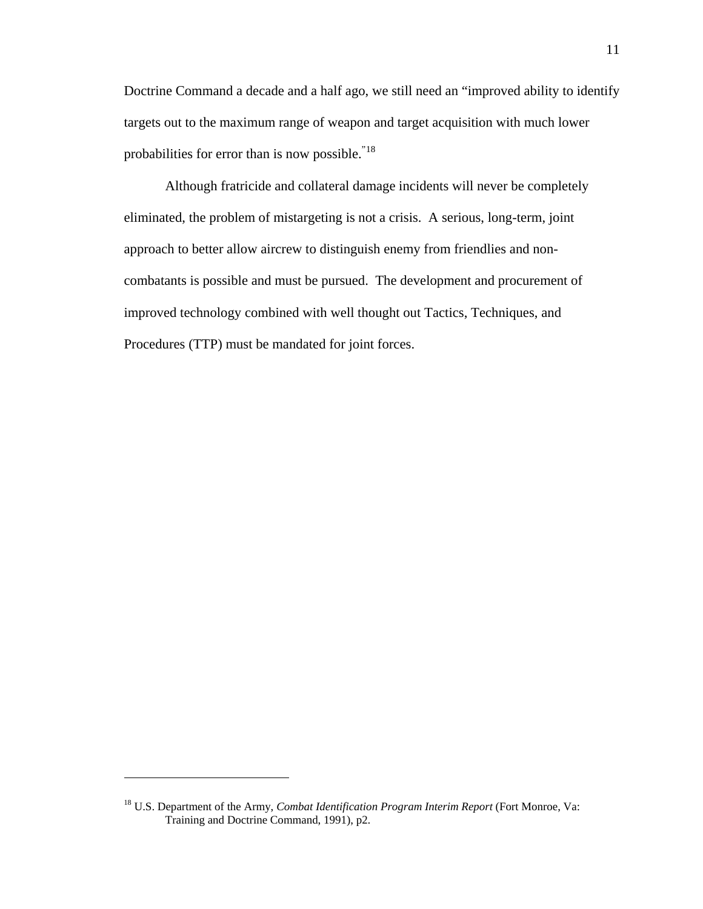Doctrine Command a decade and a half ago, we still need an "improved ability to identify targets out to the maximum range of weapon and target acquisition with much lower probabilities for error than is now possible."[18]

Although fratricide and collateral damage incidents will never be completely eliminated, the problem of mistargeting is not a crisis. A serious, long-term, joint approach to better allow aircrew to distinguish enemy from friendlies and non-combatants is possible and must be pursued. The development and procurement of improved technology combined with well thought out Tactics, Techniques, and Procedures (TTP) must be mandated for joint forces.

---

[18] U.S. Department of the Army, *Combat Identification Program Interim Report* (Fort Monroe, Va: Training and Doctrine Command, 1991), p2.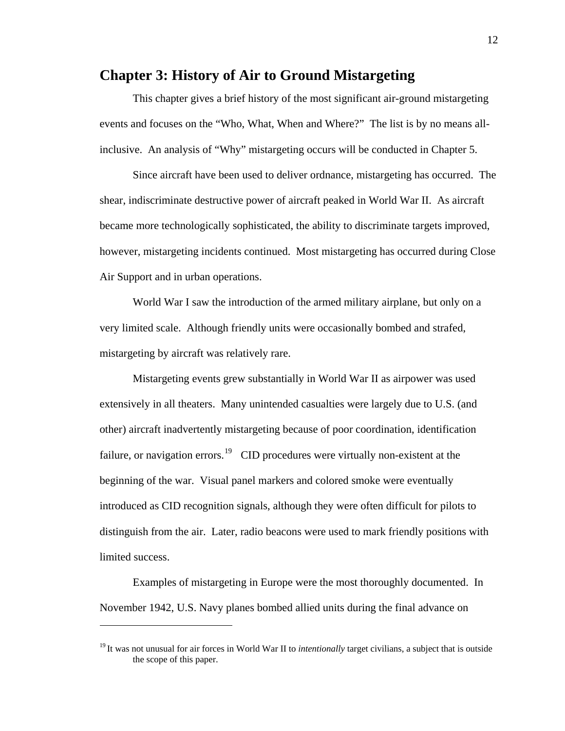# Chapter 3: History of Air to Ground Mistargeting

This chapter gives a brief history of the most significant air-ground mistargeting events and focuses on the "Who, What, When and Where?" The list is by no means all-inclusive. An analysis of "Why" mistargeting occurs will be conducted in Chapter 5.

Since aircraft have been used to deliver ordnance, mistargeting has occurred. The shear, indiscriminate destructive power of aircraft peaked in World War II. As aircraft became more technologically sophisticated, the ability to discriminate targets improved, however, mistargeting incidents continued. Most mistargeting has occurred during Close Air Support and in urban operations.

World War I saw the introduction of the armed military airplane, but only on a very limited scale. Although friendly units were occasionally bombed and strafed, mistargeting by aircraft was relatively rare.

Mistargeting events grew substantially in World War II as airpower was used extensively in all theaters. Many unintended casualties were largely due to U.S. (and other) aircraft inadvertently mistargeting because of poor coordination, identification failure, or navigation errors.[19] CID procedures were virtually non-existent at the beginning of the war. Visual panel markers and colored smoke were eventually introduced as CID recognition signals, although they were often difficult for pilots to distinguish from the air. Later, radio beacons were used to mark friendly positions with limited success.

Examples of mistargeting in Europe were the most thoroughly documented. In November 1942, U.S. Navy planes bombed allied units during the final advance on

---

[19] It was not unusual for air forces in World War II to *intentionally* target civilians, a subject that is outside the scope of this paper.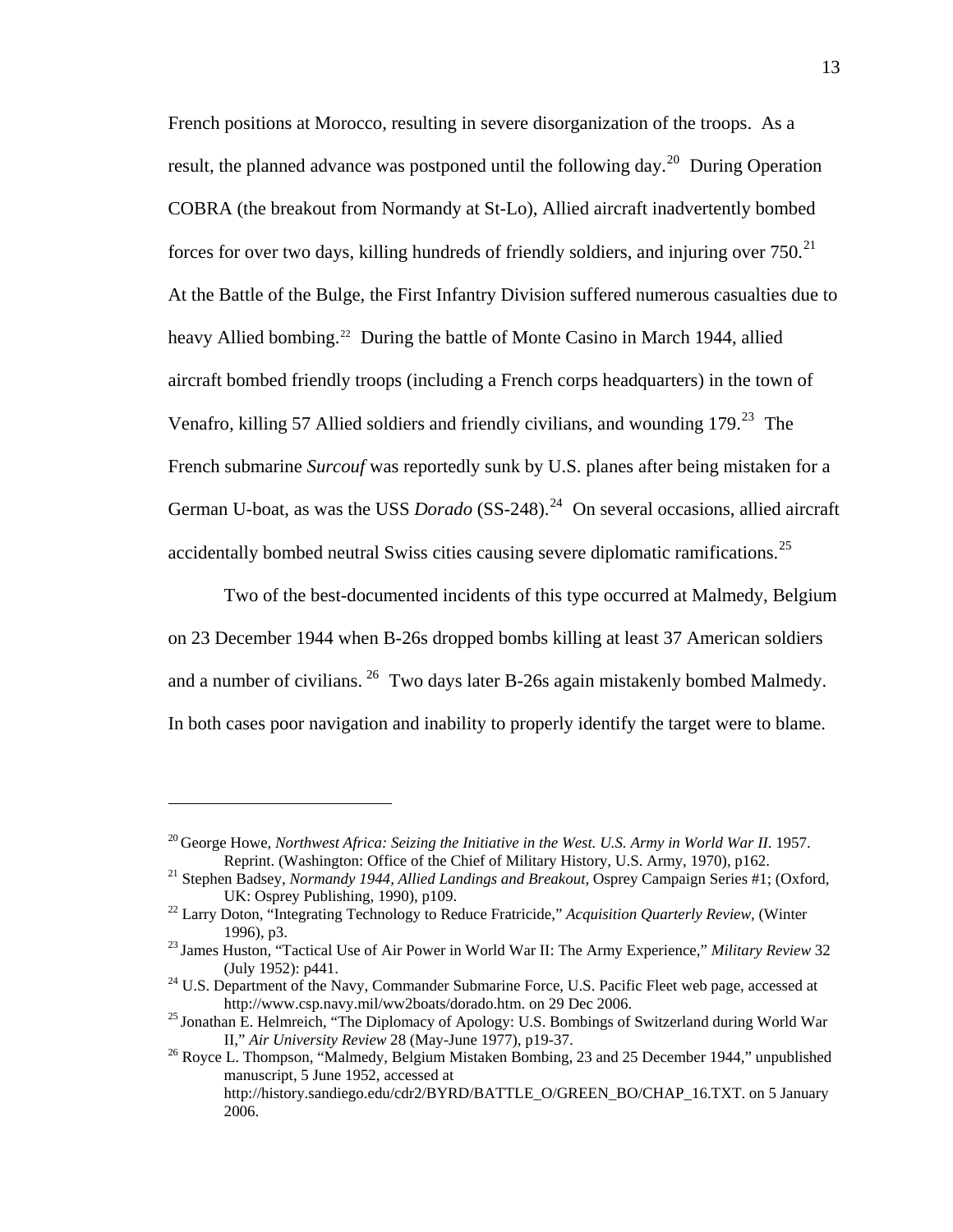French positions at Morocco, resulting in severe disorganization of the troops. As a result, the planned advance was postponed until the following day.[20] During Operation COBRA (the breakout from Normandy at St-Lo), Allied aircraft inadvertently bombed forces for over two days, killing hundreds of friendly soldiers, and injuring over 750.[21] At the Battle of the Bulge, the First Infantry Division suffered numerous casualties due to heavy Allied bombing.[22] During the battle of Monte Casino in March 1944, allied aircraft bombed friendly troops (including a French corps headquarters) in the town of Venafro, killing 57 Allied soldiers and friendly civilians, and wounding 179.[23] The French submarine *Surcouf* was reportedly sunk by U.S. planes after being mistaken for a German U-boat, as was the USS *Dorado* (SS-248).[24] On several occasions, allied aircraft accidentally bombed neutral Swiss cities causing severe diplomatic ramifications.[25]

Two of the best-documented incidents of this type occurred at Malmedy, Belgium on 23 December 1944 when B-26s dropped bombs killing at least 37 American soldiers and a number of civilians.[26] Two days later B-26s again mistakenly bombed Malmedy. In both cases poor navigation and inability to properly identify the target were to blame.

---

[20] George Howe, *Northwest Africa: Seizing the Initiative in the West. U.S. Army in World War II*. 1957. Reprint. (Washington: Office of the Chief of Military History, U.S. Army, 1970), p162.

[21] Stephen Badsey, *Normandy 1944, Allied Landings and Breakout*, Osprey Campaign Series #1; (Oxford, UK: Osprey Publishing, 1990), p109.

[22] Larry Doton, "Integrating Technology to Reduce Fratricide," *Acquisition Quarterly Review*, (Winter 1996), p3.

[23] James Huston, "Tactical Use of Air Power in World War II: The Army Experience," *Military Review* 32 (July 1952): p441.

[24] U.S. Department of the Navy, Commander Submarine Force, U.S. Pacific Fleet web page, accessed at http://www.csp.navy.mil/ww2boats/dorado.htm. on 29 Dec 2006.

[25] Jonathan E. Helmreich, "The Diplomacy of Apology: U.S. Bombings of Switzerland during World War II," *Air University Review* 28 (May-June 1977), p19-37.

[26] Royce L. Thompson, "Malmedy, Belgium Mistaken Bombing, 23 and 25 December 1944," unpublished manuscript, 5 June 1952, accessed at http://history.sandiego.edu/cdr2/BYRD/BATTLE_O/GREEN_BO/CHAP_16.TXT. on 5 January 2006.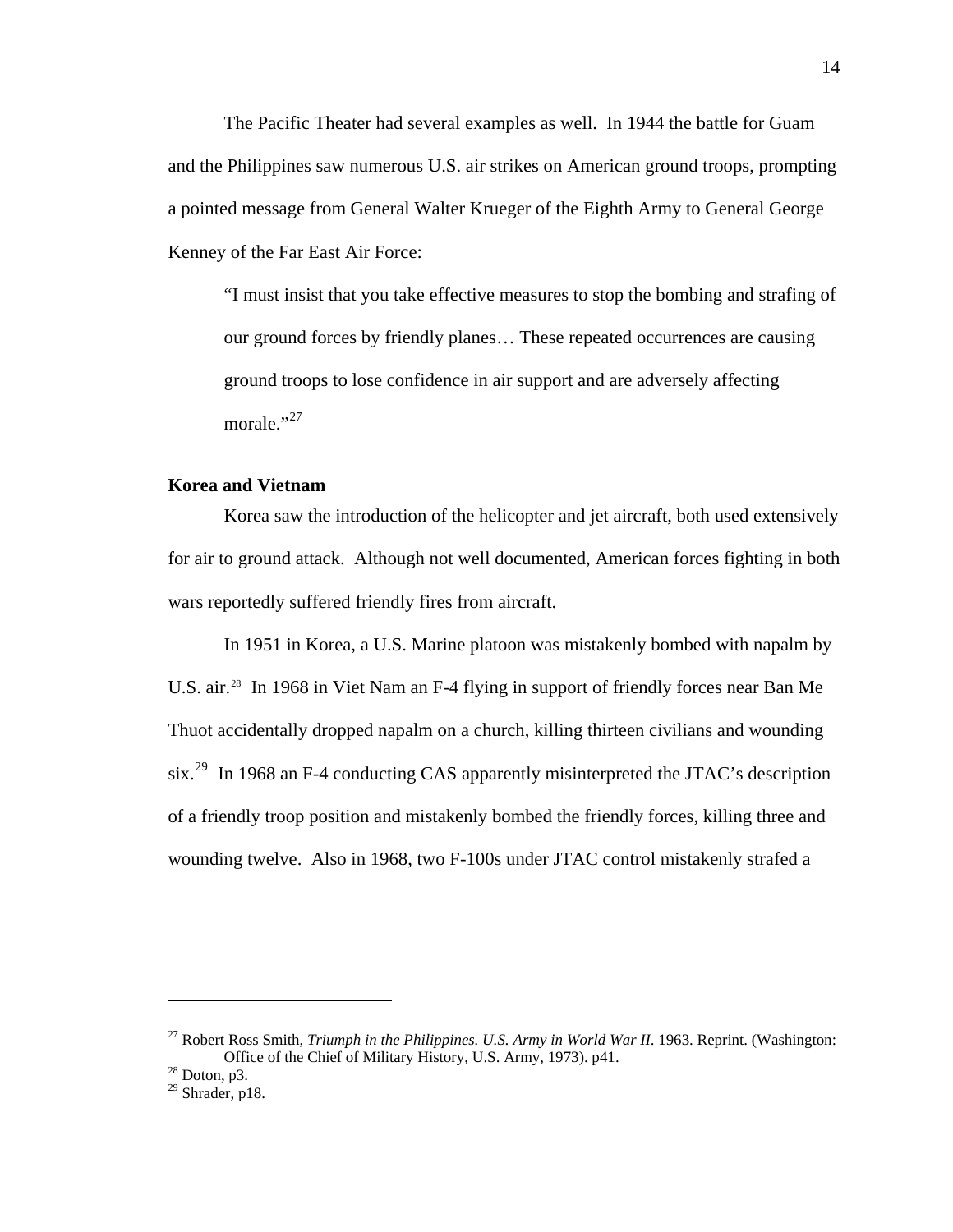The Pacific Theater had several examples as well. In 1944 the battle for Guam and the Philippines saw numerous U.S. air strikes on American ground troops, prompting a pointed message from General Walter Krueger of the Eighth Army to General George Kenney of the Far East Air Force:

> "I must insist that you take effective measures to stop the bombing and strafing of our ground forces by friendly planes… These repeated occurrences are causing ground troops to lose confidence in air support and are adversely affecting morale."[27]

**Korea and Vietnam**

Korea saw the introduction of the helicopter and jet aircraft, both used extensively for air to ground attack. Although not well documented, American forces fighting in both wars reportedly suffered friendly fires from aircraft.

In 1951 in Korea, a U.S. Marine platoon was mistakenly bombed with napalm by U.S. air.[28] In 1968 in Viet Nam an F-4 flying in support of friendly forces near Ban Me Thuot accidentally dropped napalm on a church, killing thirteen civilians and wounding six.[29] In 1968 an F-4 conducting CAS apparently misinterpreted the JTAC's description of a friendly troop position and mistakenly bombed the friendly forces, killing three and wounding twelve. Also in 1968, two F-100s under JTAC control mistakenly strafed a

---

[27] Robert Ross Smith, *Triumph in the Philippines. U.S. Army in World War II*. 1963. Reprint. (Washington: Office of the Chief of Military History, U.S. Army, 1973). p41.

[28] Doton, p3.

[29] Shrader, p18.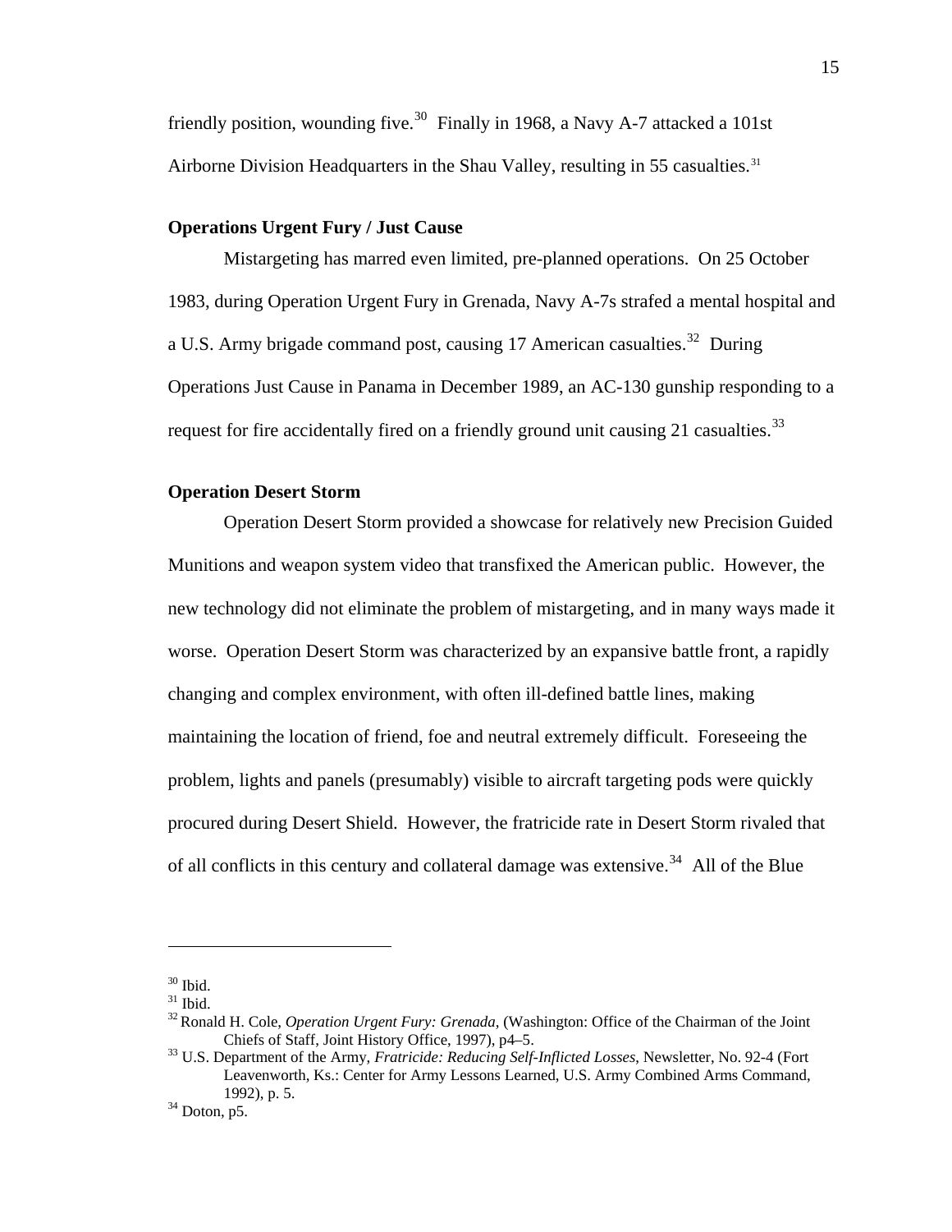friendly position, wounding five.[30] Finally in 1968, a Navy A-7 attacked a 101st Airborne Division Headquarters in the Shau Valley, resulting in 55 casualties.[31]

### Operations Urgent Fury / Just Cause

Mistargeting has marred even limited, pre-planned operations. On 25 October 1983, during Operation Urgent Fury in Grenada, Navy A-7s strafed a mental hospital and a U.S. Army brigade command post, causing 17 American casualties.[32] During Operations Just Cause in Panama in December 1989, an AC-130 gunship responding to a request for fire accidentally fired on a friendly ground unit causing 21 casualties.[33]

### Operation Desert Storm

Operation Desert Storm provided a showcase for relatively new Precision Guided Munitions and weapon system video that transfixed the American public. However, the new technology did not eliminate the problem of mistargeting, and in many ways made it worse. Operation Desert Storm was characterized by an expansive battle front, a rapidly changing and complex environment, with often ill-defined battle lines, making maintaining the location of friend, foe and neutral extremely difficult. Foreseeing the problem, lights and panels (presumably) visible to aircraft targeting pods were quickly procured during Desert Shield. However, the fratricide rate in Desert Storm rivaled that of all conflicts in this century and collateral damage was extensive.[34] All of the Blue

---

[30] Ibid.

[31] Ibid.

[32] Ronald H. Cole, *Operation Urgent Fury: Grenada*, (Washington: Office of the Chairman of the Joint Chiefs of Staff, Joint History Office, 1997), p4–5.

[33] U.S. Department of the Army, *Fratricide: Reducing Self-Inflicted Losses*, Newsletter, No. 92-4 (Fort Leavenworth, Ks.: Center for Army Lessons Learned, U.S. Army Combined Arms Command, 1992), p. 5.

[34] Doton, p5.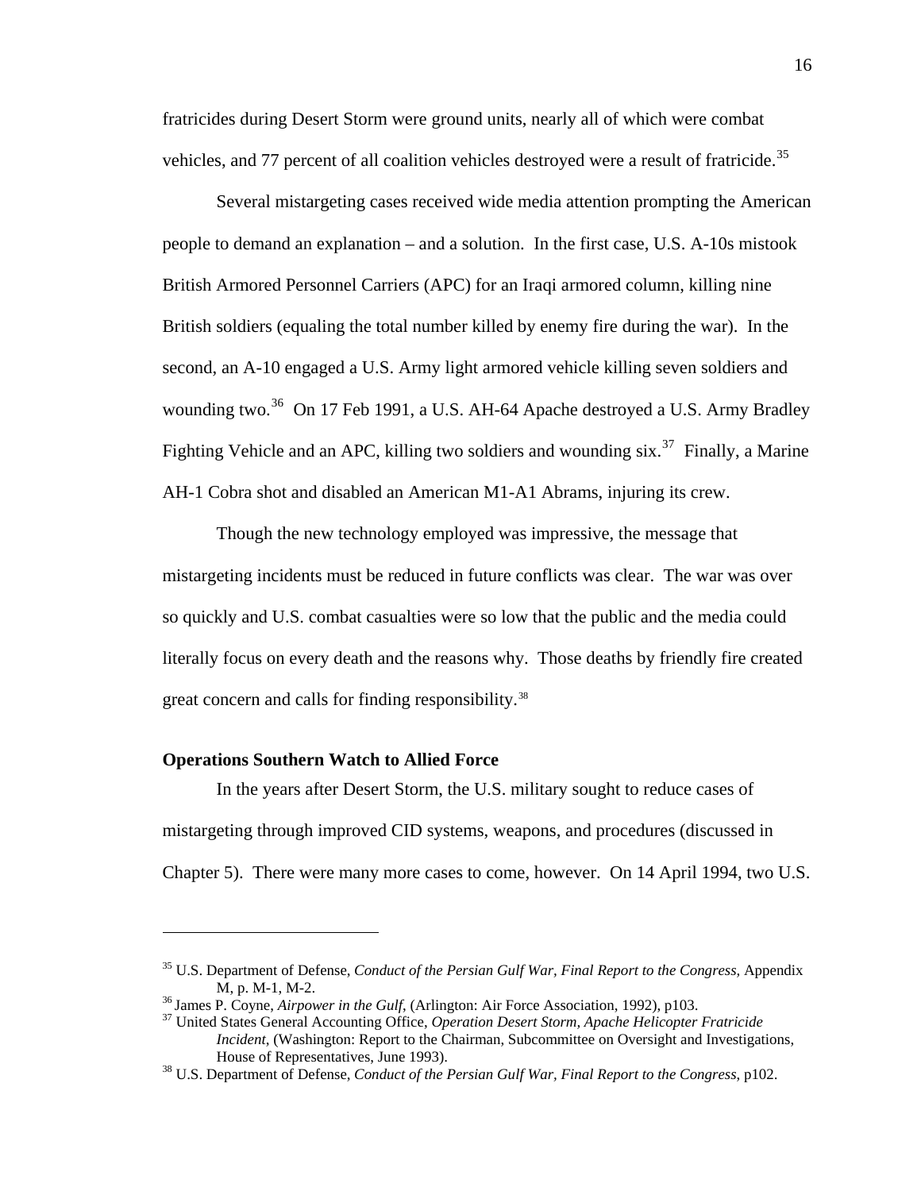fratricides during Desert Storm were ground units, nearly all of which were combat vehicles, and 77 percent of all coalition vehicles destroyed were a result of fratricide.[35]

Several mistargeting cases received wide media attention prompting the American people to demand an explanation – and a solution. In the first case, U.S. A-10s mistook British Armored Personnel Carriers (APC) for an Iraqi armored column, killing nine British soldiers (equaling the total number killed by enemy fire during the war). In the second, an A-10 engaged a U.S. Army light armored vehicle killing seven soldiers and wounding two.[36] On 17 Feb 1991, a U.S. AH-64 Apache destroyed a U.S. Army Bradley Fighting Vehicle and an APC, killing two soldiers and wounding six.[37] Finally, a Marine AH-1 Cobra shot and disabled an American M1-A1 Abrams, injuring its crew.

Though the new technology employed was impressive, the message that mistargeting incidents must be reduced in future conflicts was clear. The war was over so quickly and U.S. combat casualties were so low that the public and the media could literally focus on every death and the reasons why. Those deaths by friendly fire created great concern and calls for finding responsibility.[38]

**Operations Southern Watch to Allied Force**

In the years after Desert Storm, the U.S. military sought to reduce cases of mistargeting through improved CID systems, weapons, and procedures (discussed in Chapter 5). There were many more cases to come, however. On 14 April 1994, two U.S.

---

[35] U.S. Department of Defense, *Conduct of the Persian Gulf War, Final Report to the Congress,* Appendix M, p. M-1, M-2.

[36] James P. Coyne, *Airpower in the Gulf*, (Arlington: Air Force Association, 1992), p103.

[37] United States General Accounting Office, *Operation Desert Storm, Apache Helicopter Fratricide Incident*, (Washington: Report to the Chairman, Subcommittee on Oversight and Investigations, House of Representatives, June 1993).

[38] U.S. Department of Defense, *Conduct of the Persian Gulf War, Final Report to the Congress*, p102.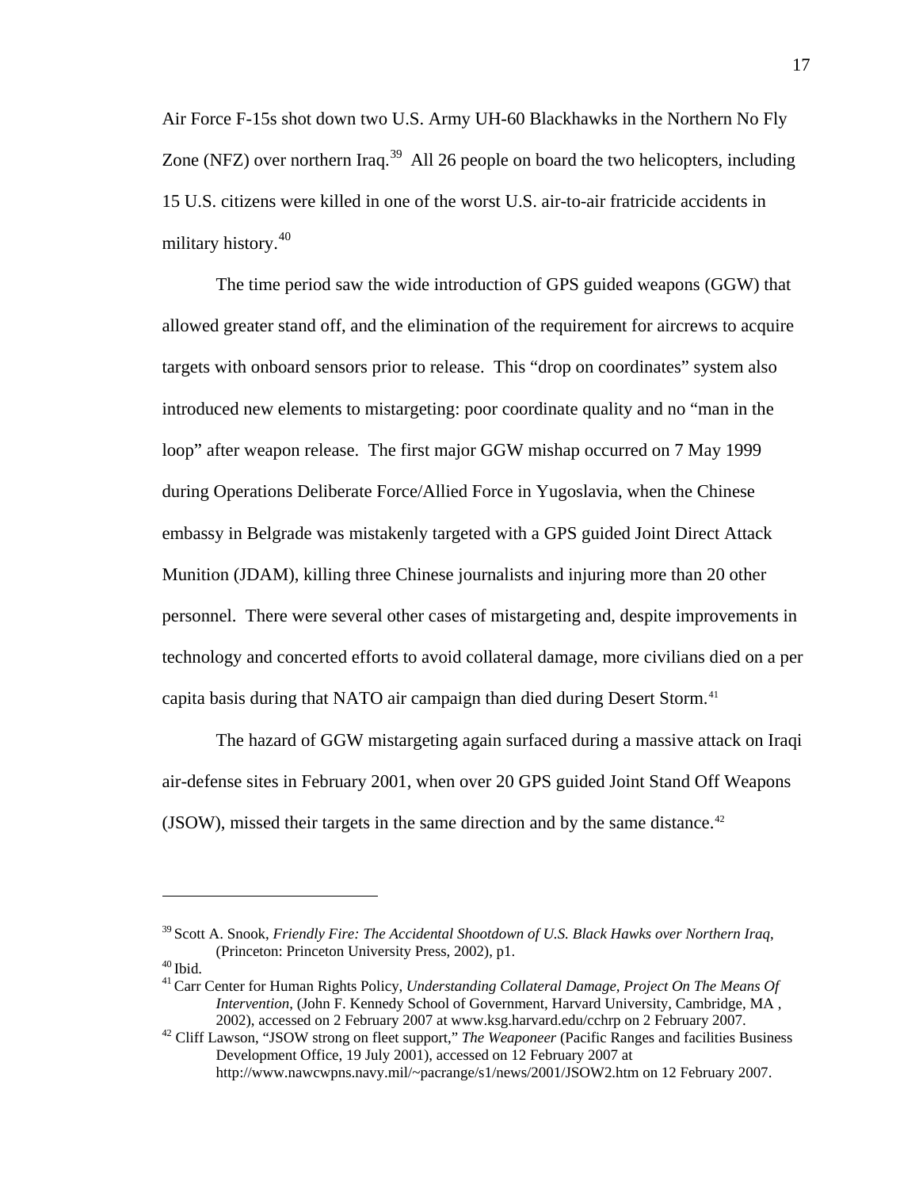Air Force F-15s shot down two U.S. Army UH-60 Blackhawks in the Northern No Fly Zone (NFZ) over northern Iraq.[39] All 26 people on board the two helicopters, including 15 U.S. citizens were killed in one of the worst U.S. air-to-air fratricide accidents in military history.[40]

The time period saw the wide introduction of GPS guided weapons (GGW) that allowed greater stand off, and the elimination of the requirement for aircrews to acquire targets with onboard sensors prior to release. This "drop on coordinates" system also introduced new elements to mistargeting: poor coordinate quality and no "man in the loop" after weapon release. The first major GGW mishap occurred on 7 May 1999 during Operations Deliberate Force/Allied Force in Yugoslavia, when the Chinese embassy in Belgrade was mistakenly targeted with a GPS guided Joint Direct Attack Munition (JDAM), killing three Chinese journalists and injuring more than 20 other personnel. There were several other cases of mistargeting and, despite improvements in technology and concerted efforts to avoid collateral damage, more civilians died on a per capita basis during that NATO air campaign than died during Desert Storm.[41]

The hazard of GGW mistargeting again surfaced during a massive attack on Iraqi air-defense sites in February 2001, when over 20 GPS guided Joint Stand Off Weapons (JSOW), missed their targets in the same direction and by the same distance.[42]

---

[39] Scott A. Snook, *Friendly Fire: The Accidental Shootdown of U.S. Black Hawks over Northern Iraq*, (Princeton: Princeton University Press, 2002), p1.

[40] Ibid.

[41] Carr Center for Human Rights Policy, *Understanding Collateral Damage, Project On The Means Of Intervention*, (John F. Kennedy School of Government, Harvard University, Cambridge, MA , 2002), accessed on 2 February 2007 at www.ksg.harvard.edu/cchrp on 2 February 2007.

[42] Cliff Lawson, "JSOW strong on fleet support," *The Weaponeer* (Pacific Ranges and facilities Business Development Office, 19 July 2001), accessed on 12 February 2007 at http://www.nawcwpns.navy.mil/~pacrange/s1/news/2001/JSOW2.htm on 12 February 2007.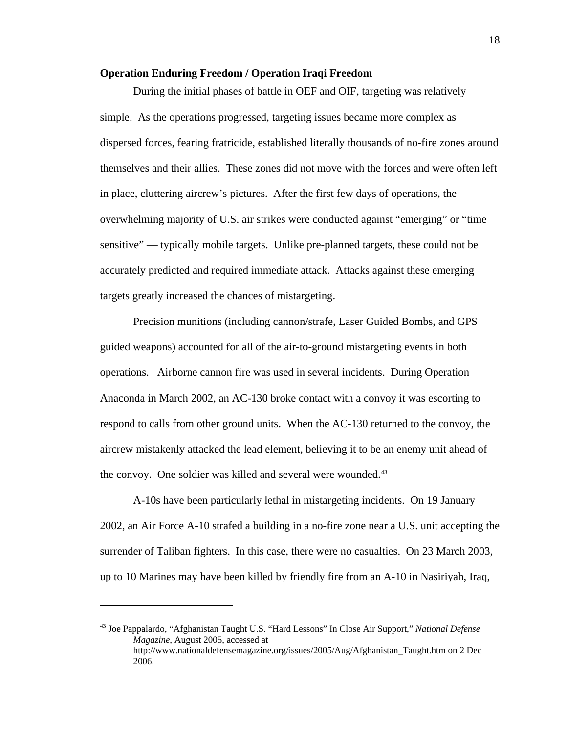**Operation Enduring Freedom / Operation Iraqi Freedom**

During the initial phases of battle in OEF and OIF, targeting was relatively simple. As the operations progressed, targeting issues became more complex as dispersed forces, fearing fratricide, established literally thousands of no-fire zones around themselves and their allies. These zones did not move with the forces and were often left in place, cluttering aircrew's pictures. After the first few days of operations, the overwhelming majority of U.S. air strikes were conducted against "emerging" or "time sensitive" — typically mobile targets. Unlike pre-planned targets, these could not be accurately predicted and required immediate attack. Attacks against these emerging targets greatly increased the chances of mistargeting.

Precision munitions (including cannon/strafe, Laser Guided Bombs, and GPS guided weapons) accounted for all of the air-to-ground mistargeting events in both operations. Airborne cannon fire was used in several incidents. During Operation Anaconda in March 2002, an AC-130 broke contact with a convoy it was escorting to respond to calls from other ground units. When the AC-130 returned to the convoy, the aircrew mistakenly attacked the lead element, believing it to be an enemy unit ahead of the convoy. One soldier was killed and several were wounded.[43]

A-10s have been particularly lethal in mistargeting incidents. On 19 January 2002, an Air Force A-10 strafed a building in a no-fire zone near a U.S. unit accepting the surrender of Taliban fighters. In this case, there were no casualties. On 23 March 2003, up to 10 Marines may have been killed by friendly fire from an A-10 in Nasiriyah, Iraq,

---

[43] Joe Pappalardo, "Afghanistan Taught U.S. "Hard Lessons" In Close Air Support," *National Defense Magazine*, August 2005, accessed at http://www.nationaldefensemagazine.org/issues/2005/Aug/Afghanistan_Taught.htm on 2 Dec 2006.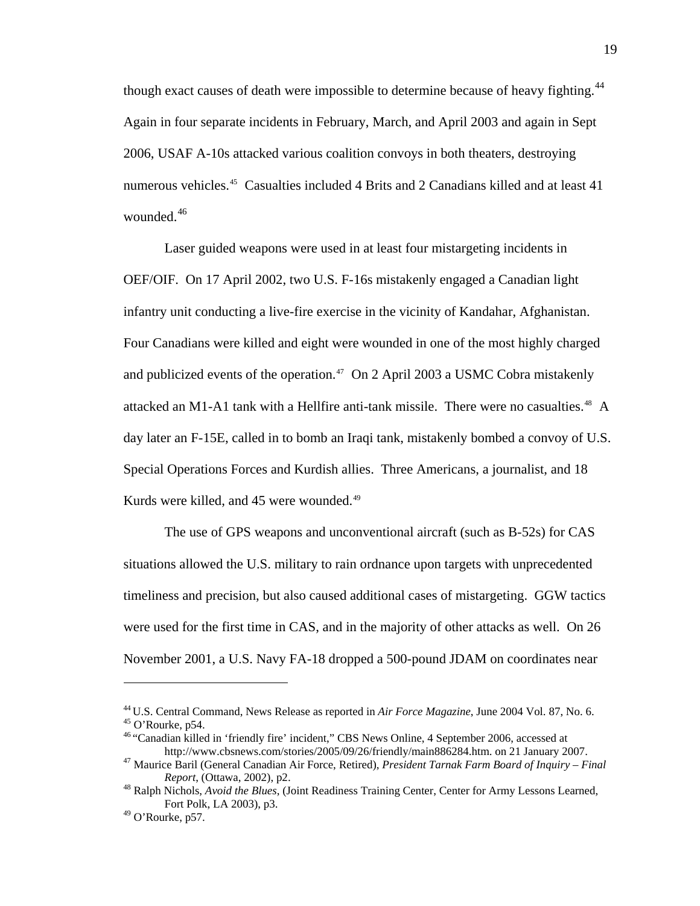though exact causes of death were impossible to determine because of heavy fighting.[44] Again in four separate incidents in February, March, and April 2003 and again in Sept 2006, USAF A-10s attacked various coalition convoys in both theaters, destroying numerous vehicles.[45] Casualties included 4 Brits and 2 Canadians killed and at least 41 wounded.[46]

Laser guided weapons were used in at least four mistargeting incidents in OEF/OIF. On 17 April 2002, two U.S. F-16s mistakenly engaged a Canadian light infantry unit conducting a live-fire exercise in the vicinity of Kandahar, Afghanistan. Four Canadians were killed and eight were wounded in one of the most highly charged and publicized events of the operation.[47] On 2 April 2003 a USMC Cobra mistakenly attacked an M1-A1 tank with a Hellfire anti-tank missile. There were no casualties.[48] A day later an F-15E, called in to bomb an Iraqi tank, mistakenly bombed a convoy of U.S. Special Operations Forces and Kurdish allies. Three Americans, a journalist, and 18 Kurds were killed, and 45 were wounded.[49]

The use of GPS weapons and unconventional aircraft (such as B-52s) for CAS situations allowed the U.S. military to rain ordnance upon targets with unprecedented timeliness and precision, but also caused additional cases of mistargeting. GGW tactics were used for the first time in CAS, and in the majority of other attacks as well. On 26 November 2001, a U.S. Navy FA-18 dropped a 500-pound JDAM on coordinates near

---

[44] U.S. Central Command, News Release as reported in *Air Force Magazine*, June 2004 Vol. 87, No. 6.

[45] O'Rourke, p54.

[46] "Canadian killed in 'friendly fire' incident," CBS News Online, 4 September 2006, accessed at http://www.cbsnews.com/stories/2005/09/26/friendly/main886284.htm. on 21 January 2007.

[47] Maurice Baril (General Canadian Air Force, Retired), *President Tarnak Farm Board of Inquiry – Final Report*, (Ottawa, 2002), p2.

[48] Ralph Nichols, *Avoid the Blues*, (Joint Readiness Training Center, Center for Army Lessons Learned, Fort Polk, LA 2003), p3.

[49] O'Rourke, p57.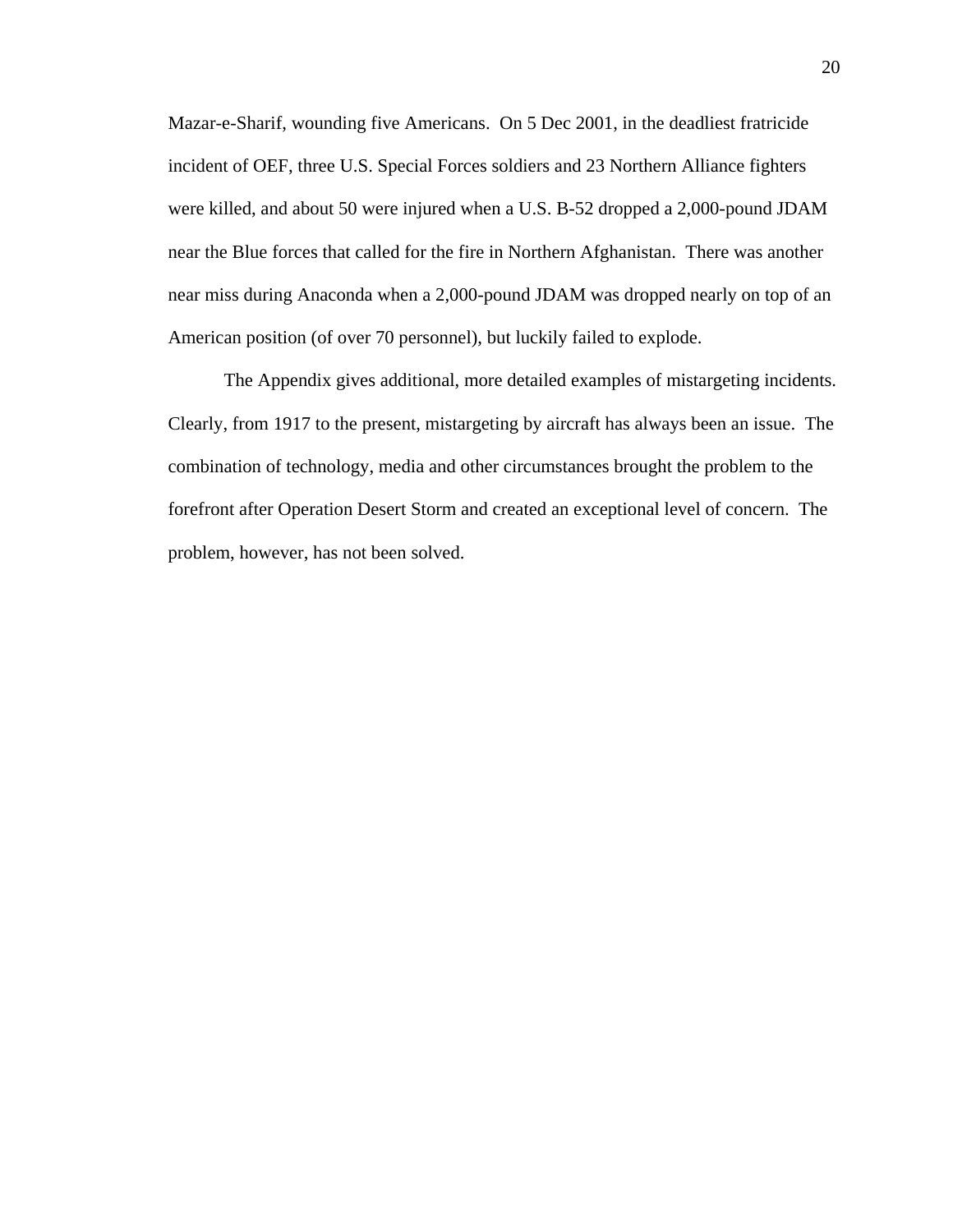Mazar-e-Sharif, wounding five Americans.  On 5 Dec 2001, in the deadliest fratricide incident of OEF, three U.S. Special Forces soldiers and 23 Northern Alliance fighters were killed, and about 50 were injured when a U.S. B-52 dropped a 2,000-pound JDAM near the Blue forces that called for the fire in Northern Afghanistan.  There was another near miss during Anaconda when a 2,000-pound JDAM was dropped nearly on top of an American position (of over 70 personnel), but luckily failed to explode.

The Appendix gives additional, more detailed examples of mistargeting incidents. Clearly, from 1917 to the present, mistargeting by aircraft has always been an issue.  The combination of technology, media and other circumstances brought the problem to the forefront after Operation Desert Storm and created an exceptional level of concern.  The problem, however, has not been solved.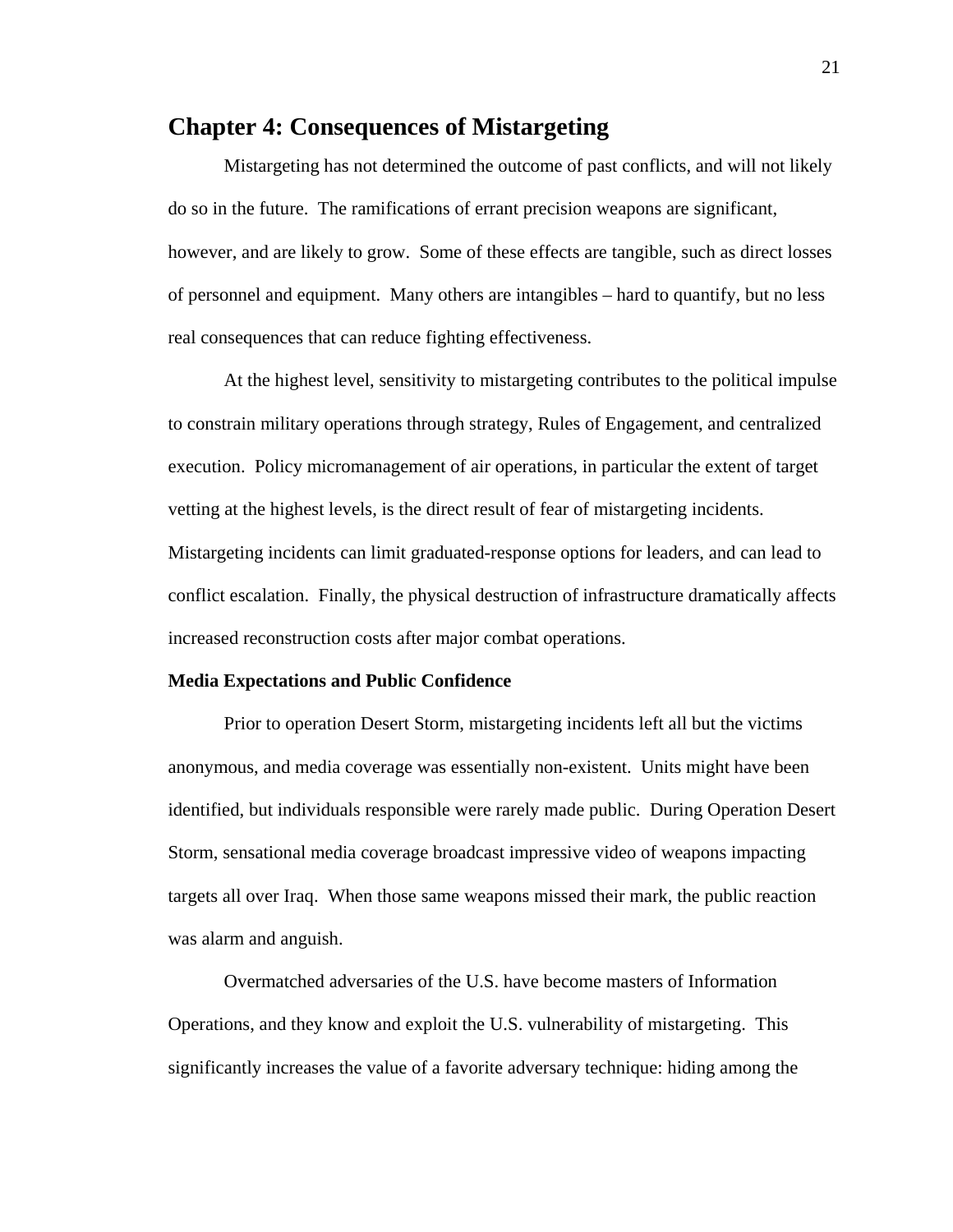## Chapter 4: Consequences of Mistargeting

Mistargeting has not determined the outcome of past conflicts, and will not likely do so in the future. The ramifications of errant precision weapons are significant, however, and are likely to grow. Some of these effects are tangible, such as direct losses of personnel and equipment. Many others are intangibles – hard to quantify, but no less real consequences that can reduce fighting effectiveness.

At the highest level, sensitivity to mistargeting contributes to the political impulse to constrain military operations through strategy, Rules of Engagement, and centralized execution. Policy micromanagement of air operations, in particular the extent of target vetting at the highest levels, is the direct result of fear of mistargeting incidents. Mistargeting incidents can limit graduated-response options for leaders, and can lead to conflict escalation. Finally, the physical destruction of infrastructure dramatically affects increased reconstruction costs after major combat operations.

### Media Expectations and Public Confidence

Prior to operation Desert Storm, mistargeting incidents left all but the victims anonymous, and media coverage was essentially non-existent. Units might have been identified, but individuals responsible were rarely made public. During Operation Desert Storm, sensational media coverage broadcast impressive video of weapons impacting targets all over Iraq. When those same weapons missed their mark, the public reaction was alarm and anguish.

Overmatched adversaries of the U.S. have become masters of Information Operations, and they know and exploit the U.S. vulnerability of mistargeting. This significantly increases the value of a favorite adversary technique: hiding among the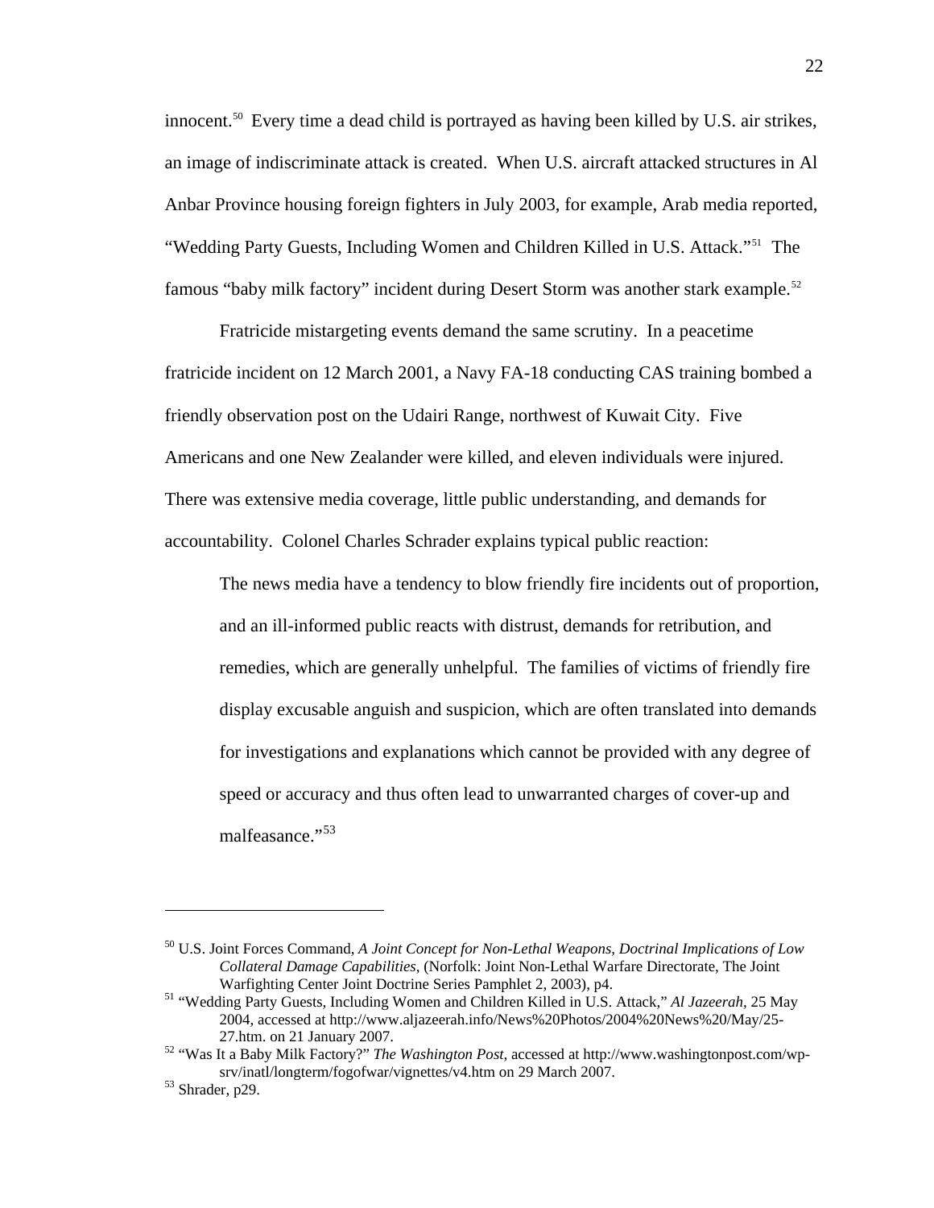innocent.[50] Every time a dead child is portrayed as having been killed by U.S. air strikes, an image of indiscriminate attack is created. When U.S. aircraft attacked structures in Al Anbar Province housing foreign fighters in July 2003, for example, Arab media reported, "Wedding Party Guests, Including Women and Children Killed in U.S. Attack."[51] The famous "baby milk factory" incident during Desert Storm was another stark example.[52]

Fratricide mistargeting events demand the same scrutiny. In a peacetime fratricide incident on 12 March 2001, a Navy FA-18 conducting CAS training bombed a friendly observation post on the Udairi Range, northwest of Kuwait City. Five Americans and one New Zealander were killed, and eleven individuals were injured. There was extensive media coverage, little public understanding, and demands for accountability. Colonel Charles Schrader explains typical public reaction:

> The news media have a tendency to blow friendly fire incidents out of proportion, and an ill-informed public reacts with distrust, demands for retribution, and remedies, which are generally unhelpful. The families of victims of friendly fire display excusable anguish and suspicion, which are often translated into demands for investigations and explanations which cannot be provided with any degree of speed or accuracy and thus often lead to unwarranted charges of cover-up and malfeasance."[53]

---

[50] U.S. Joint Forces Command, *A Joint Concept for Non-Lethal Weapons, Doctrinal Implications of Low Collateral Damage Capabilities*, (Norfolk: Joint Non-Lethal Warfare Directorate, The Joint Warfighting Center Joint Doctrine Series Pamphlet 2, 2003), p4.

[51] "Wedding Party Guests, Including Women and Children Killed in U.S. Attack," *Al Jazeerah*, 25 May 2004, accessed at http://www.aljazeerah.info/News%20Photos/2004%20News%20/May/25-27.htm. on 21 January 2007.

[52] "Was It a Baby Milk Factory?" *The Washington Post*, accessed at http://www.washingtonpost.com/wp-srv/inatl/longterm/fogofwar/vignettes/v4.htm on 29 March 2007.

[53] Shrader, p29.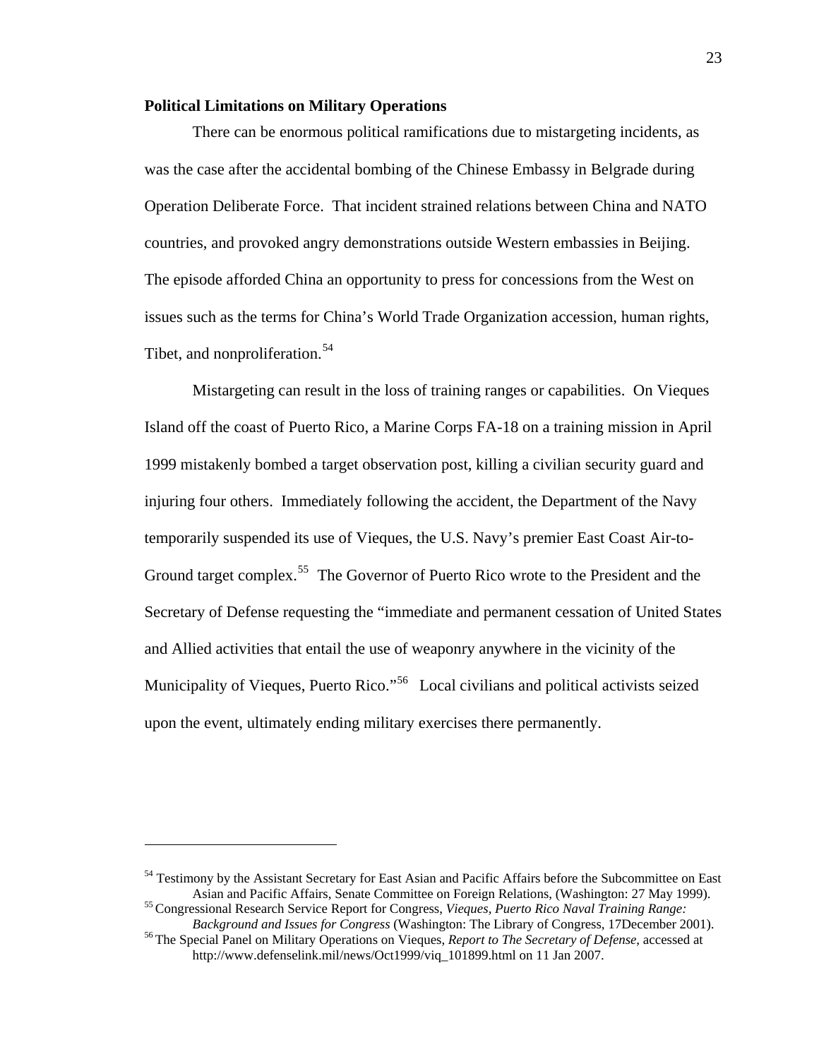**Political Limitations on Military Operations**

There can be enormous political ramifications due to mistargeting incidents, as was the case after the accidental bombing of the Chinese Embassy in Belgrade during Operation Deliberate Force. That incident strained relations between China and NATO countries, and provoked angry demonstrations outside Western embassies in Beijing. The episode afforded China an opportunity to press for concessions from the West on issues such as the terms for China's World Trade Organization accession, human rights, Tibet, and nonproliferation.[54]

Mistargeting can result in the loss of training ranges or capabilities. On Vieques Island off the coast of Puerto Rico, a Marine Corps FA-18 on a training mission in April 1999 mistakenly bombed a target observation post, killing a civilian security guard and injuring four others. Immediately following the accident, the Department of the Navy temporarily suspended its use of Vieques, the U.S. Navy's premier East Coast Air-to-Ground target complex.[55] The Governor of Puerto Rico wrote to the President and the Secretary of Defense requesting the "immediate and permanent cessation of United States and Allied activities that entail the use of weaponry anywhere in the vicinity of the Municipality of Vieques, Puerto Rico."[56] Local civilians and political activists seized upon the event, ultimately ending military exercises there permanently.

---

[54] Testimony by the Assistant Secretary for East Asian and Pacific Affairs before the Subcommittee on East Asian and Pacific Affairs, Senate Committee on Foreign Relations, (Washington: 27 May 1999).

[55] Congressional Research Service Report for Congress, *Vieques, Puerto Rico Naval Training Range: Background and Issues for Congress* (Washington: The Library of Congress, 17December 2001).

[56] The Special Panel on Military Operations on Vieques, *Report to The Secretary of Defense*, accessed at http://www.defenselink.mil/news/Oct1999/viq_101899.html on 11 Jan 2007.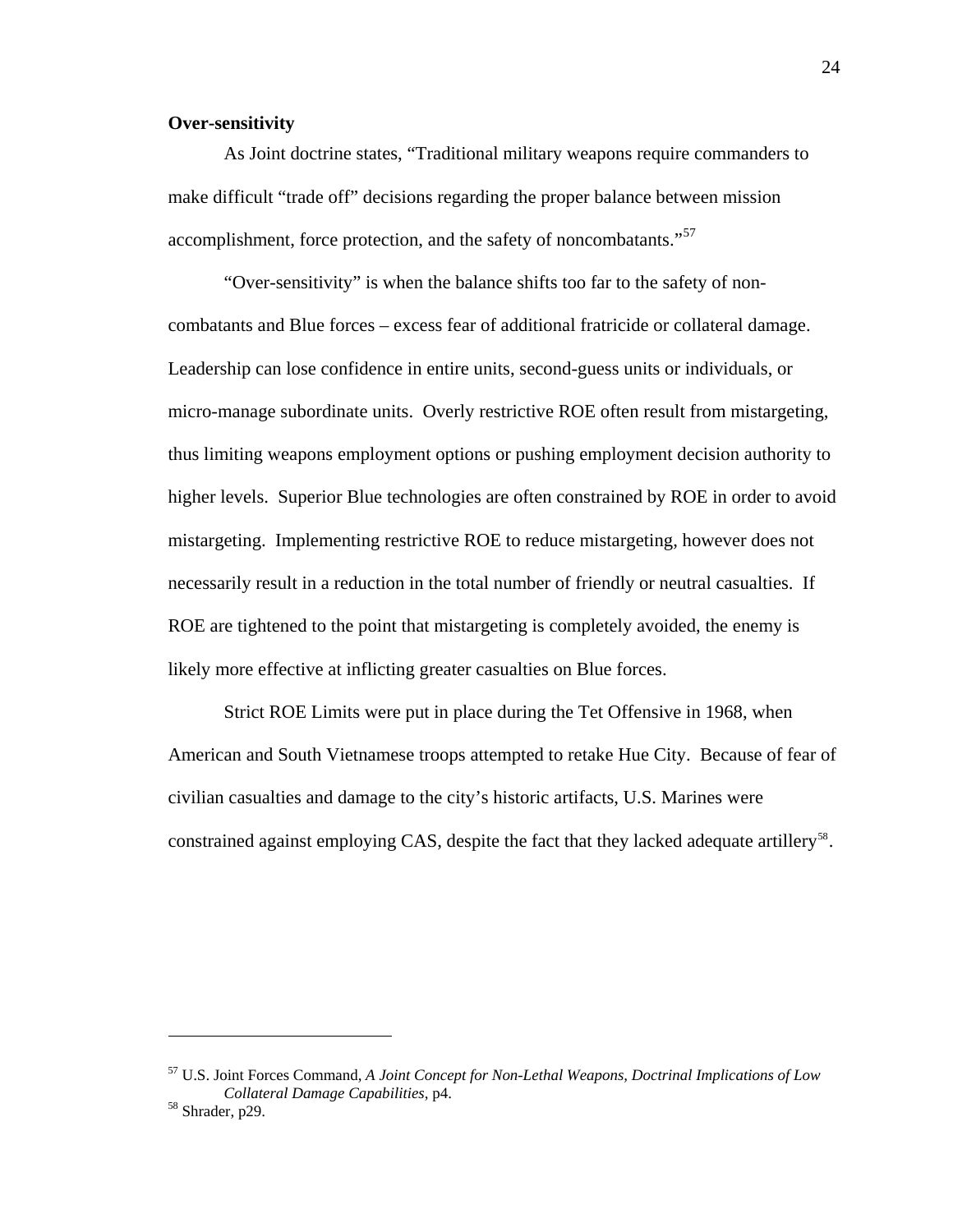**Over-sensitivity**

As Joint doctrine states, "Traditional military weapons require commanders to make difficult "trade off" decisions regarding the proper balance between mission accomplishment, force protection, and the safety of noncombatants."[57]

"Over-sensitivity" is when the balance shifts too far to the safety of non-combatants and Blue forces – excess fear of additional fratricide or collateral damage. Leadership can lose confidence in entire units, second-guess units or individuals, or micro-manage subordinate units. Overly restrictive ROE often result from mistargeting, thus limiting weapons employment options or pushing employment decision authority to higher levels. Superior Blue technologies are often constrained by ROE in order to avoid mistargeting. Implementing restrictive ROE to reduce mistargeting, however does not necessarily result in a reduction in the total number of friendly or neutral casualties. If ROE are tightened to the point that mistargeting is completely avoided, the enemy is likely more effective at inflicting greater casualties on Blue forces.

Strict ROE Limits were put in place during the Tet Offensive in 1968, when American and South Vietnamese troops attempted to retake Hue City. Because of fear of civilian casualties and damage to the city's historic artifacts, U.S. Marines were constrained against employing CAS, despite the fact that they lacked adequate artillery[58].

---

[57] U.S. Joint Forces Command, *A Joint Concept for Non-Lethal Weapons, Doctrinal Implications of Low Collateral Damage Capabilities*, p4.

[58] Shrader, p29.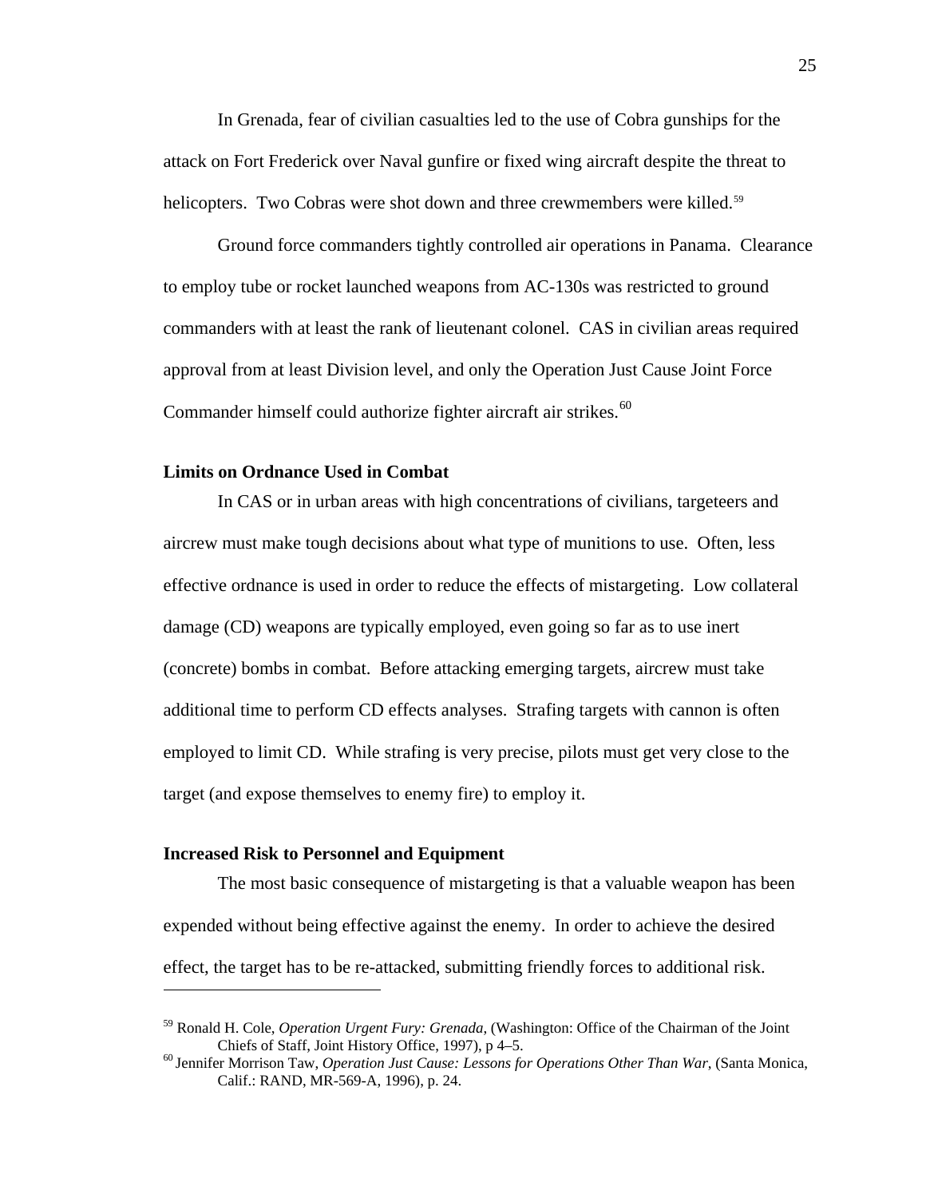In Grenada, fear of civilian casualties led to the use of Cobra gunships for the attack on Fort Frederick over Naval gunfire or fixed wing aircraft despite the threat to helicopters. Two Cobras were shot down and three crewmembers were killed.[59]

Ground force commanders tightly controlled air operations in Panama. Clearance to employ tube or rocket launched weapons from AC-130s was restricted to ground commanders with at least the rank of lieutenant colonel. CAS in civilian areas required approval from at least Division level, and only the Operation Just Cause Joint Force Commander himself could authorize fighter aircraft air strikes.[60]

### Limits on Ordnance Used in Combat

In CAS or in urban areas with high concentrations of civilians, targeteers and aircrew must make tough decisions about what type of munitions to use. Often, less effective ordnance is used in order to reduce the effects of mistargeting. Low collateral damage (CD) weapons are typically employed, even going so far as to use inert (concrete) bombs in combat. Before attacking emerging targets, aircrew must take additional time to perform CD effects analyses. Strafing targets with cannon is often employed to limit CD. While strafing is very precise, pilots must get very close to the target (and expose themselves to enemy fire) to employ it.

### Increased Risk to Personnel and Equipment

The most basic consequence of mistargeting is that a valuable weapon has been expended without being effective against the enemy. In order to achieve the desired effect, the target has to be re-attacked, submitting friendly forces to additional risk.

---

[59] Ronald H. Cole, *Operation Urgent Fury: Grenada*, (Washington: Office of the Chairman of the Joint Chiefs of Staff, Joint History Office, 1997), p 4–5.

[60] Jennifer Morrison Taw, *Operation Just Cause: Lessons for Operations Other Than War*, (Santa Monica, Calif.: RAND, MR-569-A, 1996), p. 24.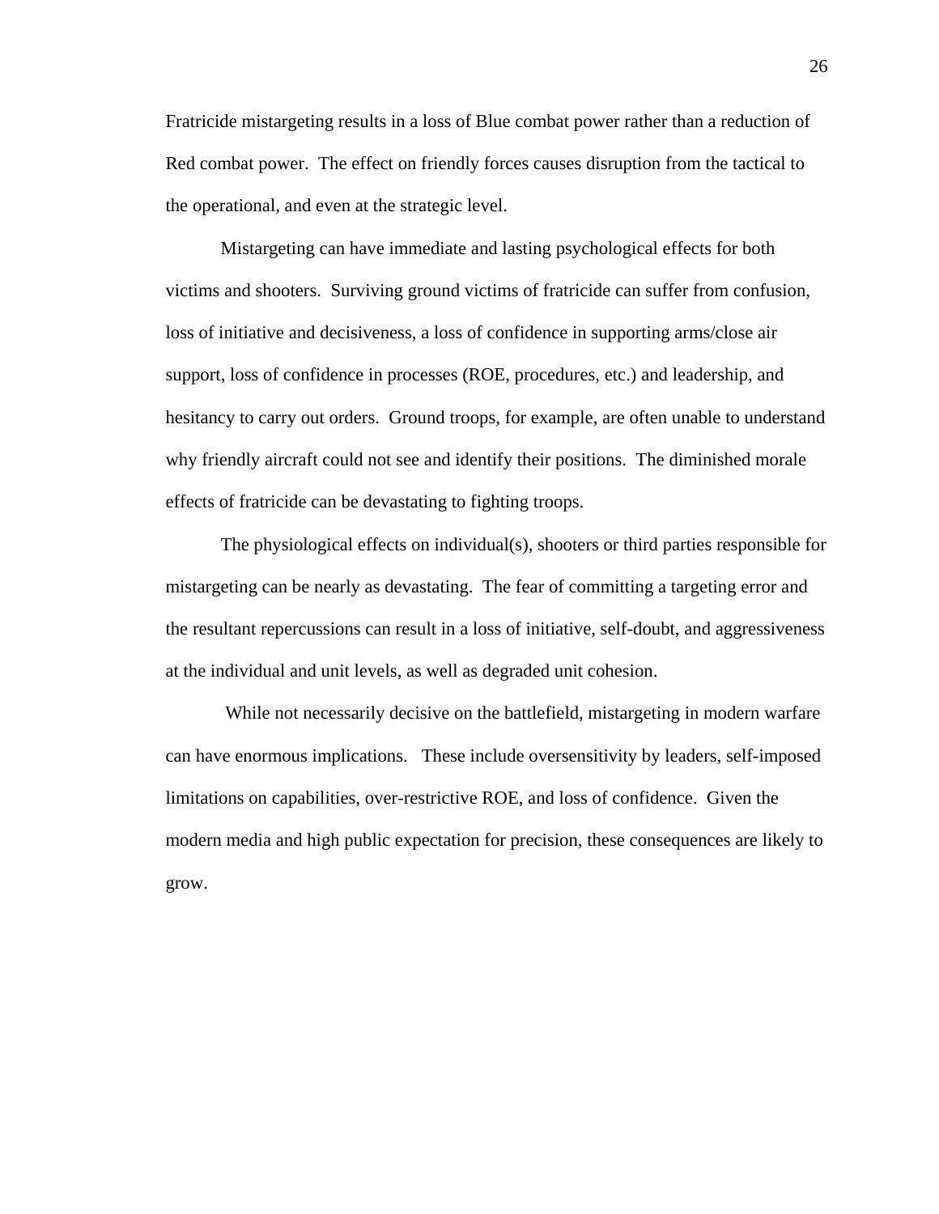Fratricide mistargeting results in a loss of Blue combat power rather than a reduction of Red combat power. The effect on friendly forces causes disruption from the tactical to the operational, and even at the strategic level.

Mistargeting can have immediate and lasting psychological effects for both victims and shooters. Surviving ground victims of fratricide can suffer from confusion, loss of initiative and decisiveness, a loss of confidence in supporting arms/close air support, loss of confidence in processes (ROE, procedures, etc.) and leadership, and hesitancy to carry out orders. Ground troops, for example, are often unable to understand why friendly aircraft could not see and identify their positions. The diminished morale effects of fratricide can be devastating to fighting troops.

The physiological effects on individual(s), shooters or third parties responsible for mistargeting can be nearly as devastating. The fear of committing a targeting error and the resultant repercussions can result in a loss of initiative, self-doubt, and aggressiveness at the individual and unit levels, as well as degraded unit cohesion.

While not necessarily decisive on the battlefield, mistargeting in modern warfare can have enormous implications. These include oversensitivity by leaders, self-imposed limitations on capabilities, over-restrictive ROE, and loss of confidence. Given the modern media and high public expectation for precision, these consequences are likely to grow.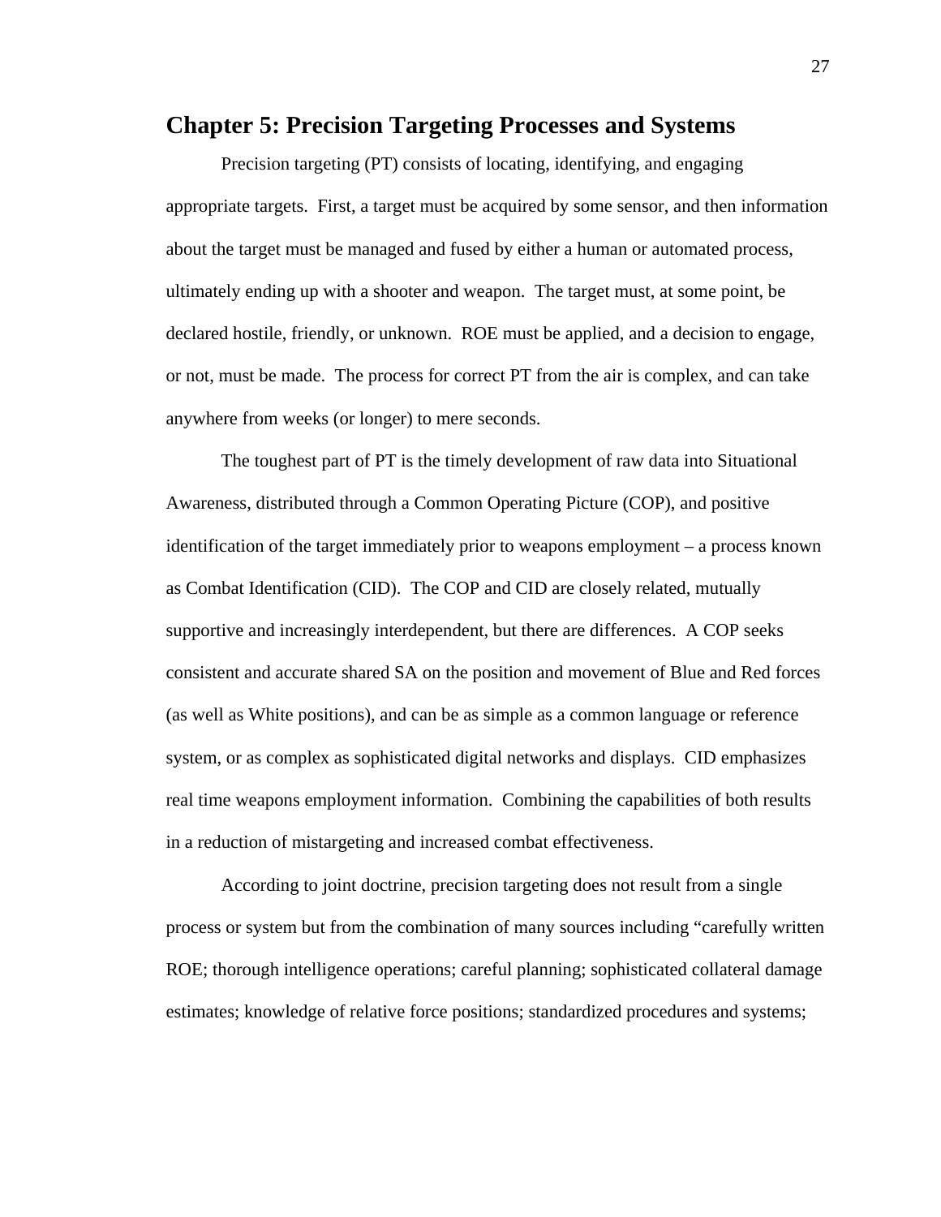# Chapter 5: Precision Targeting Processes and Systems

Precision targeting (PT) consists of locating, identifying, and engaging appropriate targets. First, a target must be acquired by some sensor, and then information about the target must be managed and fused by either a human or automated process, ultimately ending up with a shooter and weapon. The target must, at some point, be declared hostile, friendly, or unknown. ROE must be applied, and a decision to engage, or not, must be made. The process for correct PT from the air is complex, and can take anywhere from weeks (or longer) to mere seconds.

The toughest part of PT is the timely development of raw data into Situational Awareness, distributed through a Common Operating Picture (COP), and positive identification of the target immediately prior to weapons employment – a process known as Combat Identification (CID). The COP and CID are closely related, mutually supportive and increasingly interdependent, but there are differences. A COP seeks consistent and accurate shared SA on the position and movement of Blue and Red forces (as well as White positions), and can be as simple as a common language or reference system, or as complex as sophisticated digital networks and displays. CID emphasizes real time weapons employment information. Combining the capabilities of both results in a reduction of mistargeting and increased combat effectiveness.

According to joint doctrine, precision targeting does not result from a single process or system but from the combination of many sources including "carefully written ROE; thorough intelligence operations; careful planning; sophisticated collateral damage estimates; knowledge of relative force positions; standardized procedures and systems;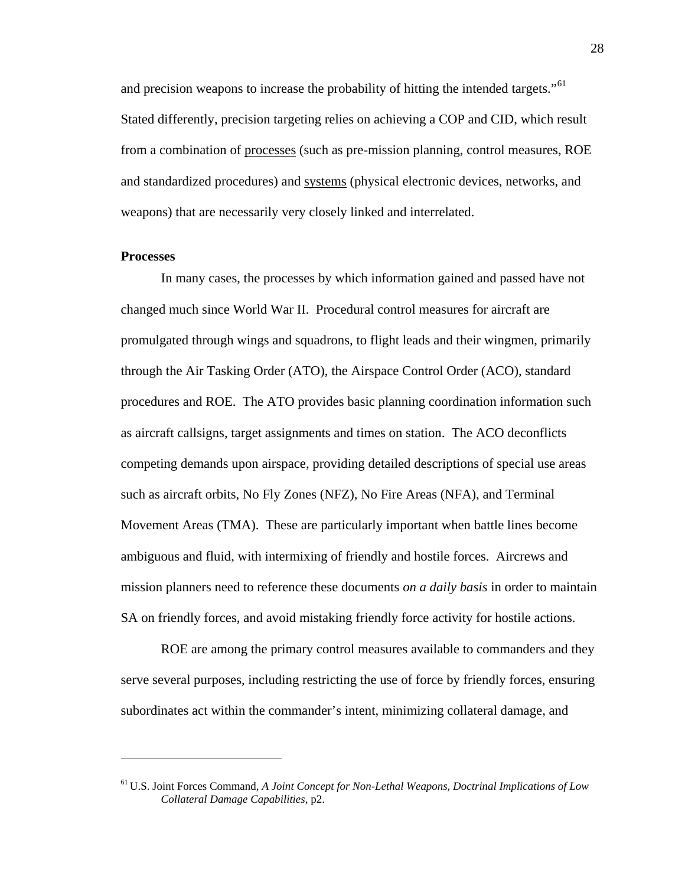and precision weapons to increase the probability of hitting the intended targets."[61] Stated differently, precision targeting relies on achieving a COP and CID, which result from a combination of processes (such as pre-mission planning, control measures, ROE and standardized procedures) and systems (physical electronic devices, networks, and weapons) that are necessarily very closely linked and interrelated.

**Processes**

In many cases, the processes by which information gained and passed have not changed much since World War II. Procedural control measures for aircraft are promulgated through wings and squadrons, to flight leads and their wingmen, primarily through the Air Tasking Order (ATO), the Airspace Control Order (ACO), standard procedures and ROE. The ATO provides basic planning coordination information such as aircraft callsigns, target assignments and times on station. The ACO deconflicts competing demands upon airspace, providing detailed descriptions of special use areas such as aircraft orbits, No Fly Zones (NFZ), No Fire Areas (NFA), and Terminal Movement Areas (TMA). These are particularly important when battle lines become ambiguous and fluid, with intermixing of friendly and hostile forces. Aircrews and mission planners need to reference these documents *on a daily basis* in order to maintain SA on friendly forces, and avoid mistaking friendly force activity for hostile actions.

ROE are among the primary control measures available to commanders and they serve several purposes, including restricting the use of force by friendly forces, ensuring subordinates act within the commander's intent, minimizing collateral damage, and

---

[61] U.S. Joint Forces Command, *A Joint Concept for Non-Lethal Weapons, Doctrinal Implications of Low Collateral Damage Capabilities*, p2.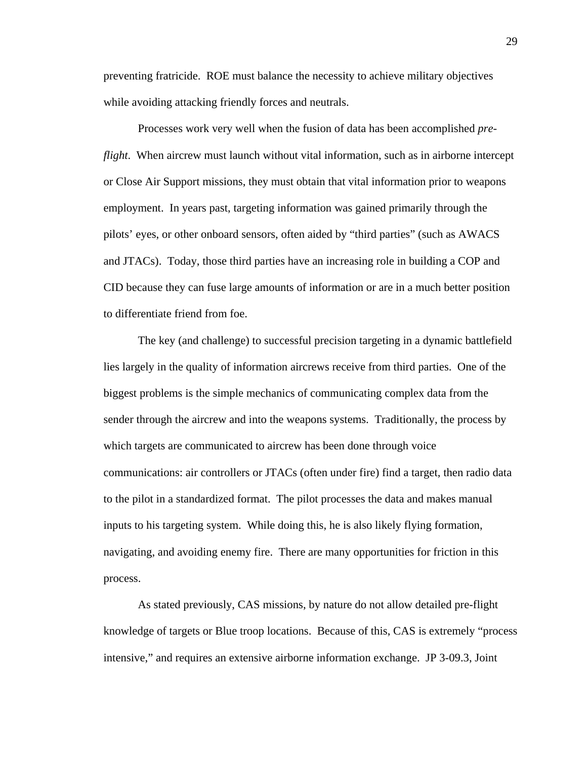preventing fratricide. ROE must balance the necessity to achieve military objectives while avoiding attacking friendly forces and neutrals.

Processes work very well when the fusion of data has been accomplished *pre-flight*. When aircrew must launch without vital information, such as in airborne intercept or Close Air Support missions, they must obtain that vital information prior to weapons employment. In years past, targeting information was gained primarily through the pilots' eyes, or other onboard sensors, often aided by "third parties" (such as AWACS and JTACs). Today, those third parties have an increasing role in building a COP and CID because they can fuse large amounts of information or are in a much better position to differentiate friend from foe.

The key (and challenge) to successful precision targeting in a dynamic battlefield lies largely in the quality of information aircrews receive from third parties. One of the biggest problems is the simple mechanics of communicating complex data from the sender through the aircrew and into the weapons systems. Traditionally, the process by which targets are communicated to aircrew has been done through voice communications: air controllers or JTACs (often under fire) find a target, then radio data to the pilot in a standardized format. The pilot processes the data and makes manual inputs to his targeting system. While doing this, he is also likely flying formation, navigating, and avoiding enemy fire. There are many opportunities for friction in this process.

As stated previously, CAS missions, by nature do not allow detailed pre-flight knowledge of targets or Blue troop locations. Because of this, CAS is extremely "process intensive," and requires an extensive airborne information exchange. JP 3-09.3, Joint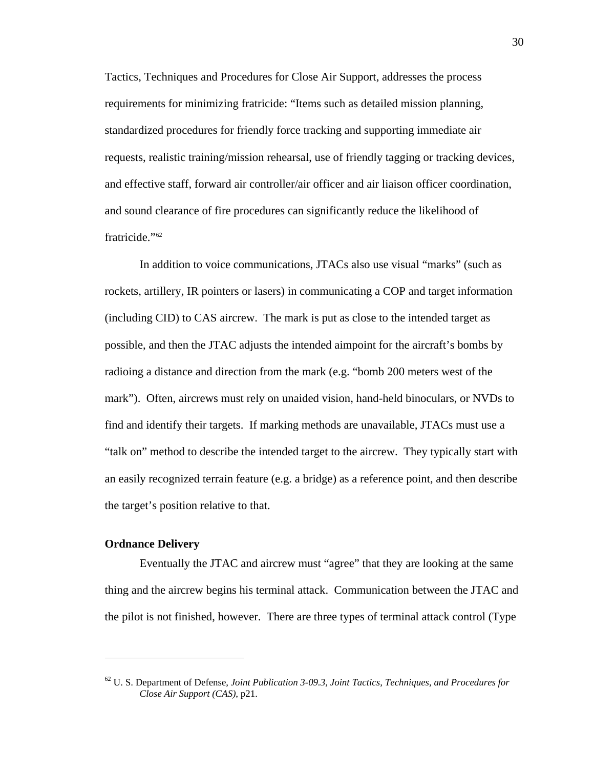Tactics, Techniques and Procedures for Close Air Support, addresses the process requirements for minimizing fratricide: "Items such as detailed mission planning, standardized procedures for friendly force tracking and supporting immediate air requests, realistic training/mission rehearsal, use of friendly tagging or tracking devices, and effective staff, forward air controller/air officer and air liaison officer coordination, and sound clearance of fire procedures can significantly reduce the likelihood of fratricide."[62]

In addition to voice communications, JTACs also use visual "marks" (such as rockets, artillery, IR pointers or lasers) in communicating a COP and target information (including CID) to CAS aircrew. The mark is put as close to the intended target as possible, and then the JTAC adjusts the intended aimpoint for the aircraft's bombs by radioing a distance and direction from the mark (e.g. "bomb 200 meters west of the mark"). Often, aircrews must rely on unaided vision, hand-held binoculars, or NVDs to find and identify their targets. If marking methods are unavailable, JTACs must use a "talk on" method to describe the intended target to the aircrew. They typically start with an easily recognized terrain feature (e.g. a bridge) as a reference point, and then describe the target's position relative to that.

**Ordnance Delivery**

Eventually the JTAC and aircrew must "agree" that they are looking at the same thing and the aircrew begins his terminal attack. Communication between the JTAC and the pilot is not finished, however. There are three types of terminal attack control (Type

---

[62] U. S. Department of Defense, *Joint Publication 3-09.3, Joint Tactics, Techniques, and Procedures for Close Air Support (CAS)*, p21.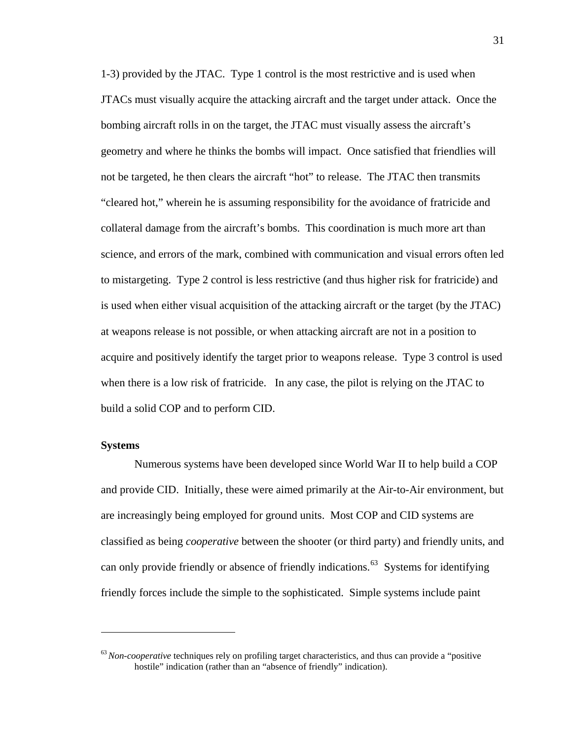1-3) provided by the JTAC. Type 1 control is the most restrictive and is used when JTACs must visually acquire the attacking aircraft and the target under attack. Once the bombing aircraft rolls in on the target, the JTAC must visually assess the aircraft's geometry and where he thinks the bombs will impact. Once satisfied that friendlies will not be targeted, he then clears the aircraft "hot" to release. The JTAC then transmits "cleared hot," wherein he is assuming responsibility for the avoidance of fratricide and collateral damage from the aircraft's bombs. This coordination is much more art than science, and errors of the mark, combined with communication and visual errors often led to mistargeting. Type 2 control is less restrictive (and thus higher risk for fratricide) and is used when either visual acquisition of the attacking aircraft or the target (by the JTAC) at weapons release is not possible, or when attacking aircraft are not in a position to acquire and positively identify the target prior to weapons release. Type 3 control is used when there is a low risk of fratricide. In any case, the pilot is relying on the JTAC to build a solid COP and to perform CID.

**Systems**

Numerous systems have been developed since World War II to help build a COP and provide CID. Initially, these were aimed primarily at the Air-to-Air environment, but are increasingly being employed for ground units. Most COP and CID systems are classified as being *cooperative* between the shooter (or third party) and friendly units, and can only provide friendly or absence of friendly indications.[63] Systems for identifying friendly forces include the simple to the sophisticated. Simple systems include paint

---

[63] *Non-cooperative* techniques rely on profiling target characteristics, and thus can provide a "positive hostile" indication (rather than an "absence of friendly" indication).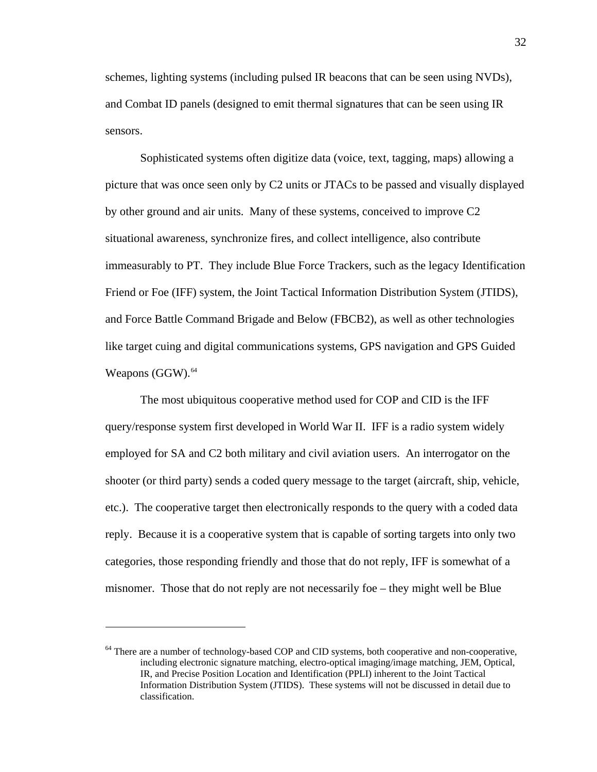schemes, lighting systems (including pulsed IR beacons that can be seen using NVDs), and Combat ID panels (designed to emit thermal signatures that can be seen using IR sensors.

Sophisticated systems often digitize data (voice, text, tagging, maps) allowing a picture that was once seen only by C2 units or JTACs to be passed and visually displayed by other ground and air units. Many of these systems, conceived to improve C2 situational awareness, synchronize fires, and collect intelligence, also contribute immeasurably to PT. They include Blue Force Trackers, such as the legacy Identification Friend or Foe (IFF) system, the Joint Tactical Information Distribution System (JTIDS), and Force Battle Command Brigade and Below (FBCB2), as well as other technologies like target cuing and digital communications systems, GPS navigation and GPS Guided Weapons (GGW).[64]

The most ubiquitous cooperative method used for COP and CID is the IFF query/response system first developed in World War II. IFF is a radio system widely employed for SA and C2 both military and civil aviation users. An interrogator on the shooter (or third party) sends a coded query message to the target (aircraft, ship, vehicle, etc.). The cooperative target then electronically responds to the query with a coded data reply. Because it is a cooperative system that is capable of sorting targets into only two categories, those responding friendly and those that do not reply, IFF is somewhat of a misnomer. Those that do not reply are not necessarily foe – they might well be Blue

---

[64] There are a number of technology-based COP and CID systems, both cooperative and non-cooperative, including electronic signature matching, electro-optical imaging/image matching, JEM, Optical, IR, and Precise Position Location and Identification (PPLI) inherent to the Joint Tactical Information Distribution System (JTIDS). These systems will not be discussed in detail due to classification.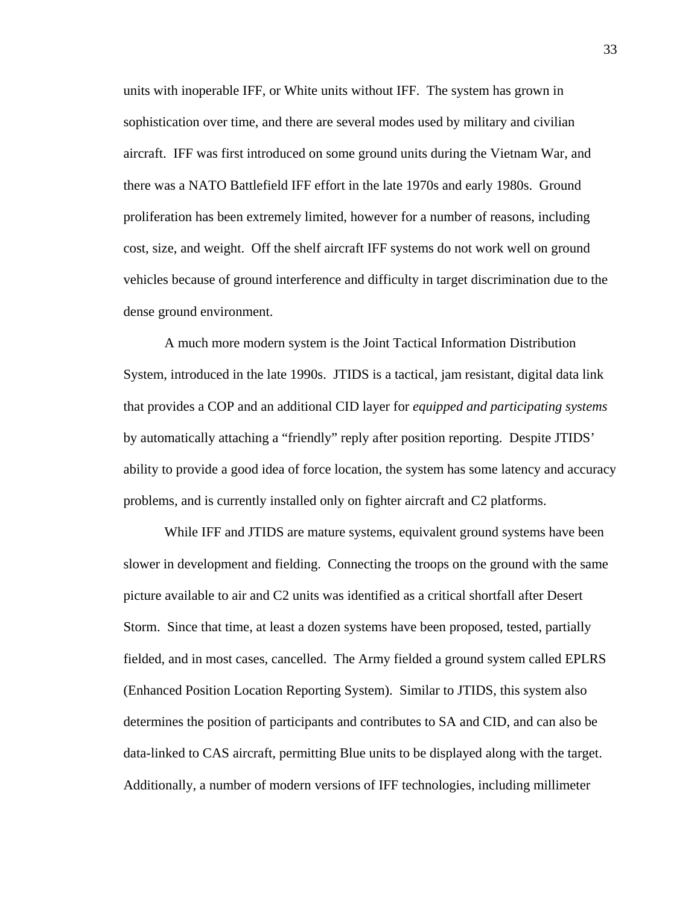units with inoperable IFF, or White units without IFF.  The system has grown in sophistication over time, and there are several modes used by military and civilian aircraft.  IFF was first introduced on some ground units during the Vietnam War, and there was a NATO Battlefield IFF effort in the late 1970s and early 1980s.  Ground proliferation has been extremely limited, however for a number of reasons, including cost, size, and weight.  Off the shelf aircraft IFF systems do not work well on ground vehicles because of ground interference and difficulty in target discrimination due to the dense ground environment.

A much more modern system is the Joint Tactical Information Distribution System, introduced in the late 1990s.  JTIDS is a tactical, jam resistant, digital data link that provides a COP and an additional CID layer for *equipped and participating systems* by automatically attaching a "friendly" reply after position reporting.  Despite JTIDS' ability to provide a good idea of force location, the system has some latency and accuracy problems, and is currently installed only on fighter aircraft and C2 platforms.

While IFF and JTIDS are mature systems, equivalent ground systems have been slower in development and fielding.  Connecting the troops on the ground with the same picture available to air and C2 units was identified as a critical shortfall after Desert Storm.  Since that time, at least a dozen systems have been proposed, tested, partially fielded, and in most cases, cancelled.  The Army fielded a ground system called EPLRS (Enhanced Position Location Reporting System).  Similar to JTIDS, this system also determines the position of participants and contributes to SA and CID, and can also be data-linked to CAS aircraft, permitting Blue units to be displayed along with the target.  Additionally, a number of modern versions of IFF technologies, including millimeter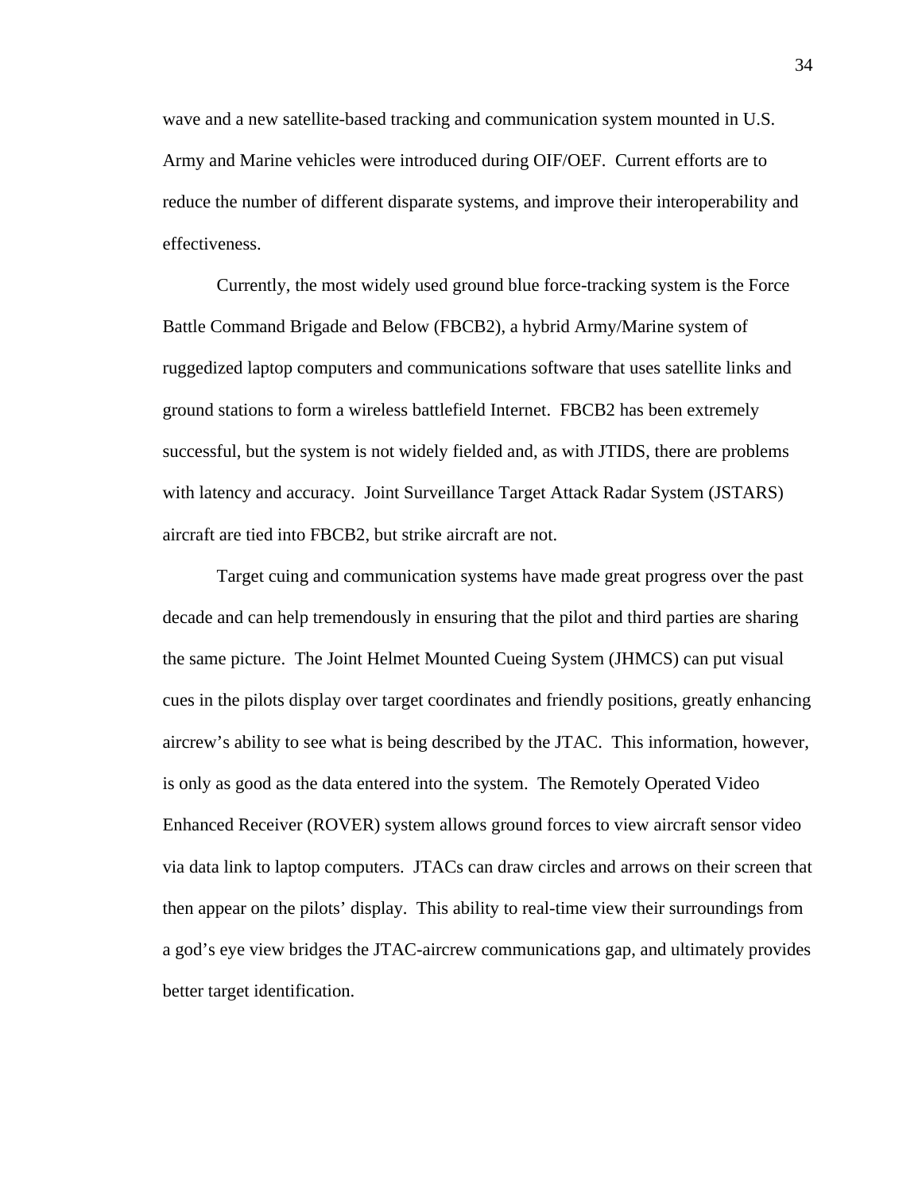wave and a new satellite-based tracking and communication system mounted in U.S. Army and Marine vehicles were introduced during OIF/OEF. Current efforts are to reduce the number of different disparate systems, and improve their interoperability and effectiveness.

Currently, the most widely used ground blue force-tracking system is the Force Battle Command Brigade and Below (FBCB2), a hybrid Army/Marine system of ruggedized laptop computers and communications software that uses satellite links and ground stations to form a wireless battlefield Internet. FBCB2 has been extremely successful, but the system is not widely fielded and, as with JTIDS, there are problems with latency and accuracy. Joint Surveillance Target Attack Radar System (JSTARS) aircraft are tied into FBCB2, but strike aircraft are not.

Target cuing and communication systems have made great progress over the past decade and can help tremendously in ensuring that the pilot and third parties are sharing the same picture. The Joint Helmet Mounted Cueing System (JHMCS) can put visual cues in the pilots display over target coordinates and friendly positions, greatly enhancing aircrew's ability to see what is being described by the JTAC. This information, however, is only as good as the data entered into the system. The Remotely Operated Video Enhanced Receiver (ROVER) system allows ground forces to view aircraft sensor video via data link to laptop computers. JTACs can draw circles and arrows on their screen that then appear on the pilots' display. This ability to real-time view their surroundings from a god's eye view bridges the JTAC-aircrew communications gap, and ultimately provides better target identification.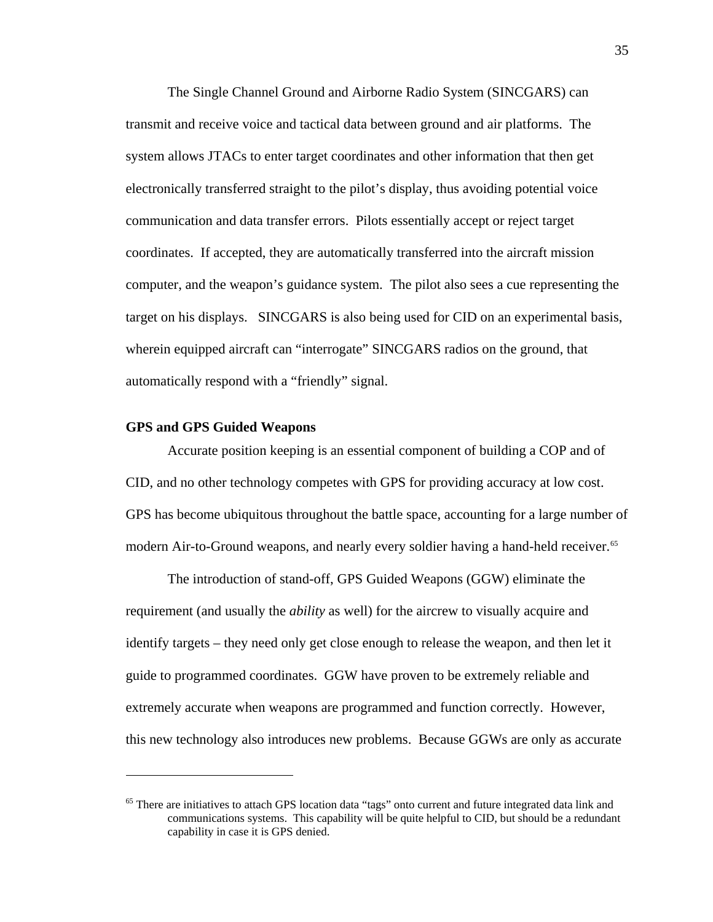The Single Channel Ground and Airborne Radio System (SINCGARS) can transmit and receive voice and tactical data between ground and air platforms. The system allows JTACs to enter target coordinates and other information that then get electronically transferred straight to the pilot's display, thus avoiding potential voice communication and data transfer errors. Pilots essentially accept or reject target coordinates. If accepted, they are automatically transferred into the aircraft mission computer, and the weapon's guidance system. The pilot also sees a cue representing the target on his displays. SINCGARS is also being used for CID on an experimental basis, wherein equipped aircraft can "interrogate" SINCGARS radios on the ground, that automatically respond with a "friendly" signal.

**GPS and GPS Guided Weapons**

Accurate position keeping is an essential component of building a COP and of CID, and no other technology competes with GPS for providing accuracy at low cost. GPS has become ubiquitous throughout the battle space, accounting for a large number of modern Air-to-Ground weapons, and nearly every soldier having a hand-held receiver.[65]

The introduction of stand-off, GPS Guided Weapons (GGW) eliminate the requirement (and usually the *ability* as well) for the aircrew to visually acquire and identify targets – they need only get close enough to release the weapon, and then let it guide to programmed coordinates. GGW have proven to be extremely reliable and extremely accurate when weapons are programmed and function correctly. However, this new technology also introduces new problems. Because GGWs are only as accurate

---

[65] There are initiatives to attach GPS location data "tags" onto current and future integrated data link and communications systems. This capability will be quite helpful to CID, but should be a redundant capability in case it is GPS denied.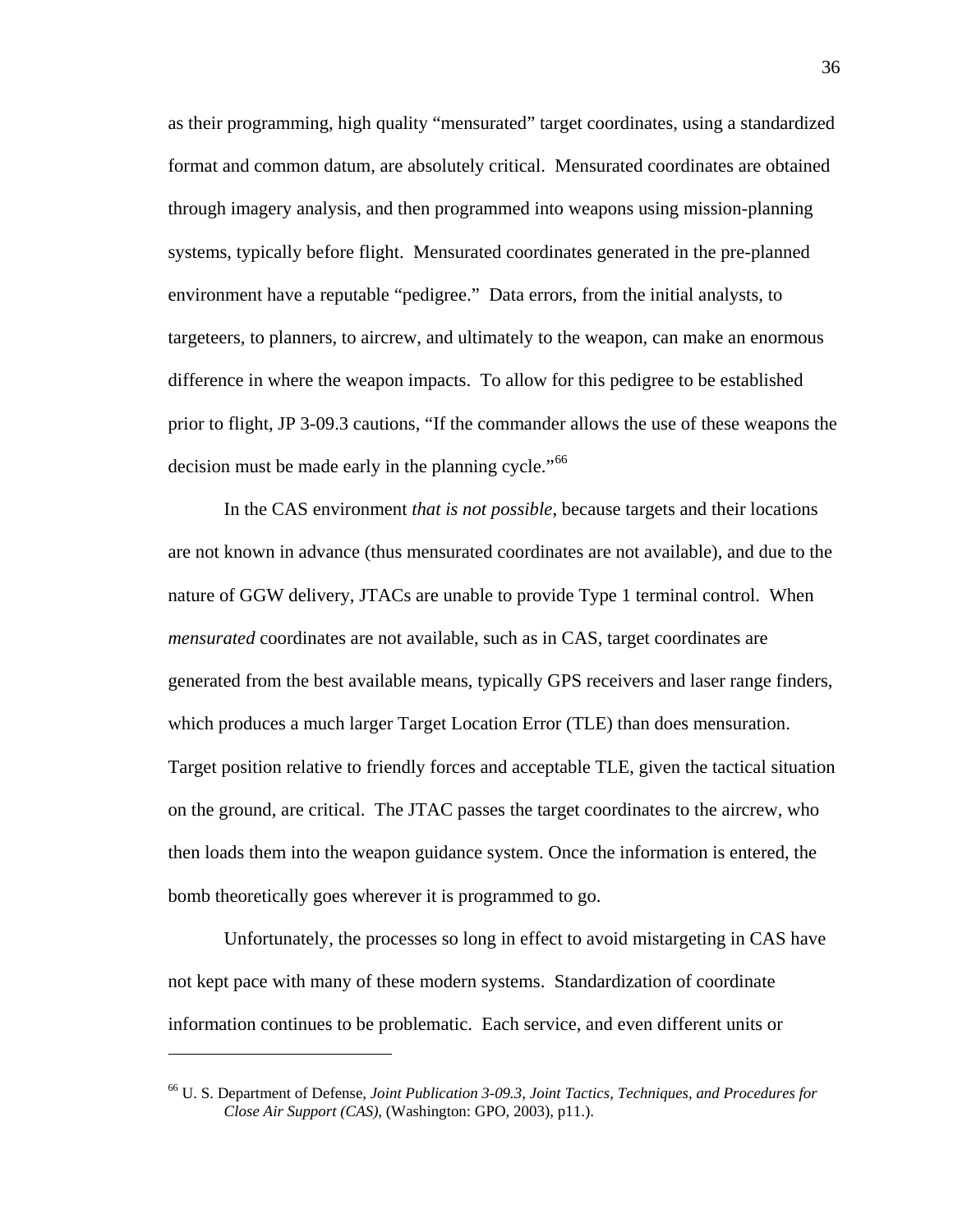as their programming, high quality "mensurated" target coordinates, using a standardized format and common datum, are absolutely critical. Mensurated coordinates are obtained through imagery analysis, and then programmed into weapons using mission-planning systems, typically before flight. Mensurated coordinates generated in the pre-planned environment have a reputable "pedigree." Data errors, from the initial analysts, to targeteers, to planners, to aircrew, and ultimately to the weapon, can make an enormous difference in where the weapon impacts. To allow for this pedigree to be established prior to flight, JP 3-09.3 cautions, "If the commander allows the use of these weapons the decision must be made early in the planning cycle."[66]

In the CAS environment *that is not possible*, because targets and their locations are not known in advance (thus mensurated coordinates are not available), and due to the nature of GGW delivery, JTACs are unable to provide Type 1 terminal control. When *mensurated* coordinates are not available, such as in CAS, target coordinates are generated from the best available means, typically GPS receivers and laser range finders, which produces a much larger Target Location Error (TLE) than does mensuration. Target position relative to friendly forces and acceptable TLE, given the tactical situation on the ground, are critical. The JTAC passes the target coordinates to the aircrew, who then loads them into the weapon guidance system. Once the information is entered, the bomb theoretically goes wherever it is programmed to go.

Unfortunately, the processes so long in effect to avoid mistargeting in CAS have not kept pace with many of these modern systems. Standardization of coordinate information continues to be problematic. Each service, and even different units or

---

[66] U. S. Department of Defense, *Joint Publication 3-09.3, Joint Tactics, Techniques, and Procedures for Close Air Support (CAS)*, (Washington: GPO, 2003), p11.).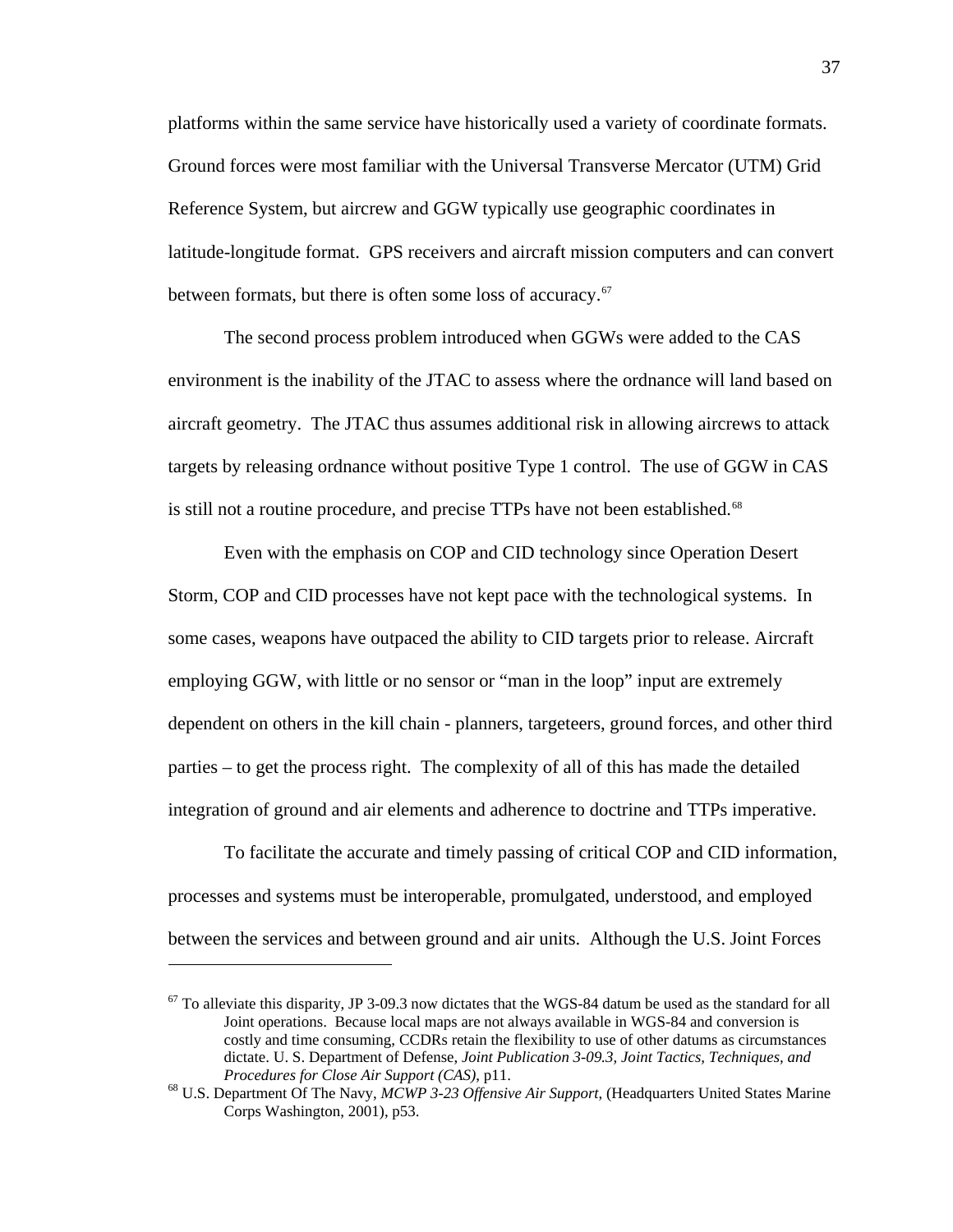platforms within the same service have historically used a variety of coordinate formats. Ground forces were most familiar with the Universal Transverse Mercator (UTM) Grid Reference System, but aircrew and GGW typically use geographic coordinates in latitude-longitude format. GPS receivers and aircraft mission computers and can convert between formats, but there is often some loss of accuracy.[67]

The second process problem introduced when GGWs were added to the CAS environment is the inability of the JTAC to assess where the ordnance will land based on aircraft geometry. The JTAC thus assumes additional risk in allowing aircrews to attack targets by releasing ordnance without positive Type 1 control. The use of GGW in CAS is still not a routine procedure, and precise TTPs have not been established.[68]

Even with the emphasis on COP and CID technology since Operation Desert Storm, COP and CID processes have not kept pace with the technological systems. In some cases, weapons have outpaced the ability to CID targets prior to release. Aircraft employing GGW, with little or no sensor or "man in the loop" input are extremely dependent on others in the kill chain - planners, targeteers, ground forces, and other third parties – to get the process right. The complexity of all of this has made the detailed integration of ground and air elements and adherence to doctrine and TTPs imperative.

To facilitate the accurate and timely passing of critical COP and CID information, processes and systems must be interoperable, promulgated, understood, and employed between the services and between ground and air units. Although the U.S. Joint Forces

---

[67] To alleviate this disparity, JP 3-09.3 now dictates that the WGS-84 datum be used as the standard for all Joint operations. Because local maps are not always available in WGS-84 and conversion is costly and time consuming, CCDRs retain the flexibility to use of other datums as circumstances dictate. U. S. Department of Defense, *Joint Publication 3-09.3, Joint Tactics, Techniques, and Procedures for Close Air Support (CAS)*, p11.

[68] U.S. Department Of The Navy, *MCWP 3-23 Offensive Air Support*, (Headquarters United States Marine Corps Washington, 2001), p53.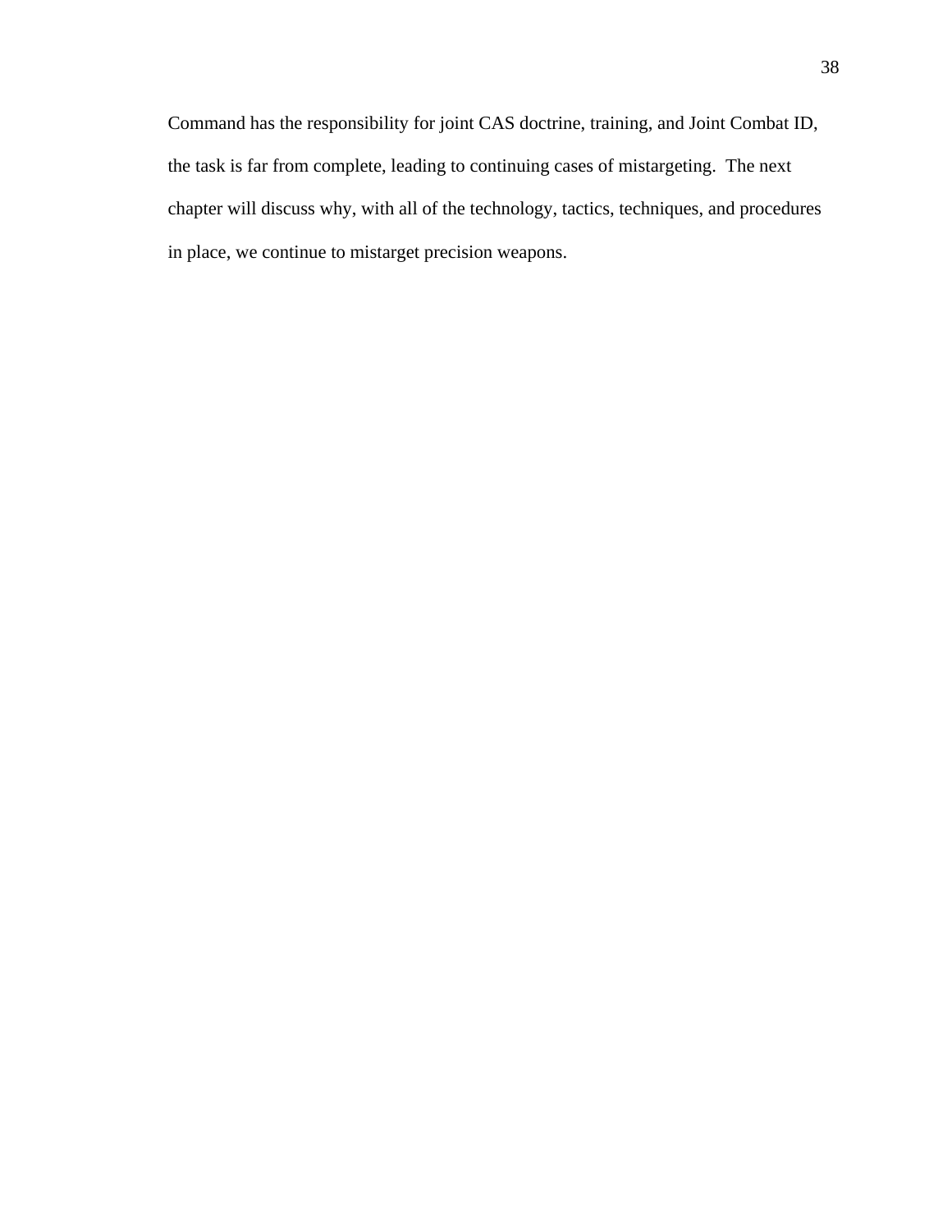Command has the responsibility for joint CAS doctrine, training, and Joint Combat ID, the task is far from complete, leading to continuing cases of mistargeting. The next chapter will discuss why, with all of the technology, tactics, techniques, and procedures in place, we continue to mistarget precision weapons.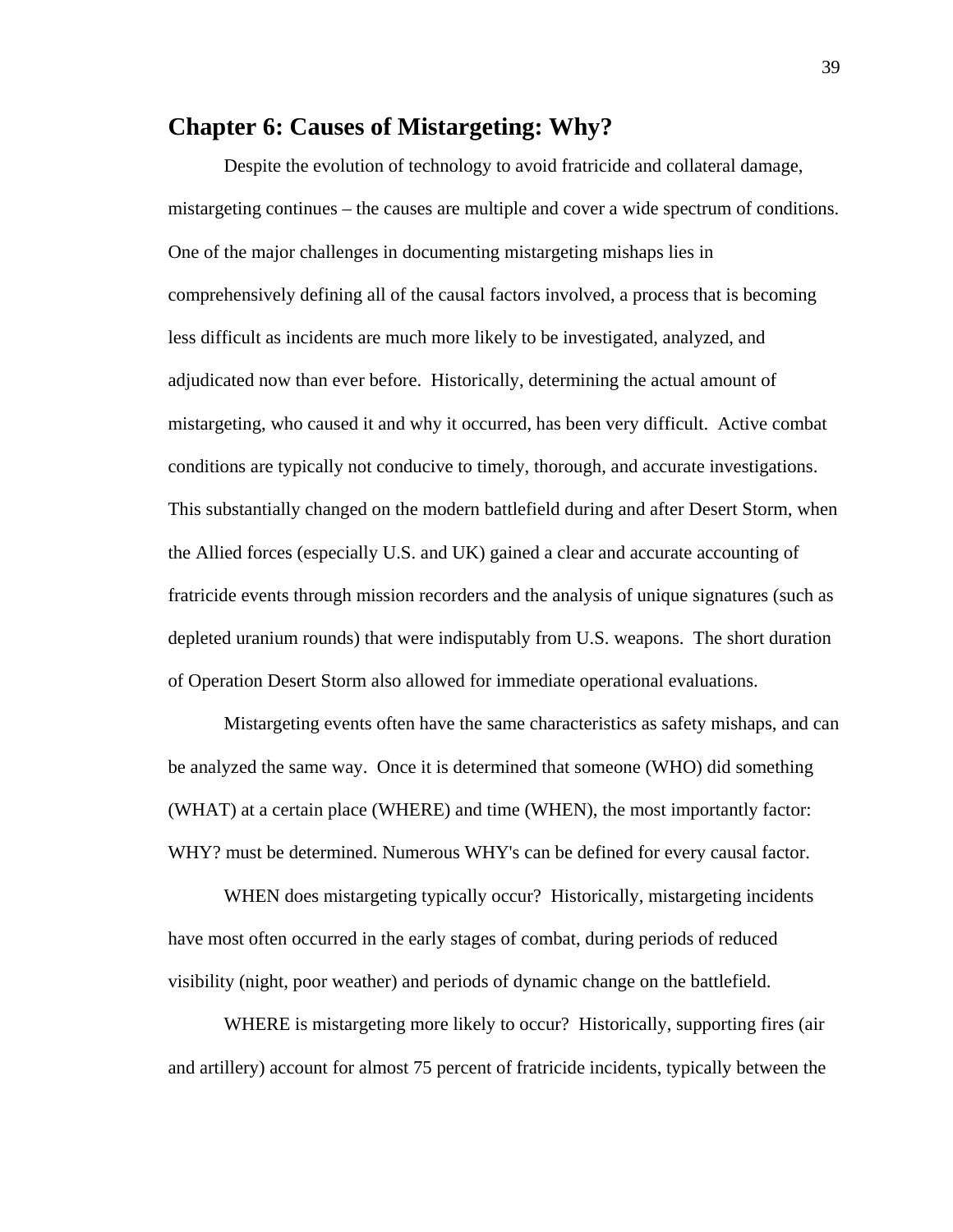## Chapter 6: Causes of Mistargeting: Why?

Despite the evolution of technology to avoid fratricide and collateral damage, mistargeting continues – the causes are multiple and cover a wide spectrum of conditions. One of the major challenges in documenting mistargeting mishaps lies in comprehensively defining all of the causal factors involved, a process that is becoming less difficult as incidents are much more likely to be investigated, analyzed, and adjudicated now than ever before. Historically, determining the actual amount of mistargeting, who caused it and why it occurred, has been very difficult. Active combat conditions are typically not conducive to timely, thorough, and accurate investigations. This substantially changed on the modern battlefield during and after Desert Storm, when the Allied forces (especially U.S. and UK) gained a clear and accurate accounting of fratricide events through mission recorders and the analysis of unique signatures (such as depleted uranium rounds) that were indisputably from U.S. weapons. The short duration of Operation Desert Storm also allowed for immediate operational evaluations.

Mistargeting events often have the same characteristics as safety mishaps, and can be analyzed the same way. Once it is determined that someone (WHO) did something (WHAT) at a certain place (WHERE) and time (WHEN), the most importantly factor: WHY? must be determined. Numerous WHY's can be defined for every causal factor.

WHEN does mistargeting typically occur? Historically, mistargeting incidents have most often occurred in the early stages of combat, during periods of reduced visibility (night, poor weather) and periods of dynamic change on the battlefield.

WHERE is mistargeting more likely to occur? Historically, supporting fires (air and artillery) account for almost 75 percent of fratricide incidents, typically between the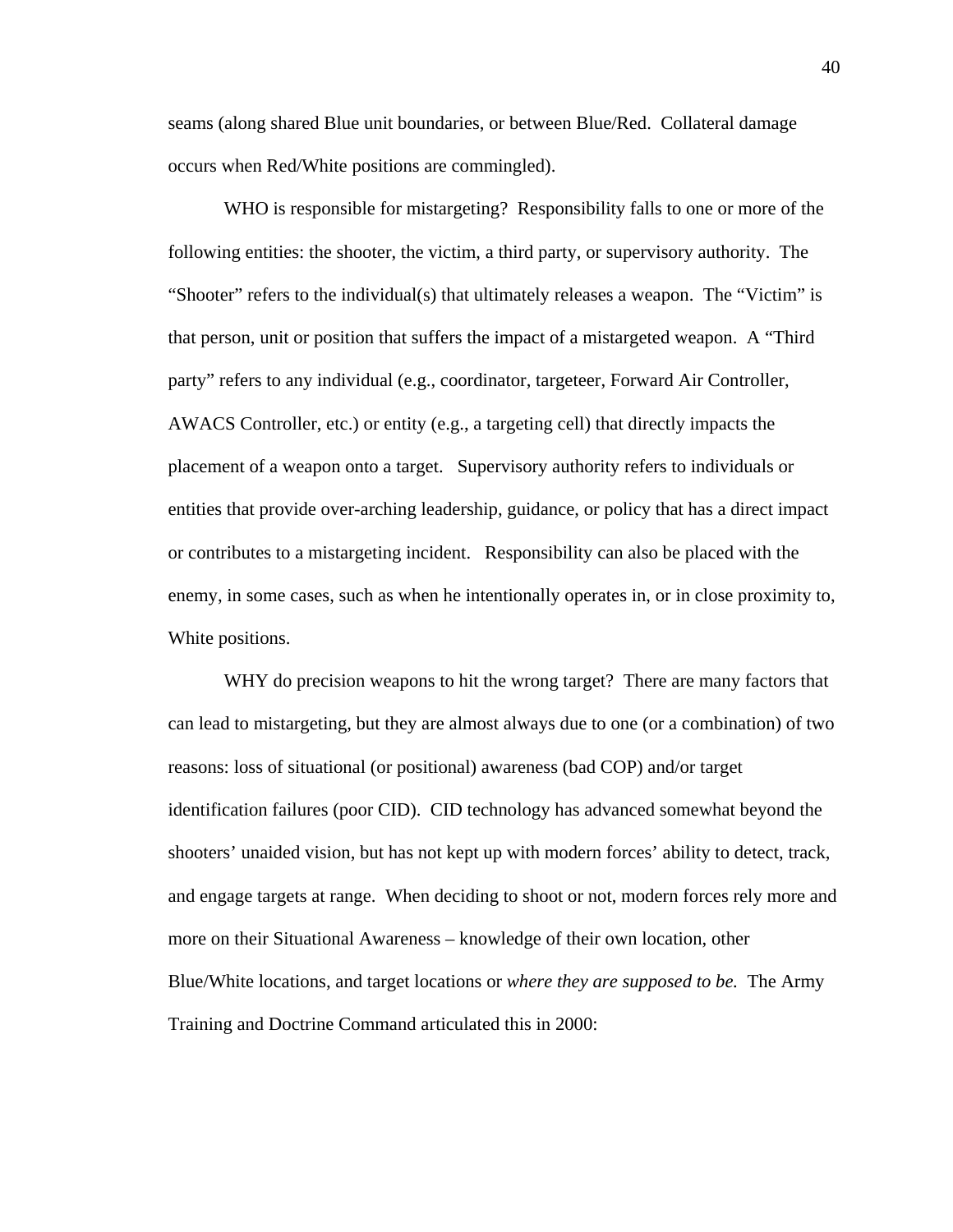seams (along shared Blue unit boundaries, or between Blue/Red. Collateral damage occurs when Red/White positions are commingled).

WHO is responsible for mistargeting? Responsibility falls to one or more of the following entities: the shooter, the victim, a third party, or supervisory authority. The "Shooter" refers to the individual(s) that ultimately releases a weapon. The "Victim" is that person, unit or position that suffers the impact of a mistargeted weapon. A "Third party" refers to any individual (e.g., coordinator, targeteer, Forward Air Controller, AWACS Controller, etc.) or entity (e.g., a targeting cell) that directly impacts the placement of a weapon onto a target. Supervisory authority refers to individuals or entities that provide over-arching leadership, guidance, or policy that has a direct impact or contributes to a mistargeting incident. Responsibility can also be placed with the enemy, in some cases, such as when he intentionally operates in, or in close proximity to, White positions.

WHY do precision weapons to hit the wrong target? There are many factors that can lead to mistargeting, but they are almost always due to one (or a combination) of two reasons: loss of situational (or positional) awareness (bad COP) and/or target identification failures (poor CID). CID technology has advanced somewhat beyond the shooters' unaided vision, but has not kept up with modern forces' ability to detect, track, and engage targets at range. When deciding to shoot or not, modern forces rely more and more on their Situational Awareness – knowledge of their own location, other Blue/White locations, and target locations or *where they are supposed to be.* The Army Training and Doctrine Command articulated this in 2000: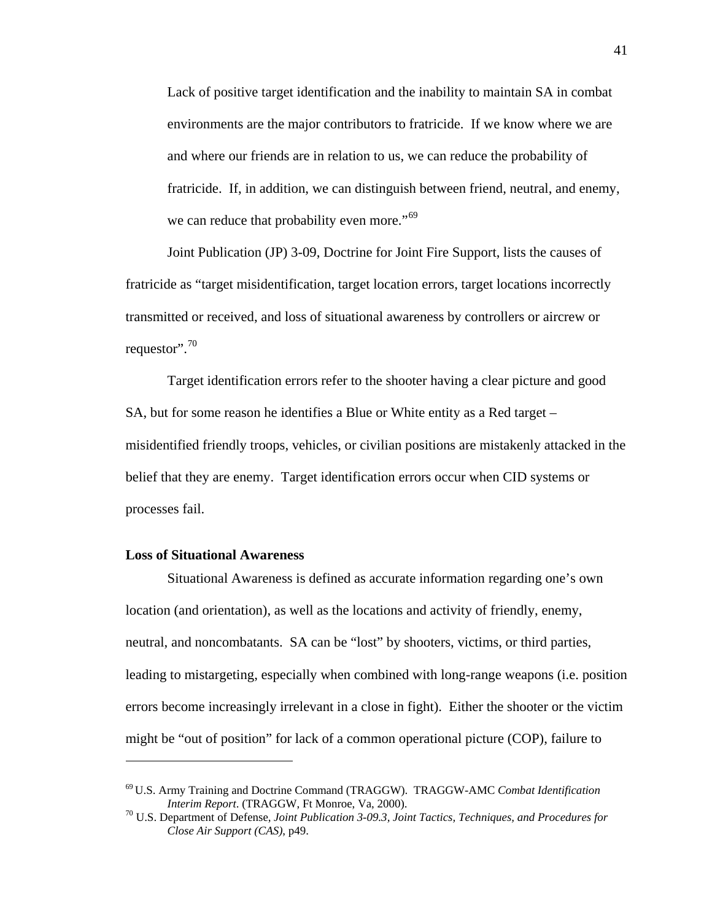> Lack of positive target identification and the inability to maintain SA in combat environments are the major contributors to fratricide. If we know where we are and where our friends are in relation to us, we can reduce the probability of fratricide. If, in addition, we can distinguish between friend, neutral, and enemy, we can reduce that probability even more."[69]

Joint Publication (JP) 3-09, Doctrine for Joint Fire Support, lists the causes of fratricide as "target misidentification, target location errors, target locations incorrectly transmitted or received, and loss of situational awareness by controllers or aircrew or requestor".[70]

Target identification errors refer to the shooter having a clear picture and good SA, but for some reason he identifies a Blue or White entity as a Red target – misidentified friendly troops, vehicles, or civilian positions are mistakenly attacked in the belief that they are enemy. Target identification errors occur when CID systems or processes fail.

**Loss of Situational Awareness**

Situational Awareness is defined as accurate information regarding one's own location (and orientation), as well as the locations and activity of friendly, enemy, neutral, and noncombatants. SA can be "lost" by shooters, victims, or third parties, leading to mistargeting, especially when combined with long-range weapons (i.e. position errors become increasingly irrelevant in a close in fight). Either the shooter or the victim might be "out of position" for lack of a common operational picture (COP), failure to

---

[69] U.S. Army Training and Doctrine Command (TRAGGW). TRAGGW-AMC *Combat Identification Interim Report*. (TRAGGW, Ft Monroe, Va, 2000).

[70] U.S. Department of Defense, *Joint Publication 3-09.3, Joint Tactics, Techniques, and Procedures for Close Air Support (CAS)*, p49.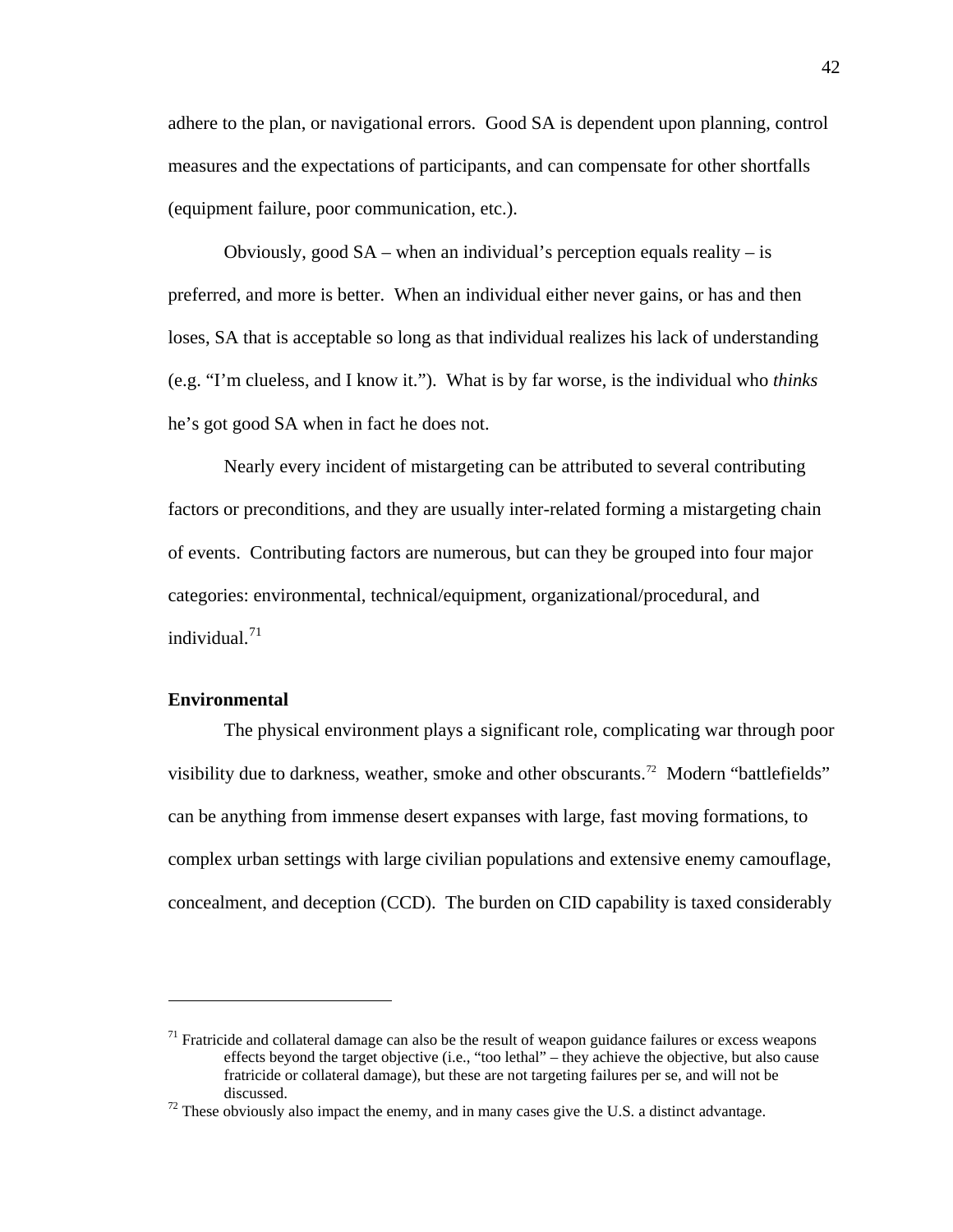adhere to the plan, or navigational errors. Good SA is dependent upon planning, control measures and the expectations of participants, and can compensate for other shortfalls (equipment failure, poor communication, etc.).

Obviously, good SA – when an individual's perception equals reality – is preferred, and more is better. When an individual either never gains, or has and then loses, SA that is acceptable so long as that individual realizes his lack of understanding (e.g. "I'm clueless, and I know it."). What is by far worse, is the individual who *thinks* he's got good SA when in fact he does not.

Nearly every incident of mistargeting can be attributed to several contributing factors or preconditions, and they are usually inter-related forming a mistargeting chain of events. Contributing factors are numerous, but can they be grouped into four major categories: environmental, technical/equipment, organizational/procedural, and individual.[71]

**Environmental**

The physical environment plays a significant role, complicating war through poor visibility due to darkness, weather, smoke and other obscurants.[72] Modern "battlefields" can be anything from immense desert expanses with large, fast moving formations, to complex urban settings with large civilian populations and extensive enemy camouflage, concealment, and deception (CCD). The burden on CID capability is taxed considerably

---

[71] Fratricide and collateral damage can also be the result of weapon guidance failures or excess weapons effects beyond the target objective (i.e., "too lethal" – they achieve the objective, but also cause fratricide or collateral damage), but these are not targeting failures per se, and will not be discussed.

[72] These obviously also impact the enemy, and in many cases give the U.S. a distinct advantage.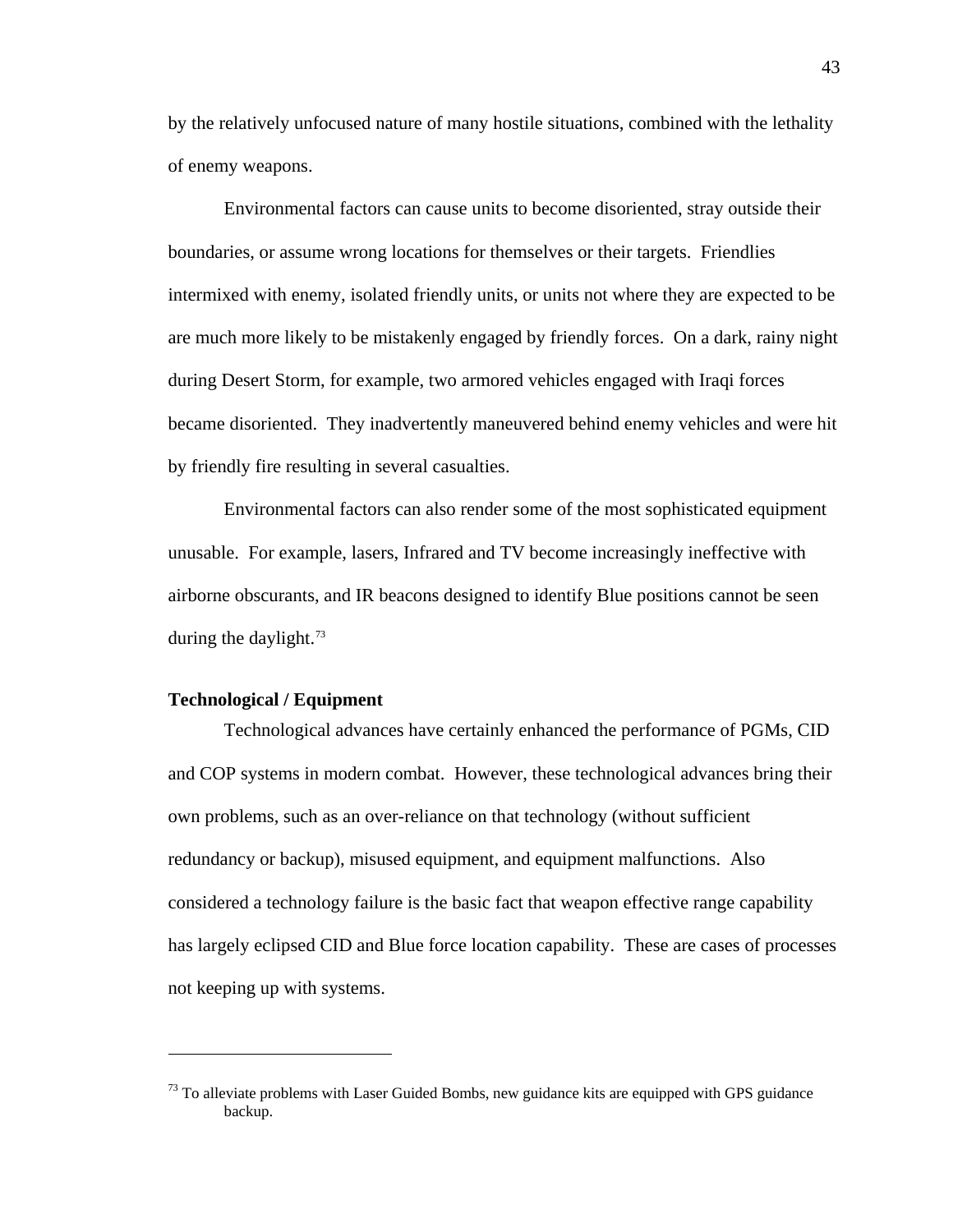by the relatively unfocused nature of many hostile situations, combined with the lethality of enemy weapons.

Environmental factors can cause units to become disoriented, stray outside their boundaries, or assume wrong locations for themselves or their targets. Friendlies intermixed with enemy, isolated friendly units, or units not where they are expected to be are much more likely to be mistakenly engaged by friendly forces. On a dark, rainy night during Desert Storm, for example, two armored vehicles engaged with Iraqi forces became disoriented. They inadvertently maneuvered behind enemy vehicles and were hit by friendly fire resulting in several casualties.

Environmental factors can also render some of the most sophisticated equipment unusable. For example, lasers, Infrared and TV become increasingly ineffective with airborne obscurants, and IR beacons designed to identify Blue positions cannot be seen during the daylight.[73]

**Technological / Equipment**

Technological advances have certainly enhanced the performance of PGMs, CID and COP systems in modern combat. However, these technological advances bring their own problems, such as an over-reliance on that technology (without sufficient redundancy or backup), misused equipment, and equipment malfunctions. Also considered a technology failure is the basic fact that weapon effective range capability has largely eclipsed CID and Blue force location capability. These are cases of processes not keeping up with systems.

---

[73] To alleviate problems with Laser Guided Bombs, new guidance kits are equipped with GPS guidance backup.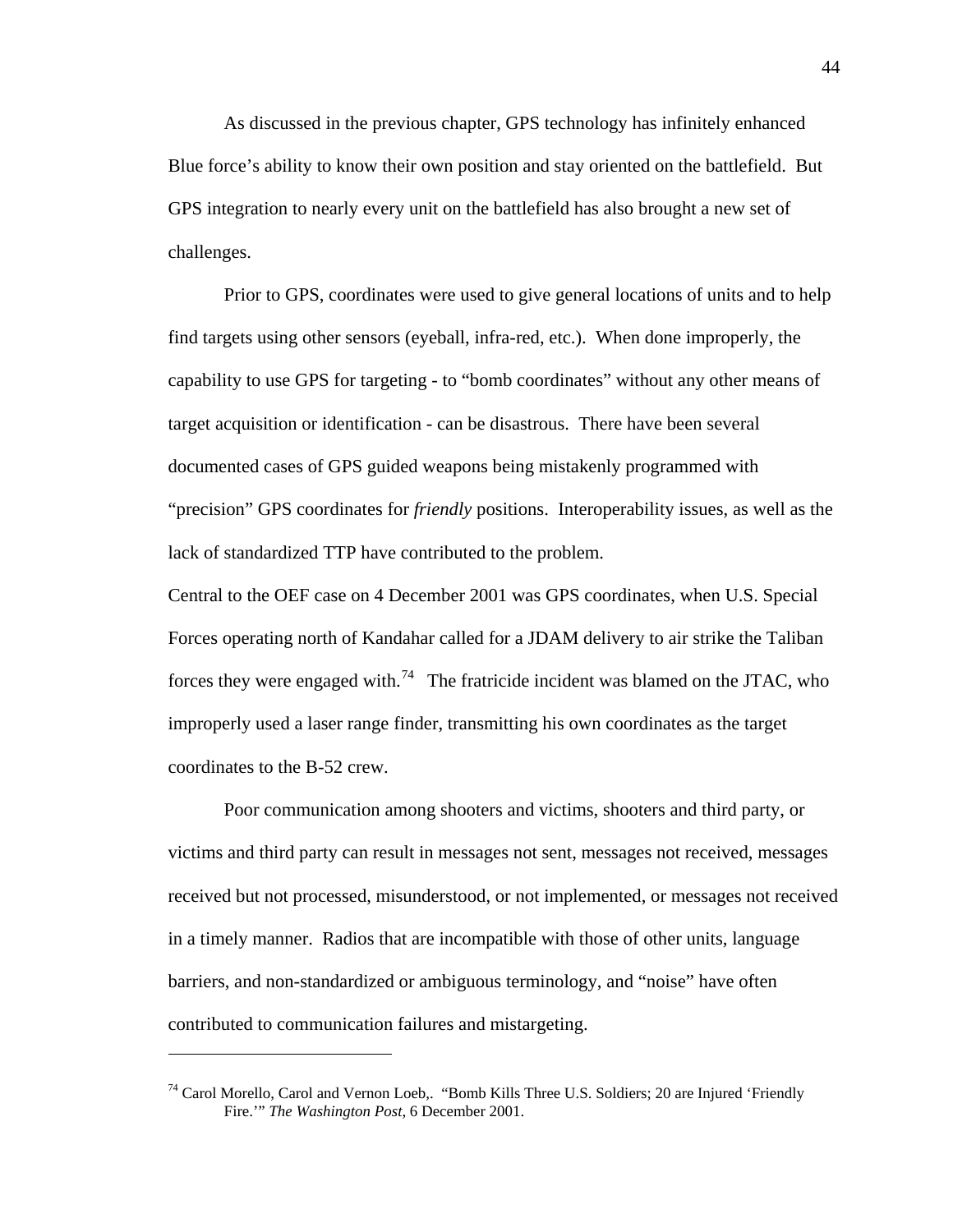As discussed in the previous chapter, GPS technology has infinitely enhanced Blue force's ability to know their own position and stay oriented on the battlefield. But GPS integration to nearly every unit on the battlefield has also brought a new set of challenges.

Prior to GPS, coordinates were used to give general locations of units and to help find targets using other sensors (eyeball, infra-red, etc.). When done improperly, the capability to use GPS for targeting - to "bomb coordinates" without any other means of target acquisition or identification - can be disastrous. There have been several documented cases of GPS guided weapons being mistakenly programmed with "precision" GPS coordinates for *friendly* positions. Interoperability issues, as well as the lack of standardized TTP have contributed to the problem.

Central to the OEF case on 4 December 2001 was GPS coordinates, when U.S. Special Forces operating north of Kandahar called for a JDAM delivery to air strike the Taliban forces they were engaged with.[74] The fratricide incident was blamed on the JTAC, who improperly used a laser range finder, transmitting his own coordinates as the target coordinates to the B-52 crew.

Poor communication among shooters and victims, shooters and third party, or victims and third party can result in messages not sent, messages not received, messages received but not processed, misunderstood, or not implemented, or messages not received in a timely manner. Radios that are incompatible with those of other units, language barriers, and non-standardized or ambiguous terminology, and "noise" have often contributed to communication failures and mistargeting.

---

[74] Carol Morello, Carol and Vernon Loeb,. "Bomb Kills Three U.S. Soldiers; 20 are Injured 'Friendly Fire.'" *The Washington Post*, 6 December 2001.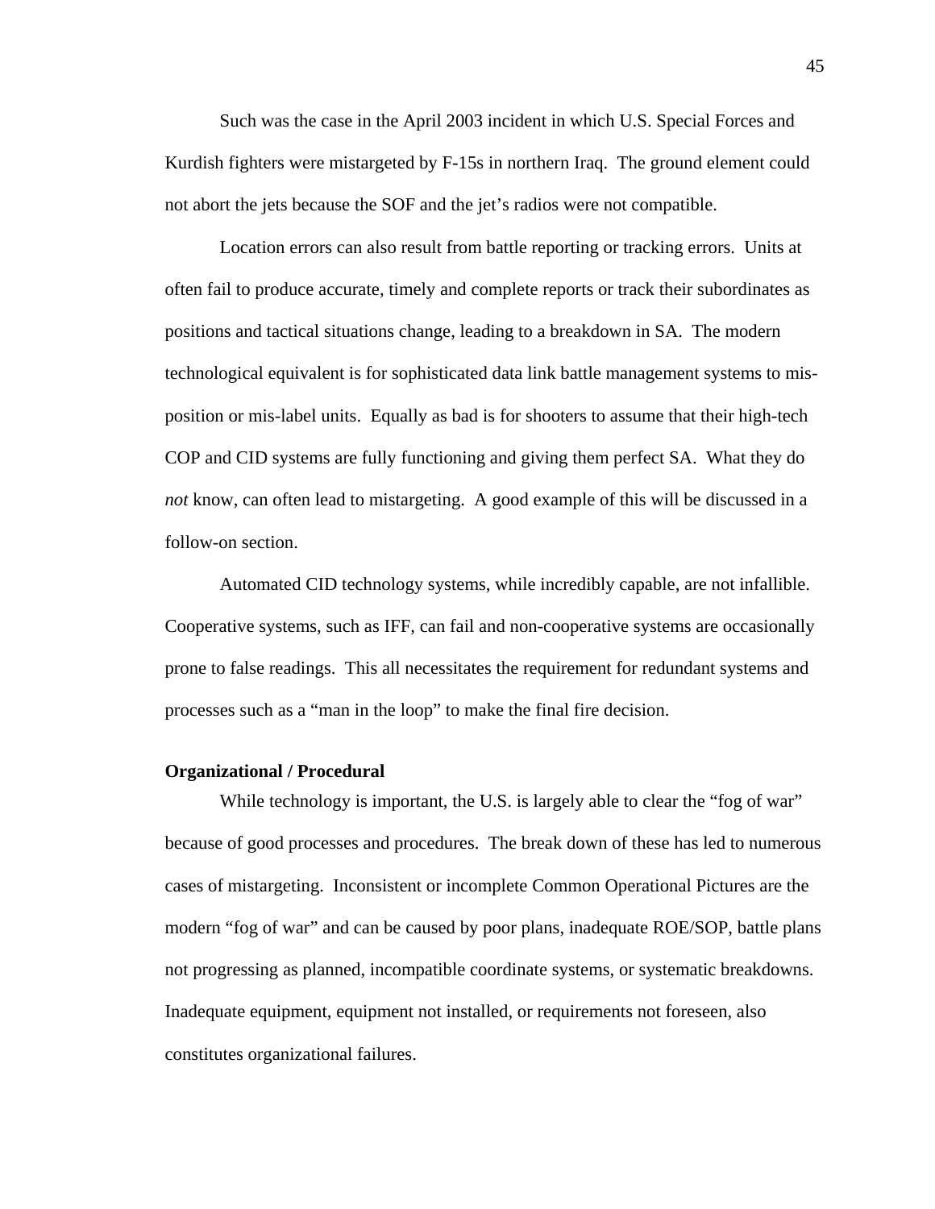Such was the case in the April 2003 incident in which U.S. Special Forces and Kurdish fighters were mistargeted by F-15s in northern Iraq. The ground element could not abort the jets because the SOF and the jet's radios were not compatible.

Location errors can also result from battle reporting or tracking errors. Units at often fail to produce accurate, timely and complete reports or track their subordinates as positions and tactical situations change, leading to a breakdown in SA. The modern technological equivalent is for sophisticated data link battle management systems to mis-position or mis-label units. Equally as bad is for shooters to assume that their high-tech COP and CID systems are fully functioning and giving them perfect SA. What they do *not* know, can often lead to mistargeting. A good example of this will be discussed in a follow-on section.

Automated CID technology systems, while incredibly capable, are not infallible. Cooperative systems, such as IFF, can fail and non-cooperative systems are occasionally prone to false readings. This all necessitates the requirement for redundant systems and processes such as a "man in the loop" to make the final fire decision.

**Organizational / Procedural**

While technology is important, the U.S. is largely able to clear the "fog of war" because of good processes and procedures. The break down of these has led to numerous cases of mistargeting. Inconsistent or incomplete Common Operational Pictures are the modern "fog of war" and can be caused by poor plans, inadequate ROE/SOP, battle plans not progressing as planned, incompatible coordinate systems, or systematic breakdowns. Inadequate equipment, equipment not installed, or requirements not foreseen, also constitutes organizational failures.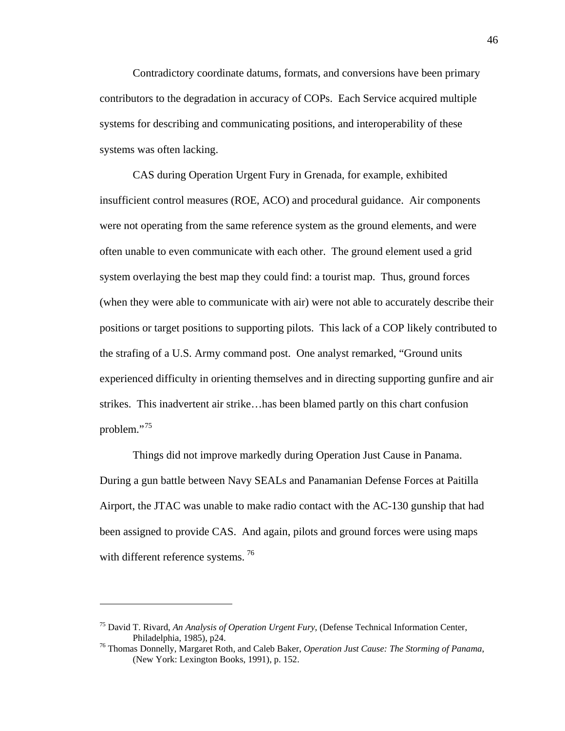Contradictory coordinate datums, formats, and conversions have been primary contributors to the degradation in accuracy of COPs. Each Service acquired multiple systems for describing and communicating positions, and interoperability of these systems was often lacking.

CAS during Operation Urgent Fury in Grenada, for example, exhibited insufficient control measures (ROE, ACO) and procedural guidance. Air components were not operating from the same reference system as the ground elements, and were often unable to even communicate with each other. The ground element used a grid system overlaying the best map they could find: a tourist map. Thus, ground forces (when they were able to communicate with air) were not able to accurately describe their positions or target positions to supporting pilots. This lack of a COP likely contributed to the strafing of a U.S. Army command post. One analyst remarked, "Ground units experienced difficulty in orienting themselves and in directing supporting gunfire and air strikes. This inadvertent air strike…has been blamed partly on this chart confusion problem."[75]

Things did not improve markedly during Operation Just Cause in Panama. During a gun battle between Navy SEALs and Panamanian Defense Forces at Paitilla Airport, the JTAC was unable to make radio contact with the AC-130 gunship that had been assigned to provide CAS. And again, pilots and ground forces were using maps with different reference systems. [76]

---

[75] David T. Rivard, *An Analysis of Operation Urgent Fury*, (Defense Technical Information Center, Philadelphia, 1985), p24.

[76] Thomas Donnelly, Margaret Roth, and Caleb Baker, *Operation Just Cause: The Storming of Panama*, (New York: Lexington Books, 1991), p. 152.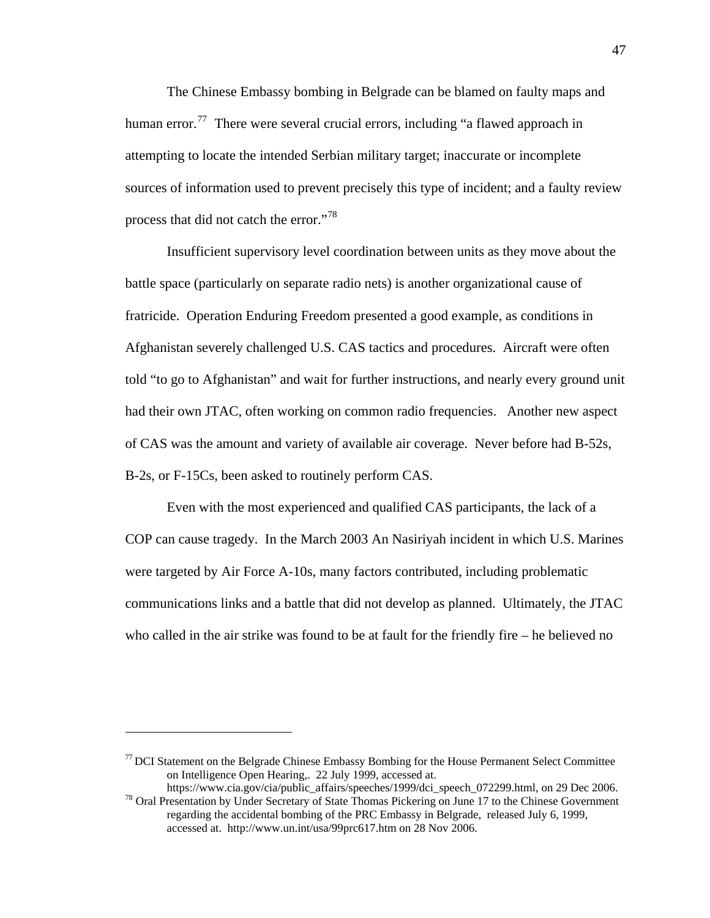The Chinese Embassy bombing in Belgrade can be blamed on faulty maps and human error.[77] There were several crucial errors, including "a flawed approach in attempting to locate the intended Serbian military target; inaccurate or incomplete sources of information used to prevent precisely this type of incident; and a faulty review process that did not catch the error."[78]

Insufficient supervisory level coordination between units as they move about the battle space (particularly on separate radio nets) is another organizational cause of fratricide. Operation Enduring Freedom presented a good example, as conditions in Afghanistan severely challenged U.S. CAS tactics and procedures. Aircraft were often told "to go to Afghanistan" and wait for further instructions, and nearly every ground unit had their own JTAC, often working on common radio frequencies. Another new aspect of CAS was the amount and variety of available air coverage. Never before had B-52s, B-2s, or F-15Cs, been asked to routinely perform CAS.

Even with the most experienced and qualified CAS participants, the lack of a COP can cause tragedy. In the March 2003 An Nasiriyah incident in which U.S. Marines were targeted by Air Force A-10s, many factors contributed, including problematic communications links and a battle that did not develop as planned. Ultimately, the JTAC who called in the air strike was found to be at fault for the friendly fire – he believed no

---

[77] DCI Statement on the Belgrade Chinese Embassy Bombing for the House Permanent Select Committee on Intelligence Open Hearing,. 22 July 1999, accessed at. https://www.cia.gov/cia/public_affairs/speeches/1999/dci_speech_072299.html, on 29 Dec 2006.

[78] Oral Presentation by Under Secretary of State Thomas Pickering on June 17 to the Chinese Government regarding the accidental bombing of the PRC Embassy in Belgrade, released July 6, 1999, accessed at. http://www.un.int/usa/99prc617.htm on 28 Nov 2006.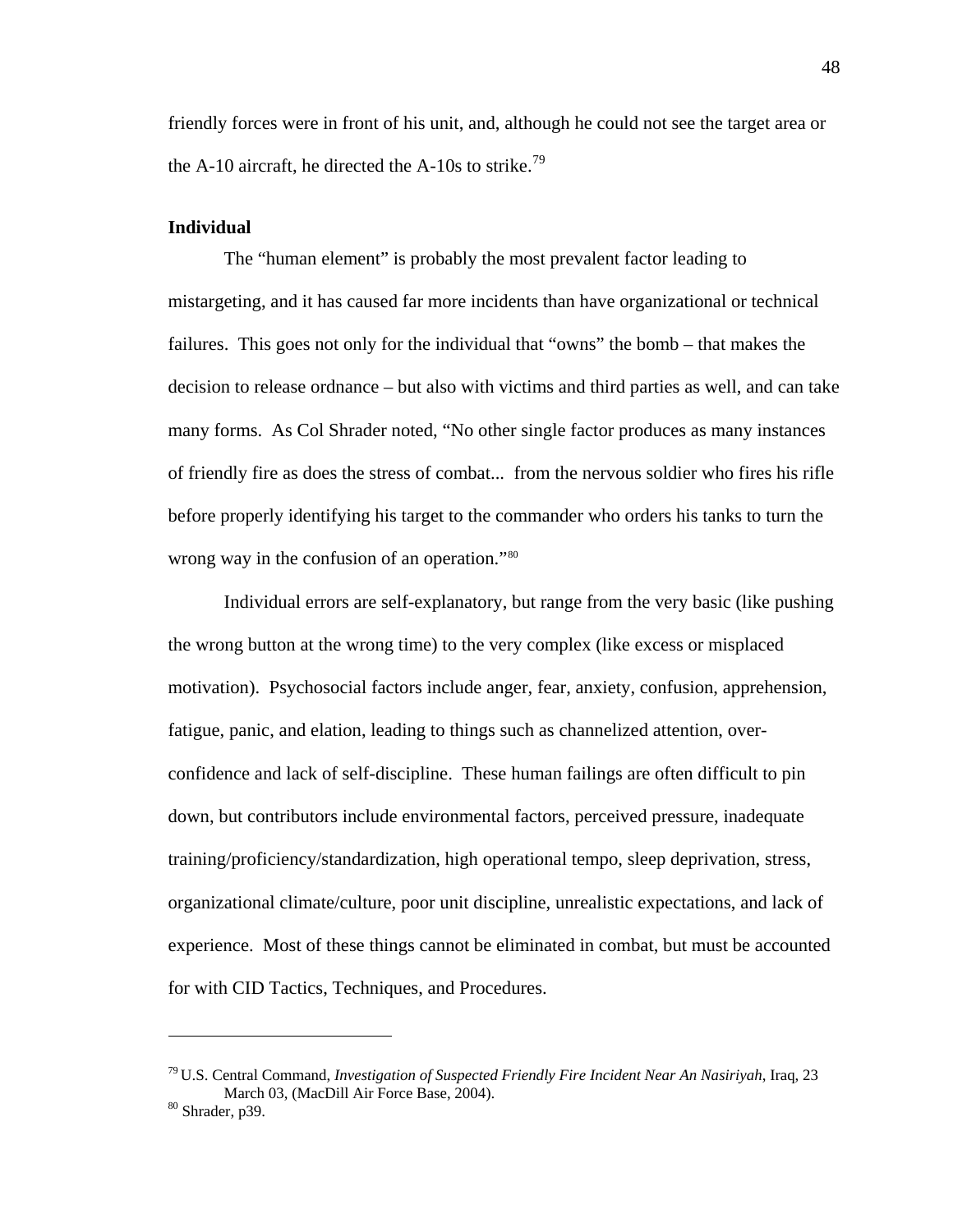friendly forces were in front of his unit, and, although he could not see the target area or the A-10 aircraft, he directed the A-10s to strike.[79]

**Individual**

The "human element" is probably the most prevalent factor leading to mistargeting, and it has caused far more incidents than have organizational or technical failures. This goes not only for the individual that "owns" the bomb – that makes the decision to release ordnance – but also with victims and third parties as well, and can take many forms. As Col Shrader noted, "No other single factor produces as many instances of friendly fire as does the stress of combat... from the nervous soldier who fires his rifle before properly identifying his target to the commander who orders his tanks to turn the wrong way in the confusion of an operation."[80]

Individual errors are self-explanatory, but range from the very basic (like pushing the wrong button at the wrong time) to the very complex (like excess or misplaced motivation). Psychosocial factors include anger, fear, anxiety, confusion, apprehension, fatigue, panic, and elation, leading to things such as channelized attention, over-confidence and lack of self-discipline. These human failings are often difficult to pin down, but contributors include environmental factors, perceived pressure, inadequate training/proficiency/standardization, high operational tempo, sleep deprivation, stress, organizational climate/culture, poor unit discipline, unrealistic expectations, and lack of experience. Most of these things cannot be eliminated in combat, but must be accounted for with CID Tactics, Techniques, and Procedures.

---

[79] U.S. Central Command, *Investigation of Suspected Friendly Fire Incident Near An Nasiriyah*, Iraq, 23 March 03, (MacDill Air Force Base, 2004).

[80] Shrader, p39.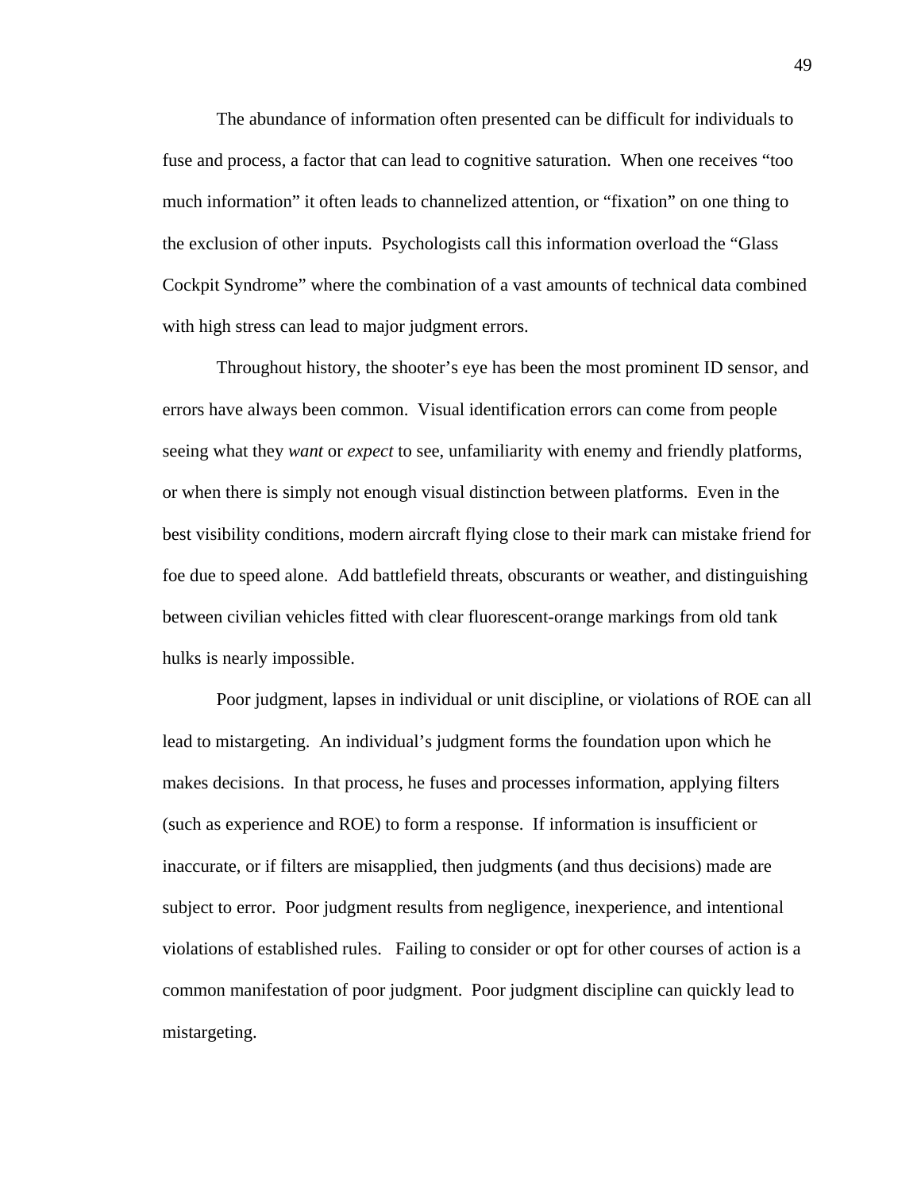The abundance of information often presented can be difficult for individuals to fuse and process, a factor that can lead to cognitive saturation. When one receives "too much information" it often leads to channelized attention, or "fixation" on one thing to the exclusion of other inputs. Psychologists call this information overload the "Glass Cockpit Syndrome" where the combination of a vast amounts of technical data combined with high stress can lead to major judgment errors.

Throughout history, the shooter's eye has been the most prominent ID sensor, and errors have always been common. Visual identification errors can come from people seeing what they *want* or *expect* to see, unfamiliarity with enemy and friendly platforms, or when there is simply not enough visual distinction between platforms. Even in the best visibility conditions, modern aircraft flying close to their mark can mistake friend for foe due to speed alone. Add battlefield threats, obscurants or weather, and distinguishing between civilian vehicles fitted with clear fluorescent-orange markings from old tank hulks is nearly impossible.

Poor judgment, lapses in individual or unit discipline, or violations of ROE can all lead to mistargeting. An individual's judgment forms the foundation upon which he makes decisions. In that process, he fuses and processes information, applying filters (such as experience and ROE) to form a response. If information is insufficient or inaccurate, or if filters are misapplied, then judgments (and thus decisions) made are subject to error. Poor judgment results from negligence, inexperience, and intentional violations of established rules. Failing to consider or opt for other courses of action is a common manifestation of poor judgment. Poor judgment discipline can quickly lead to mistargeting.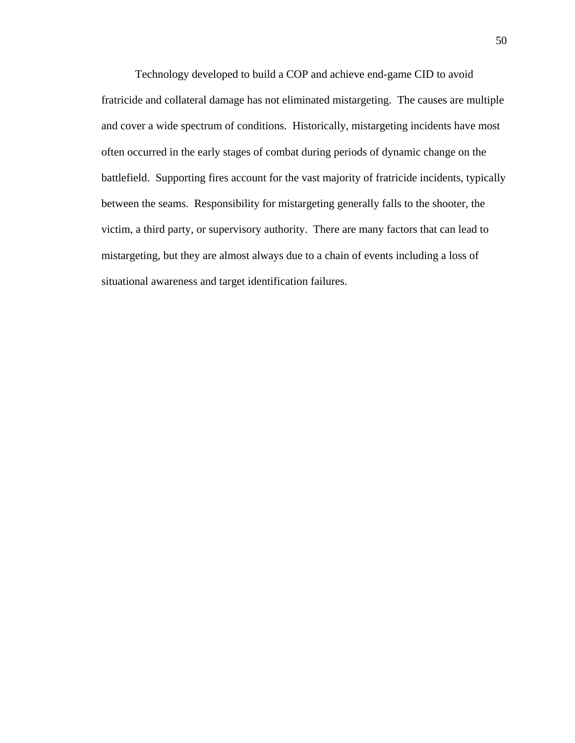Technology developed to build a COP and achieve end-game CID to avoid fratricide and collateral damage has not eliminated mistargeting. The causes are multiple and cover a wide spectrum of conditions. Historically, mistargeting incidents have most often occurred in the early stages of combat during periods of dynamic change on the battlefield. Supporting fires account for the vast majority of fratricide incidents, typically between the seams. Responsibility for mistargeting generally falls to the shooter, the victim, a third party, or supervisory authority. There are many factors that can lead to mistargeting, but they are almost always due to a chain of events including a loss of situational awareness and target identification failures.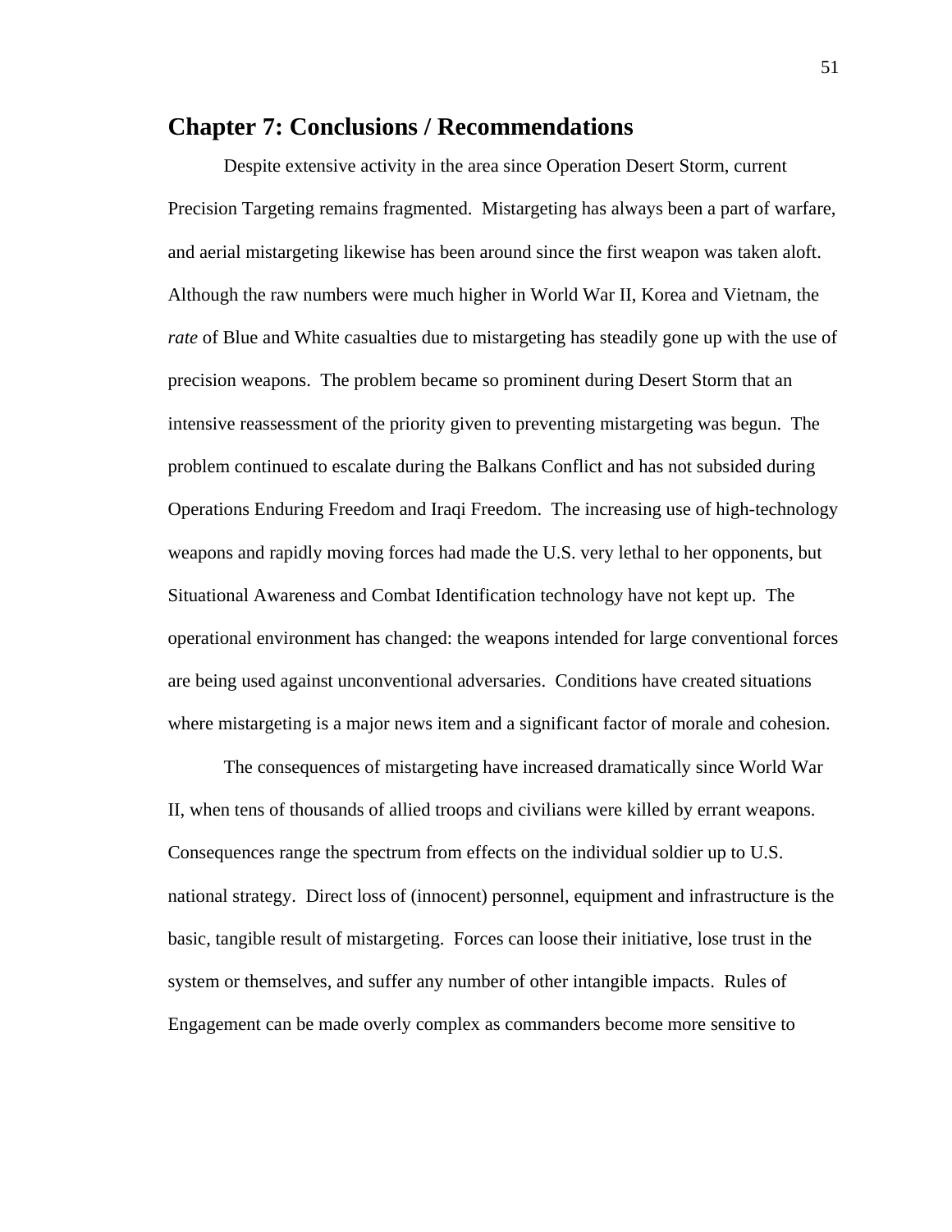# Chapter 7: Conclusions / Recommendations

Despite extensive activity in the area since Operation Desert Storm, current Precision Targeting remains fragmented. Mistargeting has always been a part of warfare, and aerial mistargeting likewise has been around since the first weapon was taken aloft. Although the raw numbers were much higher in World War II, Korea and Vietnam, the *rate* of Blue and White casualties due to mistargeting has steadily gone up with the use of precision weapons. The problem became so prominent during Desert Storm that an intensive reassessment of the priority given to preventing mistargeting was begun. The problem continued to escalate during the Balkans Conflict and has not subsided during Operations Enduring Freedom and Iraqi Freedom. The increasing use of high-technology weapons and rapidly moving forces had made the U.S. very lethal to her opponents, but Situational Awareness and Combat Identification technology have not kept up. The operational environment has changed: the weapons intended for large conventional forces are being used against unconventional adversaries. Conditions have created situations where mistargeting is a major news item and a significant factor of morale and cohesion.

The consequences of mistargeting have increased dramatically since World War II, when tens of thousands of allied troops and civilians were killed by errant weapons. Consequences range the spectrum from effects on the individual soldier up to U.S. national strategy. Direct loss of (innocent) personnel, equipment and infrastructure is the basic, tangible result of mistargeting. Forces can loose their initiative, lose trust in the system or themselves, and suffer any number of other intangible impacts. Rules of Engagement can be made overly complex as commanders become more sensitive to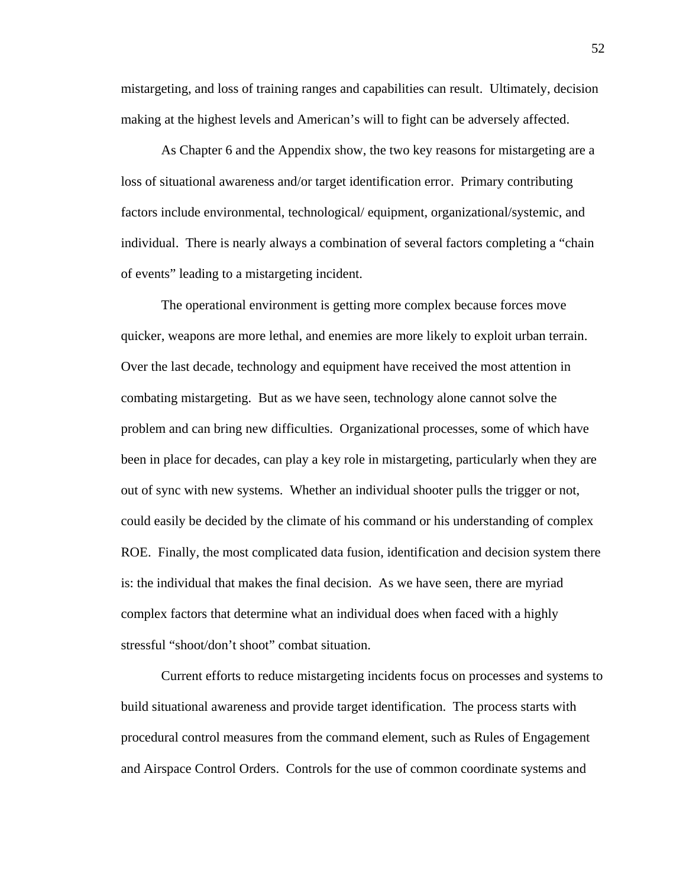mistargeting, and loss of training ranges and capabilities can result. Ultimately, decision making at the highest levels and American's will to fight can be adversely affected.

As Chapter 6 and the Appendix show, the two key reasons for mistargeting are a loss of situational awareness and/or target identification error. Primary contributing factors include environmental, technological/ equipment, organizational/systemic, and individual. There is nearly always a combination of several factors completing a "chain of events" leading to a mistargeting incident.

The operational environment is getting more complex because forces move quicker, weapons are more lethal, and enemies are more likely to exploit urban terrain. Over the last decade, technology and equipment have received the most attention in combating mistargeting. But as we have seen, technology alone cannot solve the problem and can bring new difficulties. Organizational processes, some of which have been in place for decades, can play a key role in mistargeting, particularly when they are out of sync with new systems. Whether an individual shooter pulls the trigger or not, could easily be decided by the climate of his command or his understanding of complex ROE. Finally, the most complicated data fusion, identification and decision system there is: the individual that makes the final decision. As we have seen, there are myriad complex factors that determine what an individual does when faced with a highly stressful "shoot/don't shoot" combat situation.

Current efforts to reduce mistargeting incidents focus on processes and systems to build situational awareness and provide target identification. The process starts with procedural control measures from the command element, such as Rules of Engagement and Airspace Control Orders. Controls for the use of common coordinate systems and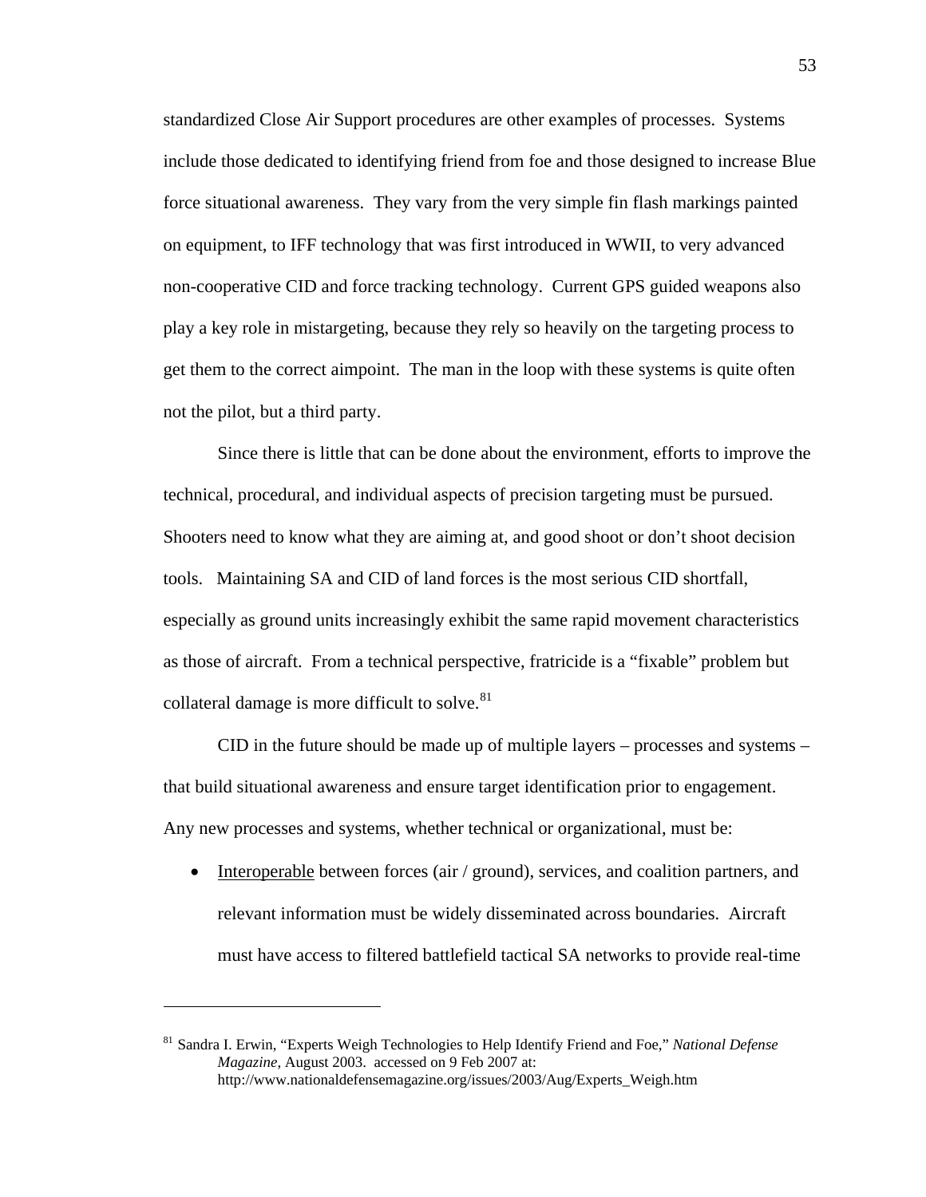standardized Close Air Support procedures are other examples of processes. Systems include those dedicated to identifying friend from foe and those designed to increase Blue force situational awareness. They vary from the very simple fin flash markings painted on equipment, to IFF technology that was first introduced in WWII, to very advanced non-cooperative CID and force tracking technology. Current GPS guided weapons also play a key role in mistargeting, because they rely so heavily on the targeting process to get them to the correct aimpoint. The man in the loop with these systems is quite often not the pilot, but a third party.

Since there is little that can be done about the environment, efforts to improve the technical, procedural, and individual aspects of precision targeting must be pursued. Shooters need to know what they are aiming at, and good shoot or don't shoot decision tools. Maintaining SA and CID of land forces is the most serious CID shortfall, especially as ground units increasingly exhibit the same rapid movement characteristics as those of aircraft. From a technical perspective, fratricide is a "fixable" problem but collateral damage is more difficult to solve.[81]

CID in the future should be made up of multiple layers – processes and systems – that build situational awareness and ensure target identification prior to engagement. Any new processes and systems, whether technical or organizational, must be:

- <u>Interoperable</u> between forces (air / ground), services, and coalition partners, and relevant information must be widely disseminated across boundaries. Aircraft must have access to filtered battlefield tactical SA networks to provide real-time

---

[81] Sandra I. Erwin, "Experts Weigh Technologies to Help Identify Friend and Foe," *National Defense Magazine*, August 2003. accessed on 9 Feb 2007 at: http://www.nationaldefensemagazine.org/issues/2003/Aug/Experts_Weigh.htm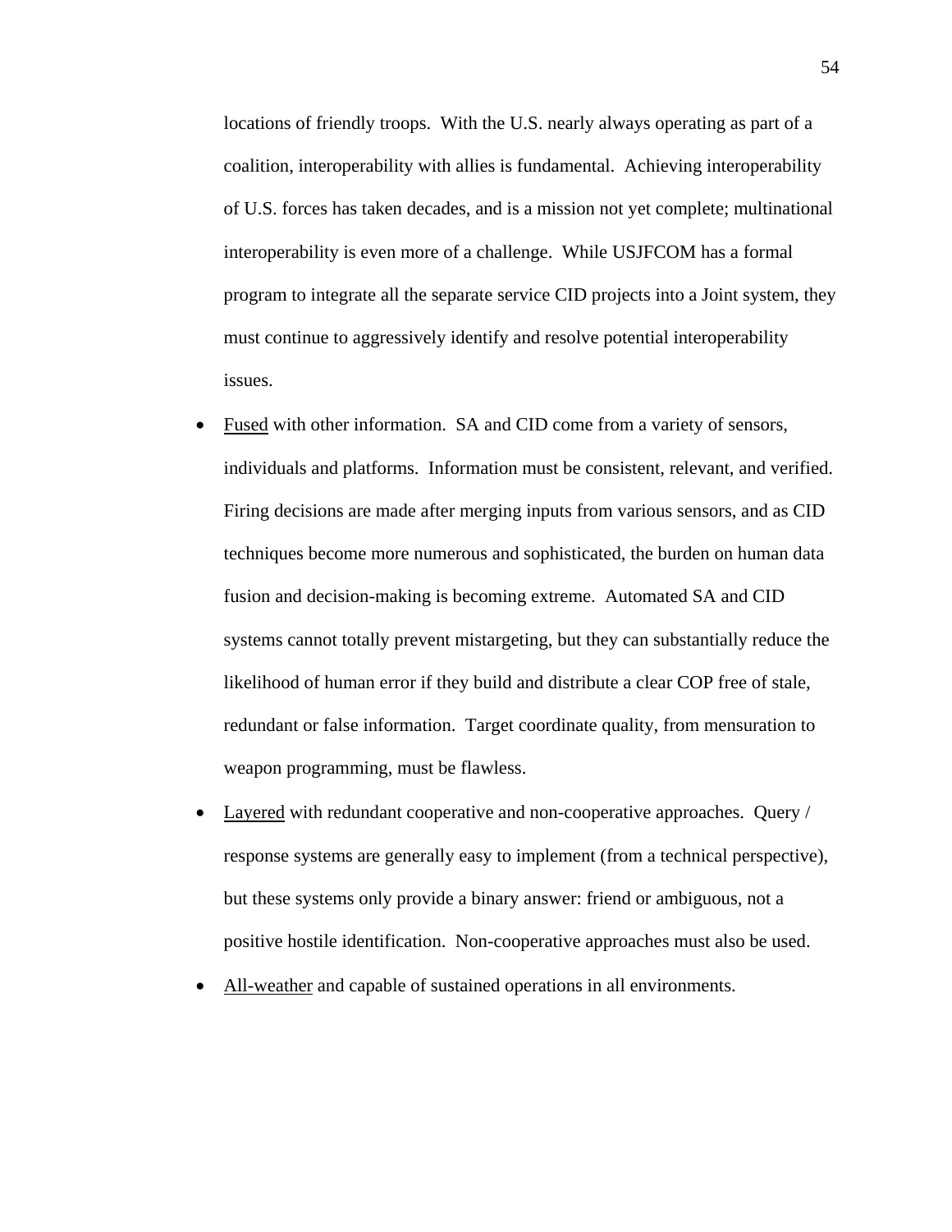locations of friendly troops. With the U.S. nearly always operating as part of a coalition, interoperability with allies is fundamental. Achieving interoperability of U.S. forces has taken decades, and is a mission not yet complete; multinational interoperability is even more of a challenge. While USJFCOM has a formal program to integrate all the separate service CID projects into a Joint system, they must continue to aggressively identify and resolve potential interoperability issues.

- <u>Fused</u> with other information. SA and CID come from a variety of sensors, individuals and platforms. Information must be consistent, relevant, and verified. Firing decisions are made after merging inputs from various sensors, and as CID techniques become more numerous and sophisticated, the burden on human data fusion and decision-making is becoming extreme. Automated SA and CID systems cannot totally prevent mistargeting, but they can substantially reduce the likelihood of human error if they build and distribute a clear COP free of stale, redundant or false information. Target coordinate quality, from mensuration to weapon programming, must be flawless.
- <u>Layered</u> with redundant cooperative and non-cooperative approaches. Query / response systems are generally easy to implement (from a technical perspective), but these systems only provide a binary answer: friend or ambiguous, not a positive hostile identification. Non-cooperative approaches must also be used.
- <u>All-weather</u> and capable of sustained operations in all environments.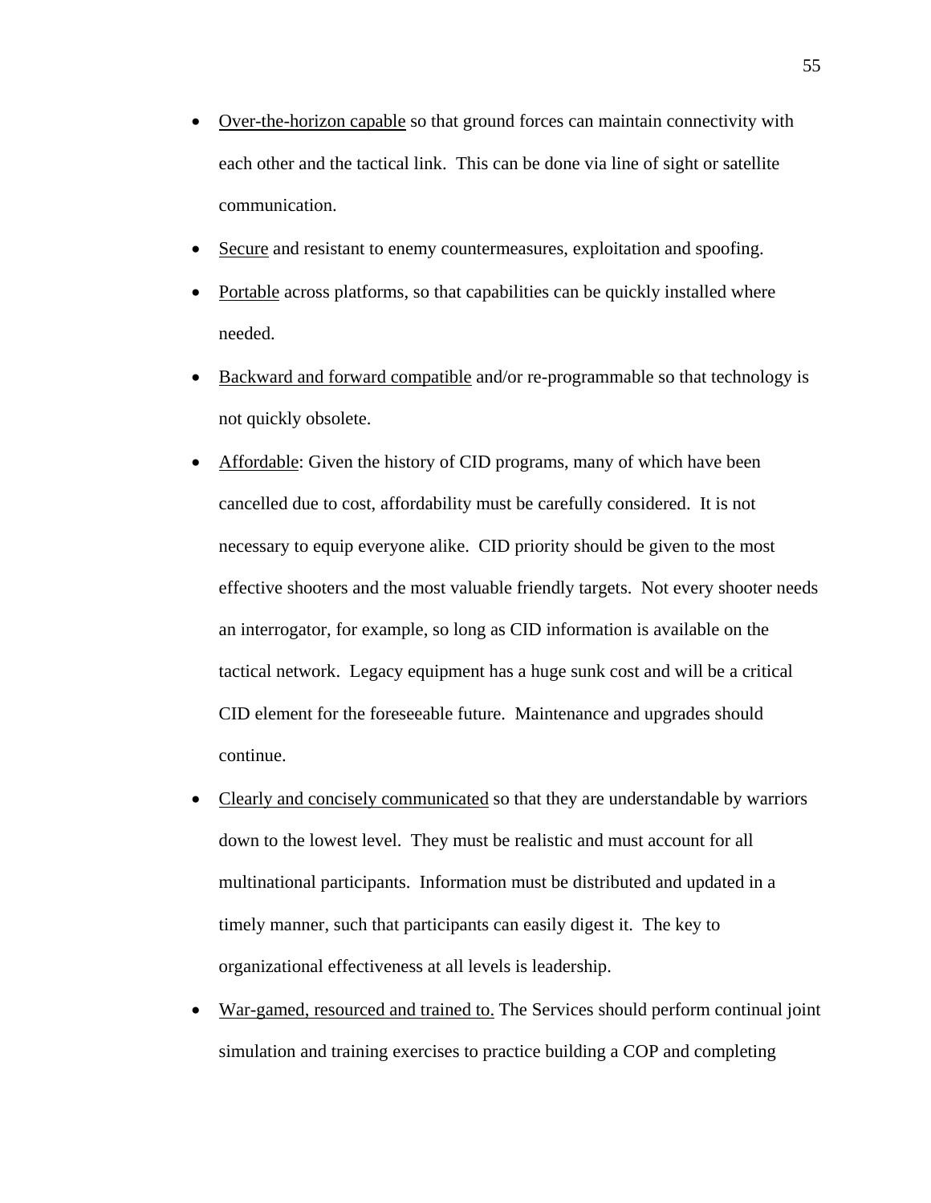- <u>Over-the-horizon capable</u> so that ground forces can maintain connectivity with each other and the tactical link. This can be done via line of sight or satellite communication.
- <u>Secure</u> and resistant to enemy countermeasures, exploitation and spoofing.
- <u>Portable</u> across platforms, so that capabilities can be quickly installed where needed.
- <u>Backward and forward compatible</u> and/or re-programmable so that technology is not quickly obsolete.
- <u>Affordable</u>: Given the history of CID programs, many of which have been cancelled due to cost, affordability must be carefully considered. It is not necessary to equip everyone alike. CID priority should be given to the most effective shooters and the most valuable friendly targets. Not every shooter needs an interrogator, for example, so long as CID information is available on the tactical network. Legacy equipment has a huge sunk cost and will be a critical CID element for the foreseeable future. Maintenance and upgrades should continue.
- <u>Clearly and concisely communicated</u> so that they are understandable by warriors down to the lowest level. They must be realistic and must account for all multinational participants. Information must be distributed and updated in a timely manner, such that participants can easily digest it. The key to organizational effectiveness at all levels is leadership.
- <u>War-gamed, resourced and trained to.</u> The Services should perform continual joint simulation and training exercises to practice building a COP and completing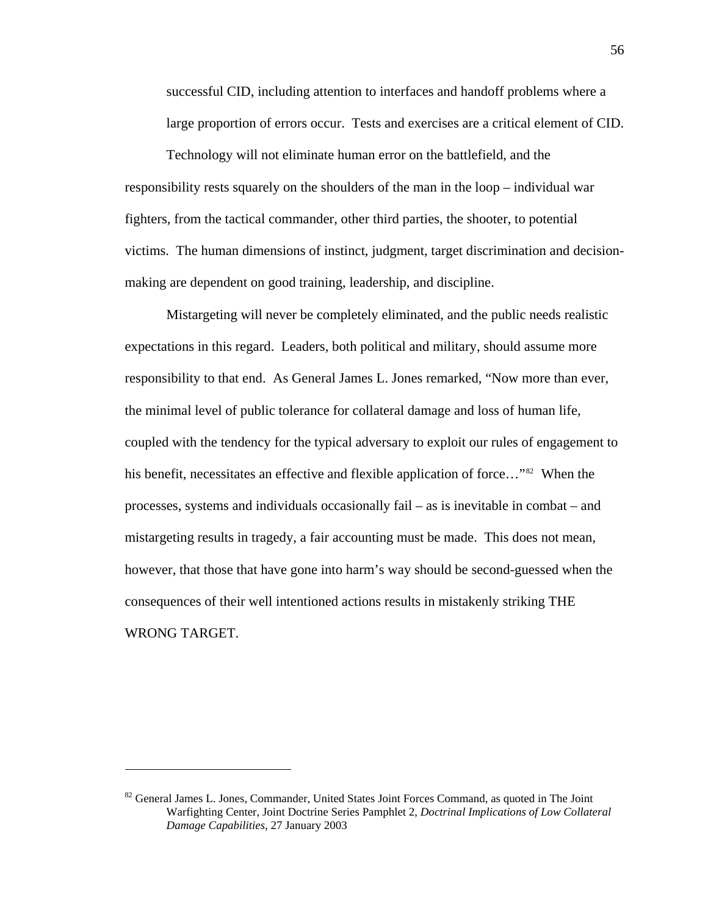successful CID, including attention to interfaces and handoff problems where a large proportion of errors occur. Tests and exercises are a critical element of CID.

Technology will not eliminate human error on the battlefield, and the responsibility rests squarely on the shoulders of the man in the loop – individual war fighters, from the tactical commander, other third parties, the shooter, to potential victims. The human dimensions of instinct, judgment, target discrimination and decision-making are dependent on good training, leadership, and discipline.

Mistargeting will never be completely eliminated, and the public needs realistic expectations in this regard. Leaders, both political and military, should assume more responsibility to that end. As General James L. Jones remarked, "Now more than ever, the minimal level of public tolerance for collateral damage and loss of human life, coupled with the tendency for the typical adversary to exploit our rules of engagement to his benefit, necessitates an effective and flexible application of force…"[82] When the processes, systems and individuals occasionally fail – as is inevitable in combat – and mistargeting results in tragedy, a fair accounting must be made. This does not mean, however, that those that have gone into harm's way should be second-guessed when the consequences of their well intentioned actions results in mistakenly striking THE WRONG TARGET.

---

[82] General James L. Jones, Commander, United States Joint Forces Command, as quoted in The Joint Warfighting Center, Joint Doctrine Series Pamphlet 2, *Doctrinal Implications of Low Collateral Damage Capabilities*, 27 January 2003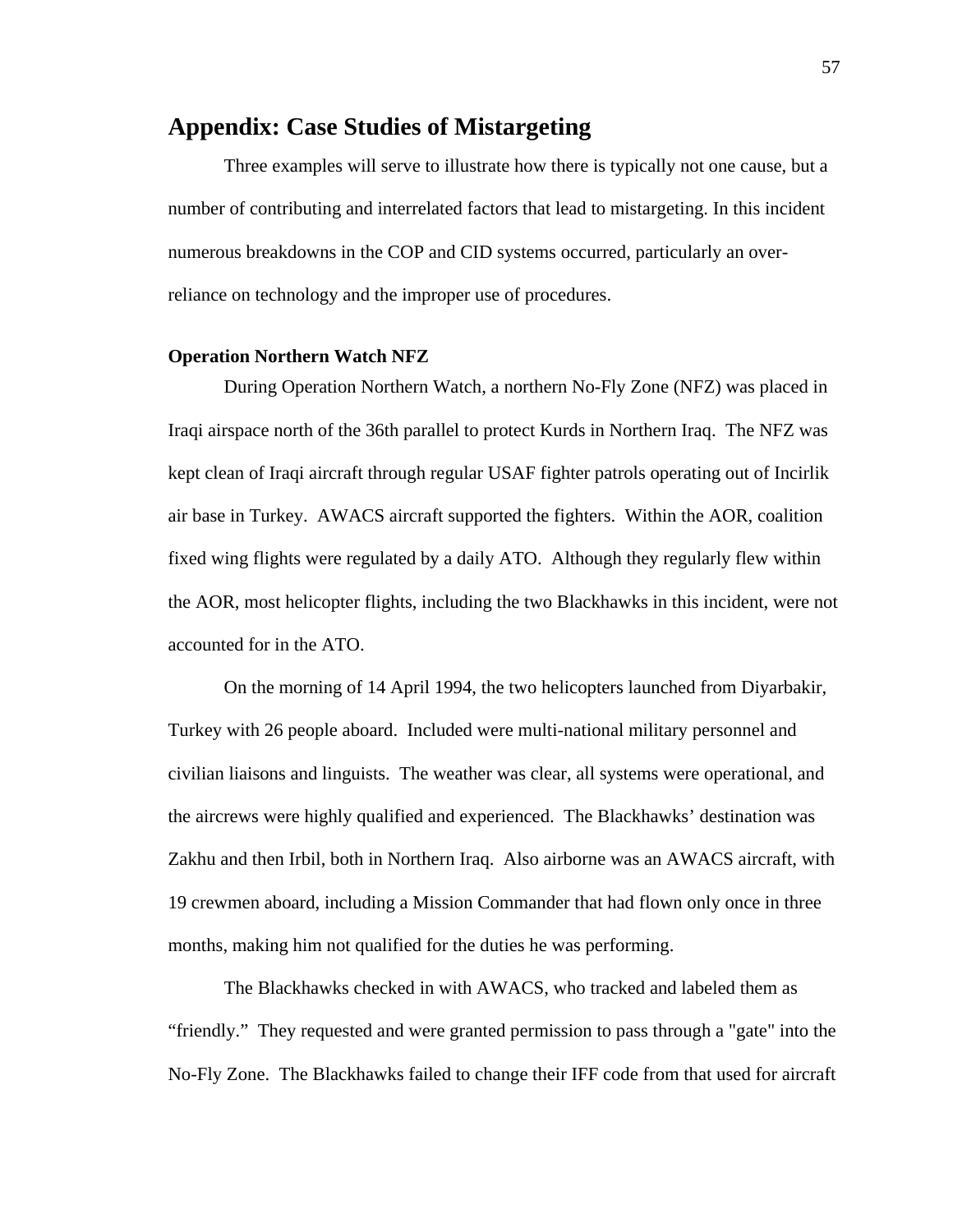## Appendix: Case Studies of Mistargeting

Three examples will serve to illustrate how there is typically not one cause, but a number of contributing and interrelated factors that lead to mistargeting. In this incident numerous breakdowns in the COP and CID systems occurred, particularly an over-reliance on technology and the improper use of procedures.

### Operation Northern Watch NFZ

During Operation Northern Watch, a northern No-Fly Zone (NFZ) was placed in Iraqi airspace north of the 36th parallel to protect Kurds in Northern Iraq. The NFZ was kept clean of Iraqi aircraft through regular USAF fighter patrols operating out of Incirlik air base in Turkey. AWACS aircraft supported the fighters. Within the AOR, coalition fixed wing flights were regulated by a daily ATO. Although they regularly flew within the AOR, most helicopter flights, including the two Blackhawks in this incident, were not accounted for in the ATO.

On the morning of 14 April 1994, the two helicopters launched from Diyarbakir, Turkey with 26 people aboard. Included were multi-national military personnel and civilian liaisons and linguists. The weather was clear, all systems were operational, and the aircrews were highly qualified and experienced. The Blackhawks' destination was Zakhu and then Irbil, both in Northern Iraq. Also airborne was an AWACS aircraft, with 19 crewmen aboard, including a Mission Commander that had flown only once in three months, making him not qualified for the duties he was performing.

The Blackhawks checked in with AWACS, who tracked and labeled them as "friendly." They requested and were granted permission to pass through a "gate" into the No-Fly Zone. The Blackhawks failed to change their IFF code from that used for aircraft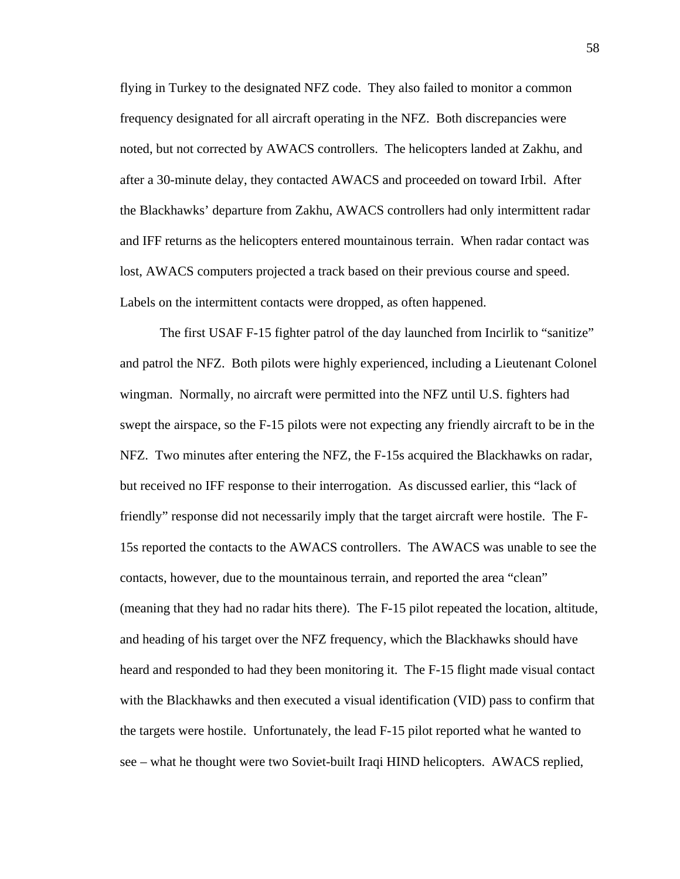flying in Turkey to the designated NFZ code. They also failed to monitor a common frequency designated for all aircraft operating in the NFZ. Both discrepancies were noted, but not corrected by AWACS controllers. The helicopters landed at Zakhu, and after a 30-minute delay, they contacted AWACS and proceeded on toward Irbil. After the Blackhawks' departure from Zakhu, AWACS controllers had only intermittent radar and IFF returns as the helicopters entered mountainous terrain. When radar contact was lost, AWACS computers projected a track based on their previous course and speed. Labels on the intermittent contacts were dropped, as often happened.

The first USAF F-15 fighter patrol of the day launched from Incirlik to "sanitize" and patrol the NFZ. Both pilots were highly experienced, including a Lieutenant Colonel wingman. Normally, no aircraft were permitted into the NFZ until U.S. fighters had swept the airspace, so the F-15 pilots were not expecting any friendly aircraft to be in the NFZ. Two minutes after entering the NFZ, the F-15s acquired the Blackhawks on radar, but received no IFF response to their interrogation. As discussed earlier, this "lack of friendly" response did not necessarily imply that the target aircraft were hostile. The F-15s reported the contacts to the AWACS controllers. The AWACS was unable to see the contacts, however, due to the mountainous terrain, and reported the area "clean" (meaning that they had no radar hits there). The F-15 pilot repeated the location, altitude, and heading of his target over the NFZ frequency, which the Blackhawks should have heard and responded to had they been monitoring it. The F-15 flight made visual contact with the Blackhawks and then executed a visual identification (VID) pass to confirm that the targets were hostile. Unfortunately, the lead F-15 pilot reported what he wanted to see – what he thought were two Soviet-built Iraqi HIND helicopters. AWACS replied,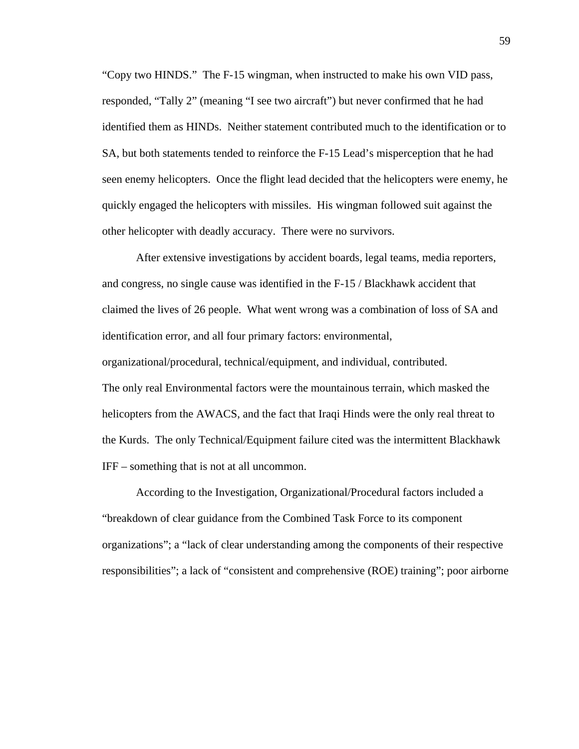“Copy two HINDS.” The F-15 wingman, when instructed to make his own VID pass, responded, “Tally 2” (meaning “I see two aircraft”) but never confirmed that he had identified them as HINDs. Neither statement contributed much to the identification or to SA, but both statements tended to reinforce the F-15 Lead’s misperception that he had seen enemy helicopters. Once the flight lead decided that the helicopters were enemy, he quickly engaged the helicopters with missiles. His wingman followed suit against the other helicopter with deadly accuracy. There were no survivors.

After extensive investigations by accident boards, legal teams, media reporters, and congress, no single cause was identified in the F-15 / Blackhawk accident that claimed the lives of 26 people. What went wrong was a combination of loss of SA and identification error, and all four primary factors: environmental, organizational/procedural, technical/equipment, and individual, contributed.
The only real Environmental factors were the mountainous terrain, which masked the helicopters from the AWACS, and the fact that Iraqi Hinds were the only real threat to the Kurds. The only Technical/Equipment failure cited was the intermittent Blackhawk IFF – something that is not at all uncommon.

According to the Investigation, Organizational/Procedural factors included a “breakdown of clear guidance from the Combined Task Force to its component organizations”; a “lack of clear understanding among the components of their respective responsibilities”; a lack of “consistent and comprehensive (ROE) training”; poor airborne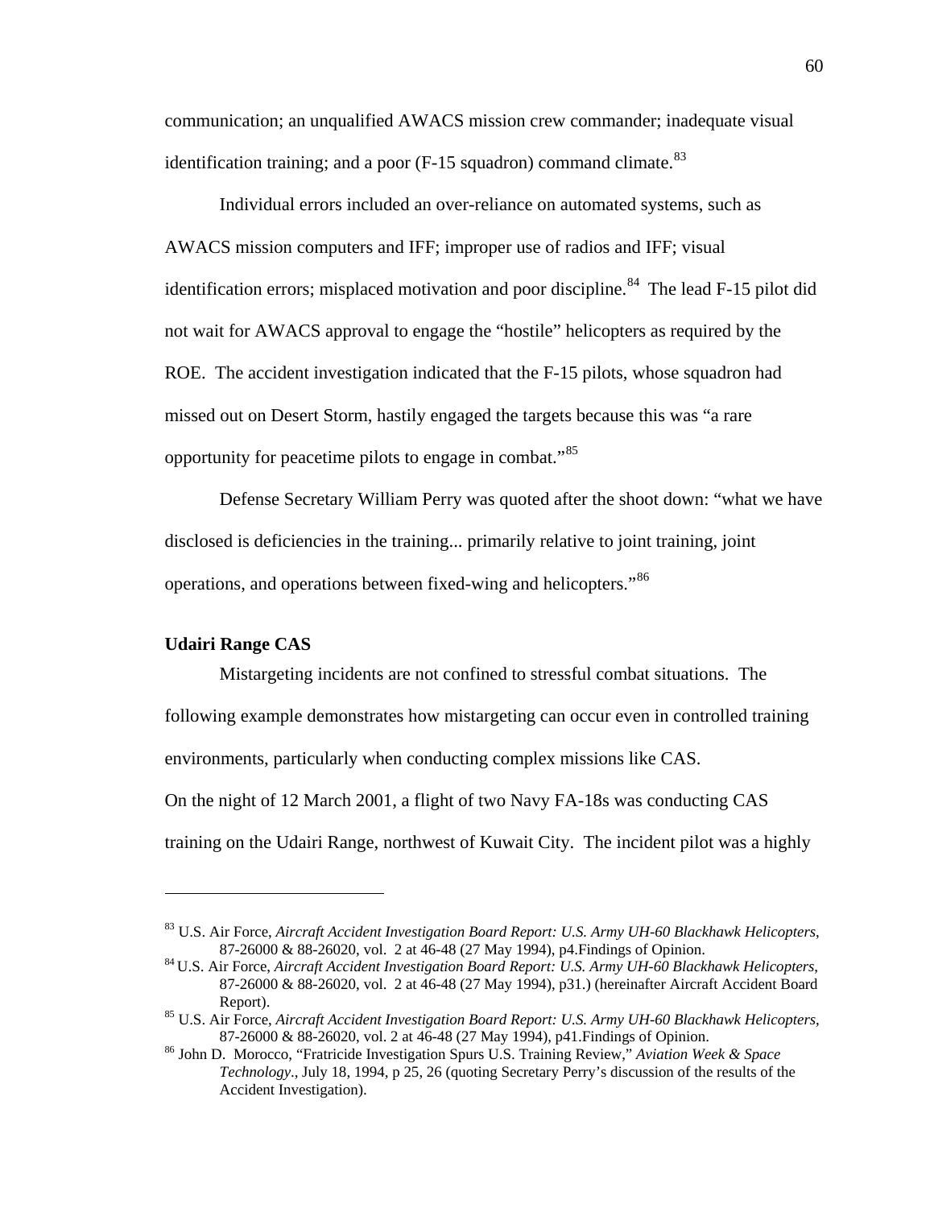communication; an unqualified AWACS mission crew commander; inadequate visual identification training; and a poor (F-15 squadron) command climate.[83]

Individual errors included an over-reliance on automated systems, such as AWACS mission computers and IFF; improper use of radios and IFF; visual identification errors; misplaced motivation and poor discipline.[84] The lead F-15 pilot did not wait for AWACS approval to engage the "hostile" helicopters as required by the ROE. The accident investigation indicated that the F-15 pilots, whose squadron had missed out on Desert Storm, hastily engaged the targets because this was "a rare opportunity for peacetime pilots to engage in combat."[85]

Defense Secretary William Perry was quoted after the shoot down: "what we have disclosed is deficiencies in the training... primarily relative to joint training, joint operations, and operations between fixed-wing and helicopters."[86]

**Udairi Range CAS**

Mistargeting incidents are not confined to stressful combat situations. The following example demonstrates how mistargeting can occur even in controlled training environments, particularly when conducting complex missions like CAS.

On the night of 12 March 2001, a flight of two Navy FA-18s was conducting CAS training on the Udairi Range, northwest of Kuwait City. The incident pilot was a highly

---

[83] U.S. Air Force, *Aircraft Accident Investigation Board Report: U.S. Army UH-60 Blackhawk Helicopters*, 87-26000 & 88-26020, vol. 2 at 46-48 (27 May 1994), p4.Findings of Opinion.

[84] U.S. Air Force, *Aircraft Accident Investigation Board Report: U.S. Army UH-60 Blackhawk Helicopters*, 87-26000 & 88-26020, vol. 2 at 46-48 (27 May 1994), p31.) (hereinafter Aircraft Accident Board Report).

[85] U.S. Air Force, *Aircraft Accident Investigation Board Report: U.S. Army UH-60 Blackhawk Helicopters*, 87-26000 & 88-26020, vol. 2 at 46-48 (27 May 1994), p41.Findings of Opinion.

[86] John D. Morocco, "Fratricide Investigation Spurs U.S. Training Review," *Aviation Week & Space Technology*., July 18, 1994, p 25, 26 (quoting Secretary Perry's discussion of the results of the Accident Investigation).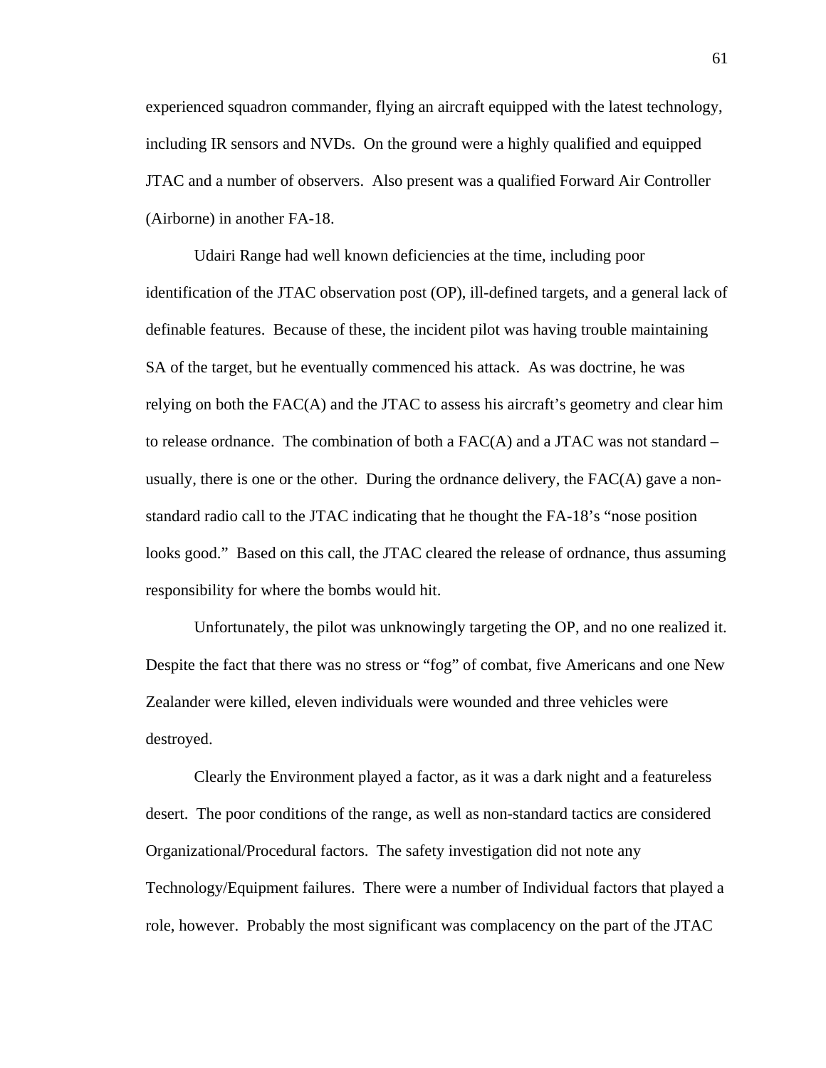experienced squadron commander, flying an aircraft equipped with the latest technology, including IR sensors and NVDs. On the ground were a highly qualified and equipped JTAC and a number of observers. Also present was a qualified Forward Air Controller (Airborne) in another FA-18.

Udairi Range had well known deficiencies at the time, including poor identification of the JTAC observation post (OP), ill-defined targets, and a general lack of definable features. Because of these, the incident pilot was having trouble maintaining SA of the target, but he eventually commenced his attack. As was doctrine, he was relying on both the FAC(A) and the JTAC to assess his aircraft's geometry and clear him to release ordnance. The combination of both a FAC(A) and a JTAC was not standard – usually, there is one or the other. During the ordnance delivery, the FAC(A) gave a non-standard radio call to the JTAC indicating that he thought the FA-18's "nose position looks good." Based on this call, the JTAC cleared the release of ordnance, thus assuming responsibility for where the bombs would hit.

Unfortunately, the pilot was unknowingly targeting the OP, and no one realized it. Despite the fact that there was no stress or "fog" of combat, five Americans and one New Zealander were killed, eleven individuals were wounded and three vehicles were destroyed.

Clearly the Environment played a factor, as it was a dark night and a featureless desert. The poor conditions of the range, as well as non-standard tactics are considered Organizational/Procedural factors. The safety investigation did not note any Technology/Equipment failures. There were a number of Individual factors that played a role, however. Probably the most significant was complacency on the part of the JTAC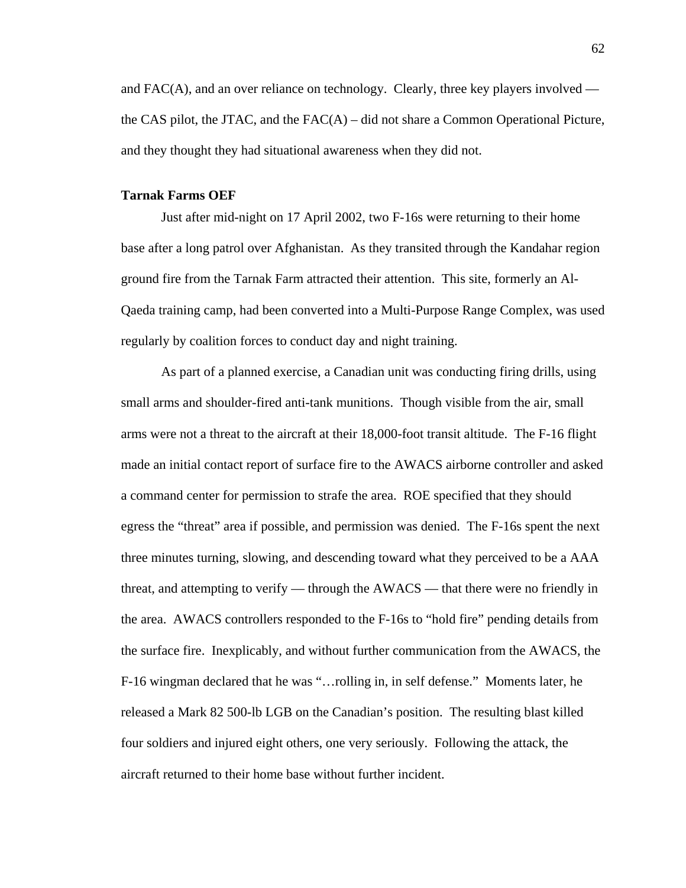and FAC(A), and an over reliance on technology. Clearly, three key players involved — the CAS pilot, the JTAC, and the FAC(A) – did not share a Common Operational Picture, and they thought they had situational awareness when they did not.

**Tarnak Farms OEF**

Just after mid-night on 17 April 2002, two F-16s were returning to their home base after a long patrol over Afghanistan. As they transited through the Kandahar region ground fire from the Tarnak Farm attracted their attention. This site, formerly an Al-Qaeda training camp, had been converted into a Multi-Purpose Range Complex, was used regularly by coalition forces to conduct day and night training.

As part of a planned exercise, a Canadian unit was conducting firing drills, using small arms and shoulder-fired anti-tank munitions. Though visible from the air, small arms were not a threat to the aircraft at their 18,000-foot transit altitude. The F-16 flight made an initial contact report of surface fire to the AWACS airborne controller and asked a command center for permission to strafe the area. ROE specified that they should egress the "threat" area if possible, and permission was denied. The F-16s spent the next three minutes turning, slowing, and descending toward what they perceived to be a AAA threat, and attempting to verify — through the AWACS — that there were no friendly in the area. AWACS controllers responded to the F-16s to "hold fire" pending details from the surface fire. Inexplicably, and without further communication from the AWACS, the F-16 wingman declared that he was "…rolling in, in self defense." Moments later, he released a Mark 82 500-lb LGB on the Canadian's position. The resulting blast killed four soldiers and injured eight others, one very seriously. Following the attack, the aircraft returned to their home base without further incident.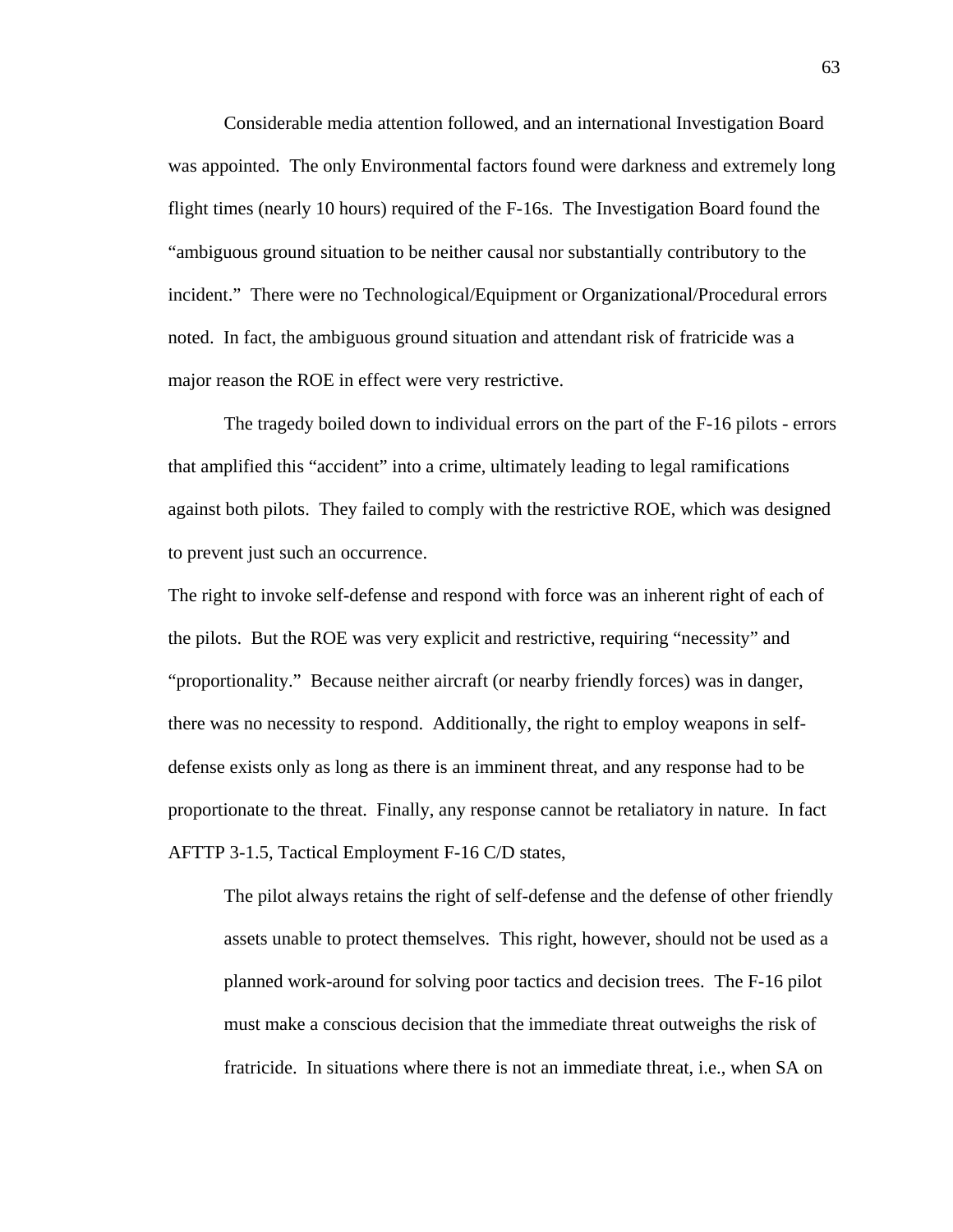Considerable media attention followed, and an international Investigation Board was appointed. The only Environmental factors found were darkness and extremely long flight times (nearly 10 hours) required of the F-16s. The Investigation Board found the "ambiguous ground situation to be neither causal nor substantially contributory to the incident." There were no Technological/Equipment or Organizational/Procedural errors noted. In fact, the ambiguous ground situation and attendant risk of fratricide was a major reason the ROE in effect were very restrictive.

The tragedy boiled down to individual errors on the part of the F-16 pilots - errors that amplified this "accident" into a crime, ultimately leading to legal ramifications against both pilots. They failed to comply with the restrictive ROE, which was designed to prevent just such an occurrence.

The right to invoke self-defense and respond with force was an inherent right of each of the pilots. But the ROE was very explicit and restrictive, requiring "necessity" and "proportionality." Because neither aircraft (or nearby friendly forces) was in danger, there was no necessity to respond. Additionally, the right to employ weapons in self-defense exists only as long as there is an imminent threat, and any response had to be proportionate to the threat. Finally, any response cannot be retaliatory in nature. In fact AFTTP 3-1.5, Tactical Employment F-16 C/D states,

> The pilot always retains the right of self-defense and the defense of other friendly assets unable to protect themselves. This right, however, should not be used as a planned work-around for solving poor tactics and decision trees. The F-16 pilot must make a conscious decision that the immediate threat outweighs the risk of fratricide. In situations where there is not an immediate threat, i.e., when SA on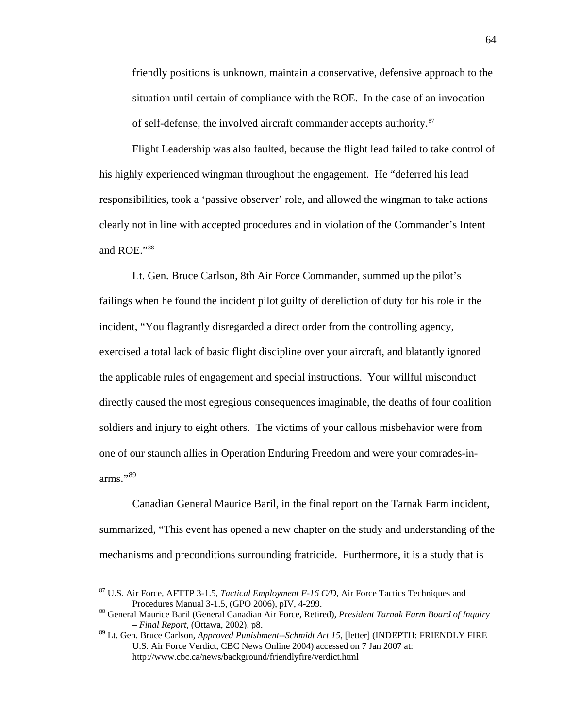friendly positions is unknown, maintain a conservative, defensive approach to the situation until certain of compliance with the ROE. In the case of an invocation of self-defense, the involved aircraft commander accepts authority.[87]

Flight Leadership was also faulted, because the flight lead failed to take control of his highly experienced wingman throughout the engagement. He "deferred his lead responsibilities, took a 'passive observer' role, and allowed the wingman to take actions clearly not in line with accepted procedures and in violation of the Commander's Intent and ROE."[88]

Lt. Gen. Bruce Carlson, 8th Air Force Commander, summed up the pilot's failings when he found the incident pilot guilty of dereliction of duty for his role in the incident, "You flagrantly disregarded a direct order from the controlling agency, exercised a total lack of basic flight discipline over your aircraft, and blatantly ignored the applicable rules of engagement and special instructions. Your willful misconduct directly caused the most egregious consequences imaginable, the deaths of four coalition soldiers and injury to eight others. The victims of your callous misbehavior were from one of our staunch allies in Operation Enduring Freedom and were your comrades-in-arms."[89]

Canadian General Maurice Baril, in the final report on the Tarnak Farm incident, summarized, "This event has opened a new chapter on the study and understanding of the mechanisms and preconditions surrounding fratricide. Furthermore, it is a study that is

---

[87] U.S. Air Force, AFTTP 3-1.5, *Tactical Employment F-16 C/D*, Air Force Tactics Techniques and Procedures Manual 3-1.5, (GPO 2006), pIV, 4-299.

[88] General Maurice Baril (General Canadian Air Force, Retired), *President Tarnak Farm Board of Inquiry – Final Report*, (Ottawa, 2002), p8.

[89] Lt. Gen. Bruce Carlson, *Approved Punishment--Schmidt Art 15*, [letter] (INDEPTH: FRIENDLY FIRE U.S. Air Force Verdict, CBC News Online 2004) accessed on 7 Jan 2007 at: http://www.cbc.ca/news/background/friendlyfire/verdict.html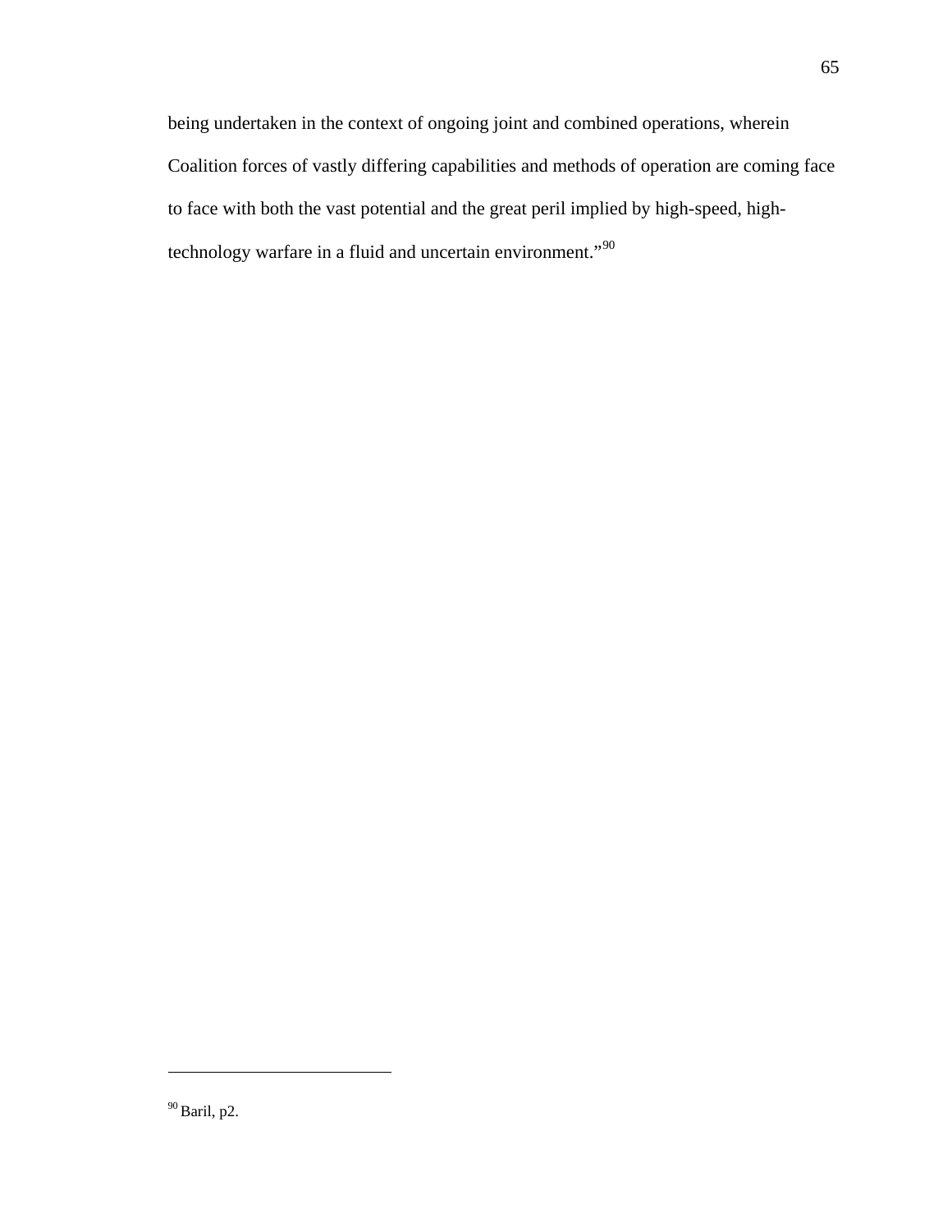being undertaken in the context of ongoing joint and combined operations, wherein Coalition forces of vastly differing capabilities and methods of operation are coming face to face with both the vast potential and the great peril implied by high-speed, high-technology warfare in a fluid and uncertain environment."[90]

---

[90] Baril, p2.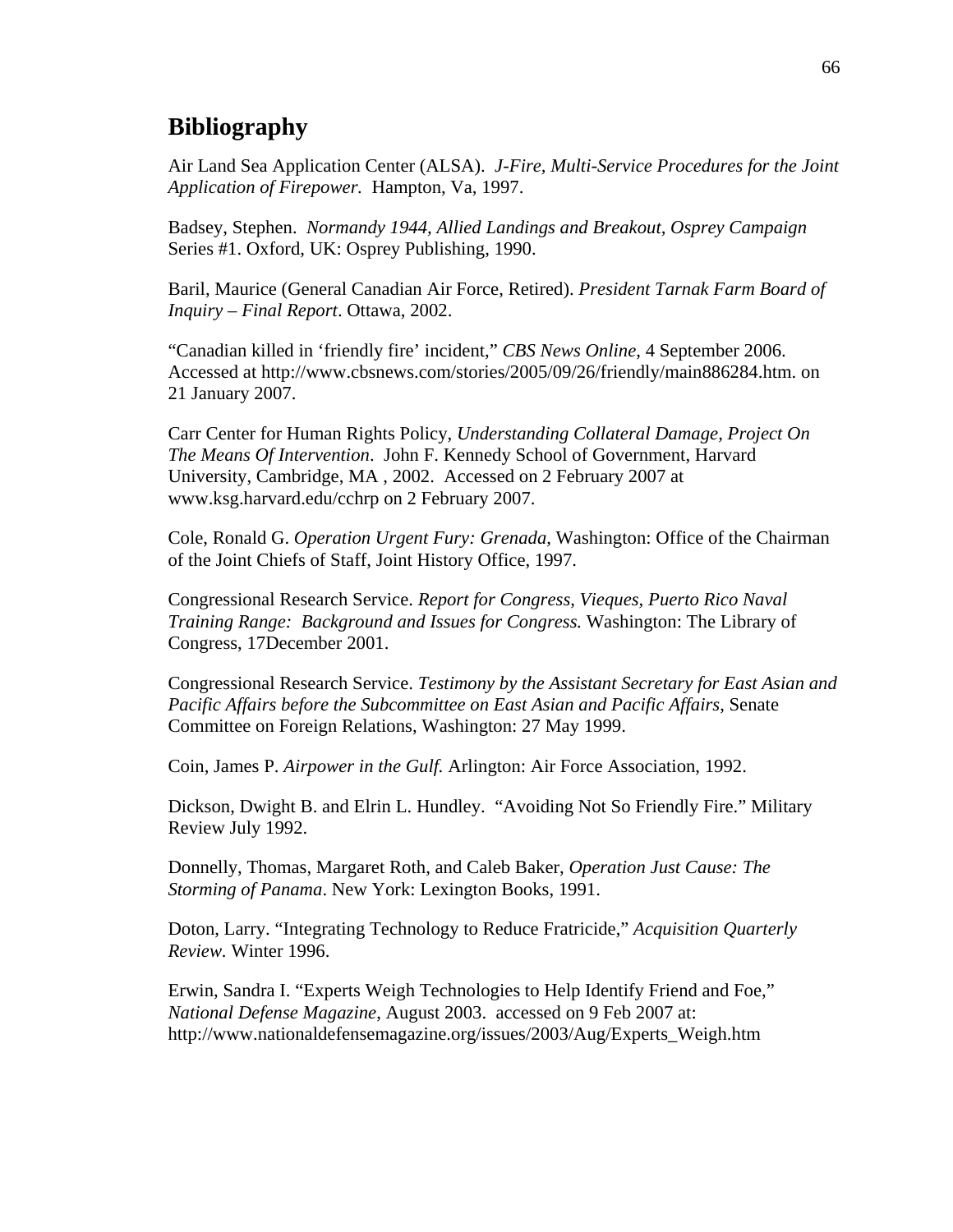## Bibliography

Air Land Sea Application Center (ALSA). *J-Fire, Multi-Service Procedures for the Joint Application of Firepower.* Hampton, Va, 1997.

Badsey, Stephen. *Normandy 1944, Allied Landings and Breakout, Osprey Campaign* Series #1. Oxford, UK: Osprey Publishing, 1990.

Baril, Maurice (General Canadian Air Force, Retired). *President Tarnak Farm Board of Inquiry – Final Report*. Ottawa, 2002.

"Canadian killed in 'friendly fire' incident," *CBS News Online*, 4 September 2006. Accessed at http://www.cbsnews.com/stories/2005/09/26/friendly/main886284.htm. on 21 January 2007.

Carr Center for Human Rights Policy, *Understanding Collateral Damage, Project On The Means Of Intervention*. John F. Kennedy School of Government, Harvard University, Cambridge, MA , 2002. Accessed on 2 February 2007 at www.ksg.harvard.edu/cchrp on 2 February 2007.

Cole, Ronald G. *Operation Urgent Fury: Grenada*, Washington: Office of the Chairman of the Joint Chiefs of Staff, Joint History Office, 1997.

Congressional Research Service. *Report for Congress, Vieques, Puerto Rico Naval Training Range: Background and Issues for Congress.* Washington: The Library of Congress, 17December 2001.

Congressional Research Service. *Testimony by the Assistant Secretary for East Asian and Pacific Affairs before the Subcommittee on East Asian and Pacific Affairs*, Senate Committee on Foreign Relations, Washington: 27 May 1999.

Coin, James P. *Airpower in the Gulf.* Arlington: Air Force Association, 1992.

Dickson, Dwight B. and Elrin L. Hundley. "Avoiding Not So Friendly Fire." Military Review July 1992.

Donnelly, Thomas, Margaret Roth, and Caleb Baker, *Operation Just Cause: The Storming of Panama*. New York: Lexington Books, 1991.

Doton, Larry. "Integrating Technology to Reduce Fratricide," *Acquisition Quarterly Review.* Winter 1996.

Erwin, Sandra I. "Experts Weigh Technologies to Help Identify Friend and Foe," *National Defense Magazine*, August 2003. accessed on 9 Feb 2007 at: http://www.nationaldefensemagazine.org/issues/2003/Aug/Experts_Weigh.htm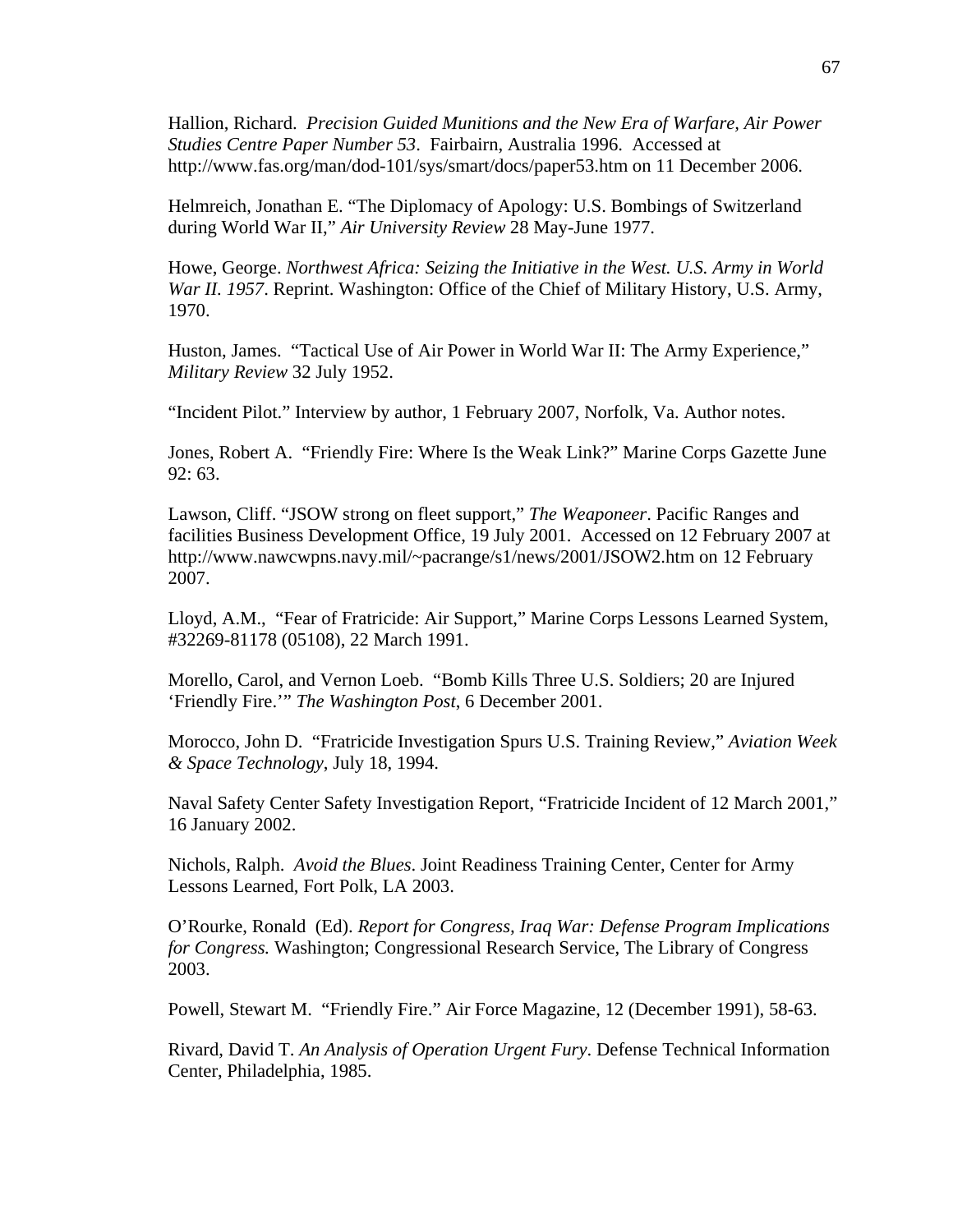Hallion, Richard. *Precision Guided Munitions and the New Era of Warfare, Air Power Studies Centre Paper Number 53*. Fairbairn, Australia 1996. Accessed at http://www.fas.org/man/dod-101/sys/smart/docs/paper53.htm on 11 December 2006.

Helmreich, Jonathan E. "The Diplomacy of Apology: U.S. Bombings of Switzerland during World War II," *Air University Review* 28 May-June 1977.

Howe, George. *Northwest Africa: Seizing the Initiative in the West. U.S. Army in World War II. 1957*. Reprint. Washington: Office of the Chief of Military History, U.S. Army, 1970.

Huston, James. "Tactical Use of Air Power in World War II: The Army Experience," *Military Review* 32 July 1952.

"Incident Pilot." Interview by author, 1 February 2007, Norfolk, Va. Author notes.

Jones, Robert A. "Friendly Fire: Where Is the Weak Link?" Marine Corps Gazette June 92: 63.

Lawson, Cliff. "JSOW strong on fleet support," *The Weaponeer*. Pacific Ranges and facilities Business Development Office, 19 July 2001. Accessed on 12 February 2007 at http://www.nawcwpns.navy.mil/~pacrange/s1/news/2001/JSOW2.htm on 12 February 2007.

Lloyd, A.M., "Fear of Fratricide: Air Support," Marine Corps Lessons Learned System, #32269-81178 (05108), 22 March 1991.

Morello, Carol, and Vernon Loeb. "Bomb Kills Three U.S. Soldiers; 20 are Injured 'Friendly Fire.'" *The Washington Post*, 6 December 2001.

Morocco, John D. "Fratricide Investigation Spurs U.S. Training Review," *Aviation Week & Space Technology*, July 18, 1994.

Naval Safety Center Safety Investigation Report, "Fratricide Incident of 12 March 2001," 16 January 2002.

Nichols, Ralph. *Avoid the Blues*. Joint Readiness Training Center, Center for Army Lessons Learned, Fort Polk, LA 2003.

O'Rourke, Ronald (Ed). *Report for Congress, Iraq War: Defense Program Implications for Congress.* Washington; Congressional Research Service, The Library of Congress 2003.

Powell, Stewart M. "Friendly Fire." Air Force Magazine, 12 (December 1991), 58-63.

Rivard, David T. *An Analysis of Operation Urgent Fury*. Defense Technical Information Center, Philadelphia, 1985.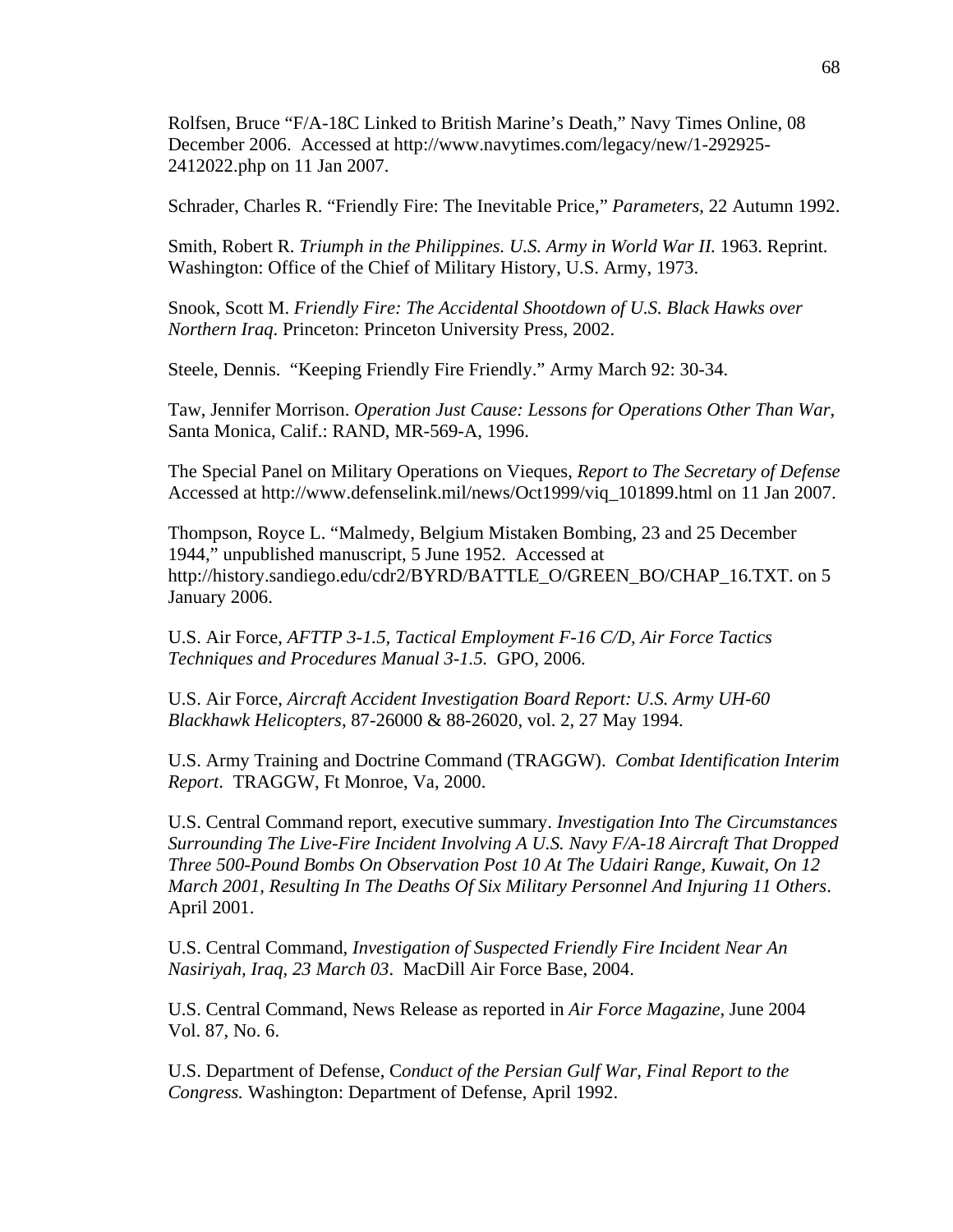Rolfsen, Bruce “F/A-18C Linked to British Marine’s Death,” Navy Times Online, 08 December 2006. Accessed at http://www.navytimes.com/legacy/new/1-292925-2412022.php on 11 Jan 2007.

Schrader, Charles R. “Friendly Fire: The Inevitable Price,” *Parameters*, 22 Autumn 1992.

Smith, Robert R. *Triumph in the Philippines. U.S. Army in World War II.* 1963. Reprint. Washington: Office of the Chief of Military History, U.S. Army, 1973.

Snook, Scott M. *Friendly Fire: The Accidental Shootdown of U.S. Black Hawks over Northern Iraq*. Princeton: Princeton University Press, 2002.

Steele, Dennis. “Keeping Friendly Fire Friendly.” Army March 92: 30-34.

Taw, Jennifer Morrison. *Operation Just Cause: Lessons for Operations Other Than War*, Santa Monica, Calif.: RAND, MR-569-A, 1996.

The Special Panel on Military Operations on Vieques, *Report to The Secretary of Defense* Accessed at http://www.defenselink.mil/news/Oct1999/viq_101899.html on 11 Jan 2007.

Thompson, Royce L. “Malmedy, Belgium Mistaken Bombing, 23 and 25 December 1944,” unpublished manuscript, 5 June 1952. Accessed at http://history.sandiego.edu/cdr2/BYRD/BATTLE_O/GREEN_BO/CHAP_16.TXT. on 5 January 2006.

U.S. Air Force, *AFTTP 3-1.5, Tactical Employment F-16 C/D, Air Force Tactics Techniques and Procedures Manual 3-1.5.* GPO, 2006.

U.S. Air Force, *Aircraft Accident Investigation Board Report: U.S. Army UH-60 Blackhawk Helicopters*, 87-26000 & 88-26020, vol. 2, 27 May 1994.

U.S. Army Training and Doctrine Command (TRAGGW). *Combat Identification Interim Report*. TRAGGW, Ft Monroe, Va, 2000.

U.S. Central Command report, executive summary. *Investigation Into The Circumstances Surrounding The Live-Fire Incident Involving A U.S. Navy F/A-18 Aircraft That Dropped Three 500-Pound Bombs On Observation Post 10 At The Udairi Range, Kuwait, On 12 March 2001, Resulting In The Deaths Of Six Military Personnel And Injuring 11 Others*. April 2001.

U.S. Central Command, *Investigation of Suspected Friendly Fire Incident Near An Nasiriyah, Iraq, 23 March 03*. MacDill Air Force Base, 2004.

U.S. Central Command, News Release as reported in *Air Force Magazine*, June 2004 Vol. 87, No. 6.

U.S. Department of Defense, C*onduct of the Persian Gulf War, Final Report to the Congress.* Washington: Department of Defense, April 1992.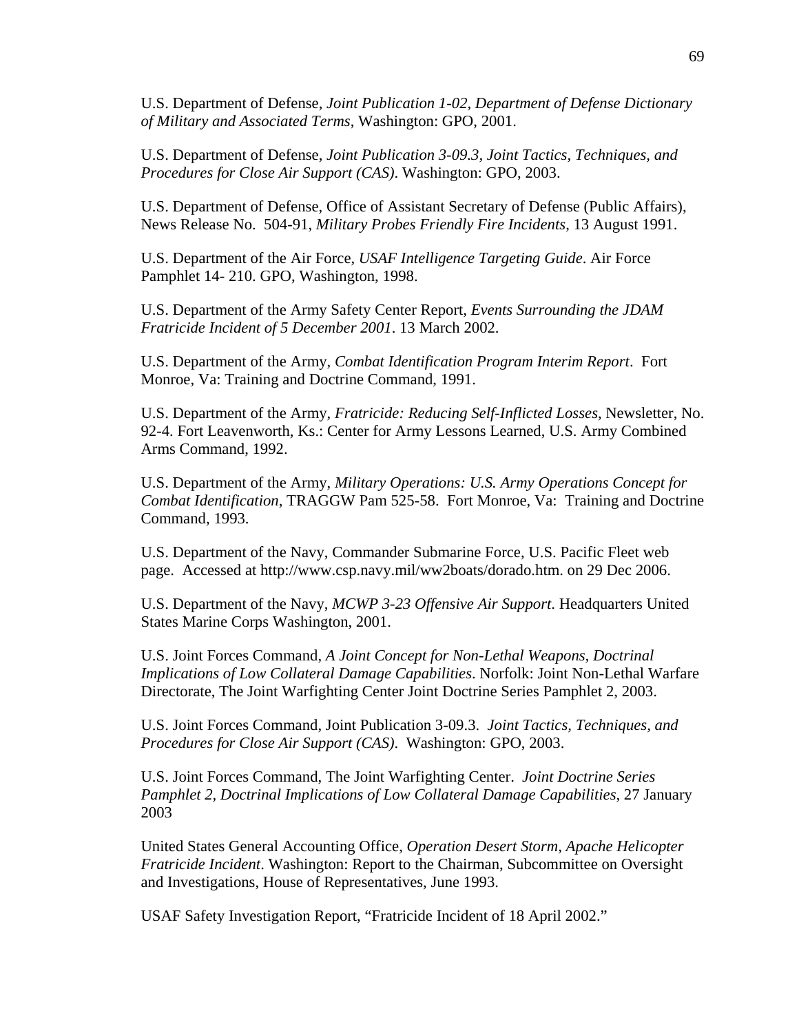U.S. Department of Defense, *Joint Publication 1-02, Department of Defense Dictionary of Military and Associated Terms*, Washington: GPO, 2001.

U.S. Department of Defense, *Joint Publication 3-09.3, Joint Tactics, Techniques, and Procedures for Close Air Support (CAS)*. Washington: GPO, 2003.

U.S. Department of Defense, Office of Assistant Secretary of Defense (Public Affairs), News Release No. 504-91, *Military Probes Friendly Fire Incidents*, 13 August 1991.

U.S. Department of the Air Force, *USAF Intelligence Targeting Guide*. Air Force Pamphlet 14- 210. GPO, Washington, 1998.

U.S. Department of the Army Safety Center Report, *Events Surrounding the JDAM Fratricide Incident of 5 December 2001*. 13 March 2002.

U.S. Department of the Army, *Combat Identification Program Interim Report*. Fort Monroe, Va: Training and Doctrine Command, 1991.

U.S. Department of the Army, *Fratricide: Reducing Self-Inflicted Losses*, Newsletter, No. 92-4. Fort Leavenworth, Ks.: Center for Army Lessons Learned, U.S. Army Combined Arms Command, 1992.

U.S. Department of the Army, *Military Operations: U.S. Army Operations Concept for Combat Identification*, TRAGGW Pam 525-58. Fort Monroe, Va: Training and Doctrine Command, 1993.

U.S. Department of the Navy, Commander Submarine Force, U.S. Pacific Fleet web page. Accessed at http://www.csp.navy.mil/ww2boats/dorado.htm. on 29 Dec 2006.

U.S. Department of the Navy, *MCWP 3-23 Offensive Air Support*. Headquarters United States Marine Corps Washington, 2001.

U.S. Joint Forces Command, *A Joint Concept for Non-Lethal Weapons, Doctrinal Implications of Low Collateral Damage Capabilities*. Norfolk: Joint Non-Lethal Warfare Directorate, The Joint Warfighting Center Joint Doctrine Series Pamphlet 2, 2003.

U.S. Joint Forces Command, Joint Publication 3-09.3. *Joint Tactics, Techniques, and Procedures for Close Air Support (CAS)*. Washington: GPO, 2003.

U.S. Joint Forces Command, The Joint Warfighting Center. *Joint Doctrine Series Pamphlet 2, Doctrinal Implications of Low Collateral Damage Capabilities*, 27 January 2003

United States General Accounting Office, *Operation Desert Storm, Apache Helicopter Fratricide Incident*. Washington: Report to the Chairman, Subcommittee on Oversight and Investigations, House of Representatives, June 1993.

USAF Safety Investigation Report, "Fratricide Incident of 18 April 2002."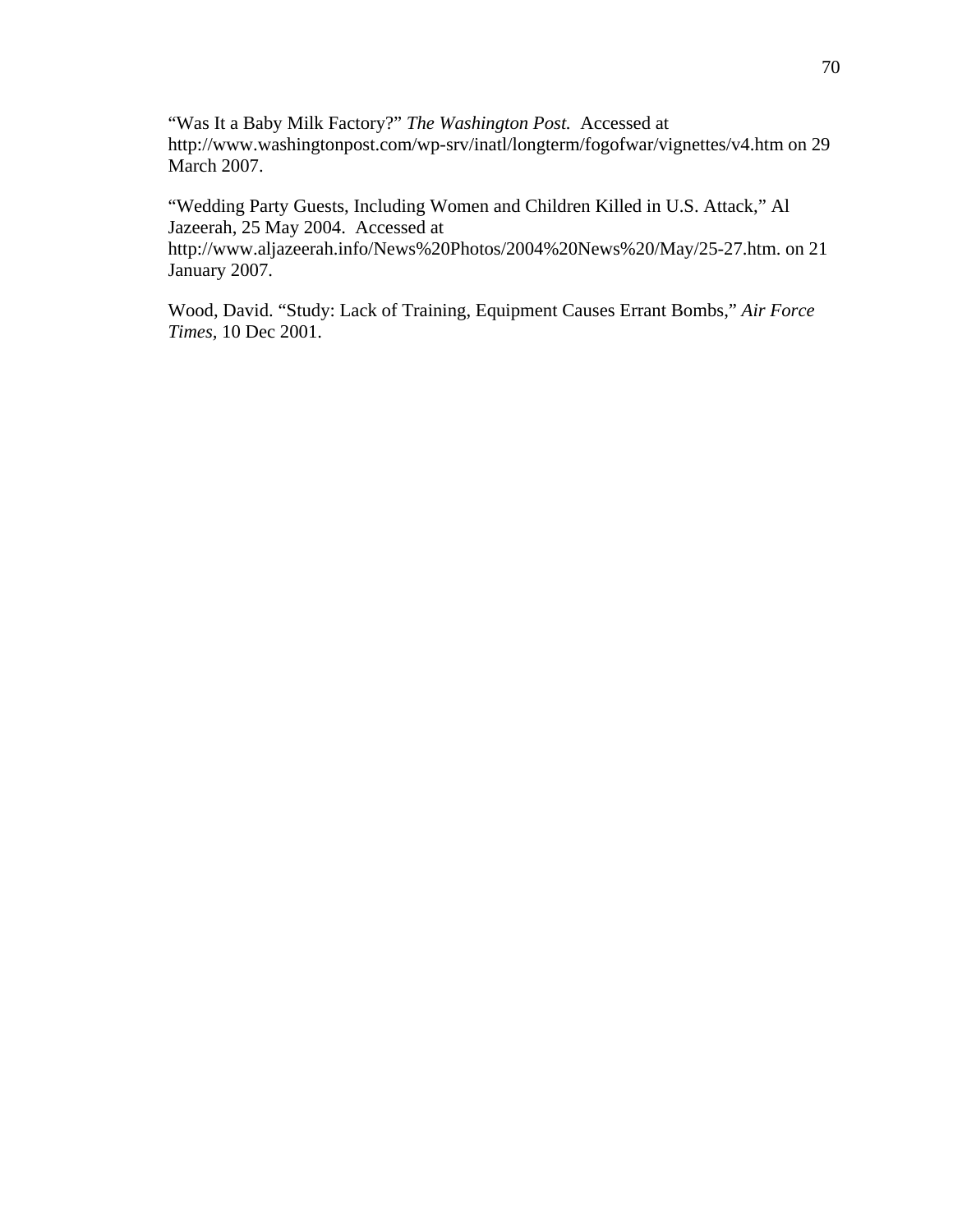“Was It a Baby Milk Factory?” *The Washington Post.* Accessed at http://www.washingtonpost.com/wp-srv/inatl/longterm/fogofwar/vignettes/v4.htm on 29 March 2007.

“Wedding Party Guests, Including Women and Children Killed in U.S. Attack,” Al Jazeerah, 25 May 2004. Accessed at http://www.aljazeerah.info/News%20Photos/2004%20News%20/May/25-27.htm. on 21 January 2007.

Wood, David. “Study: Lack of Training, Equipment Causes Errant Bombs,” *Air Force Times,* 10 Dec 2001.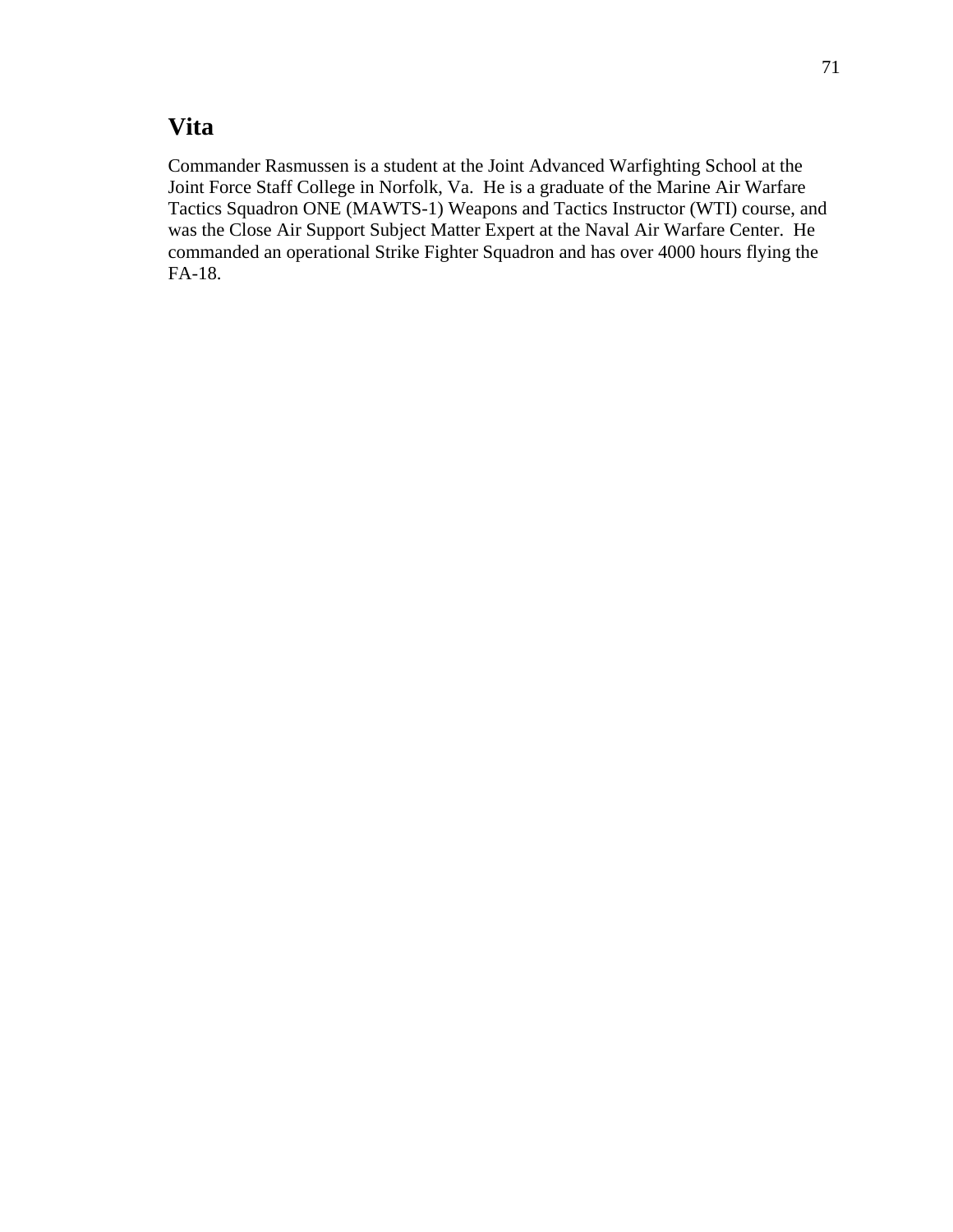## Vita

Commander Rasmussen is a student at the Joint Advanced Warfighting School at the Joint Force Staff College in Norfolk, Va. He is a graduate of the Marine Air Warfare Tactics Squadron ONE (MAWTS-1) Weapons and Tactics Instructor (WTI) course, and was the Close Air Support Subject Matter Expert at the Naval Air Warfare Center. He commanded an operational Strike Fighter Squadron and has over 4000 hours flying the FA-18.